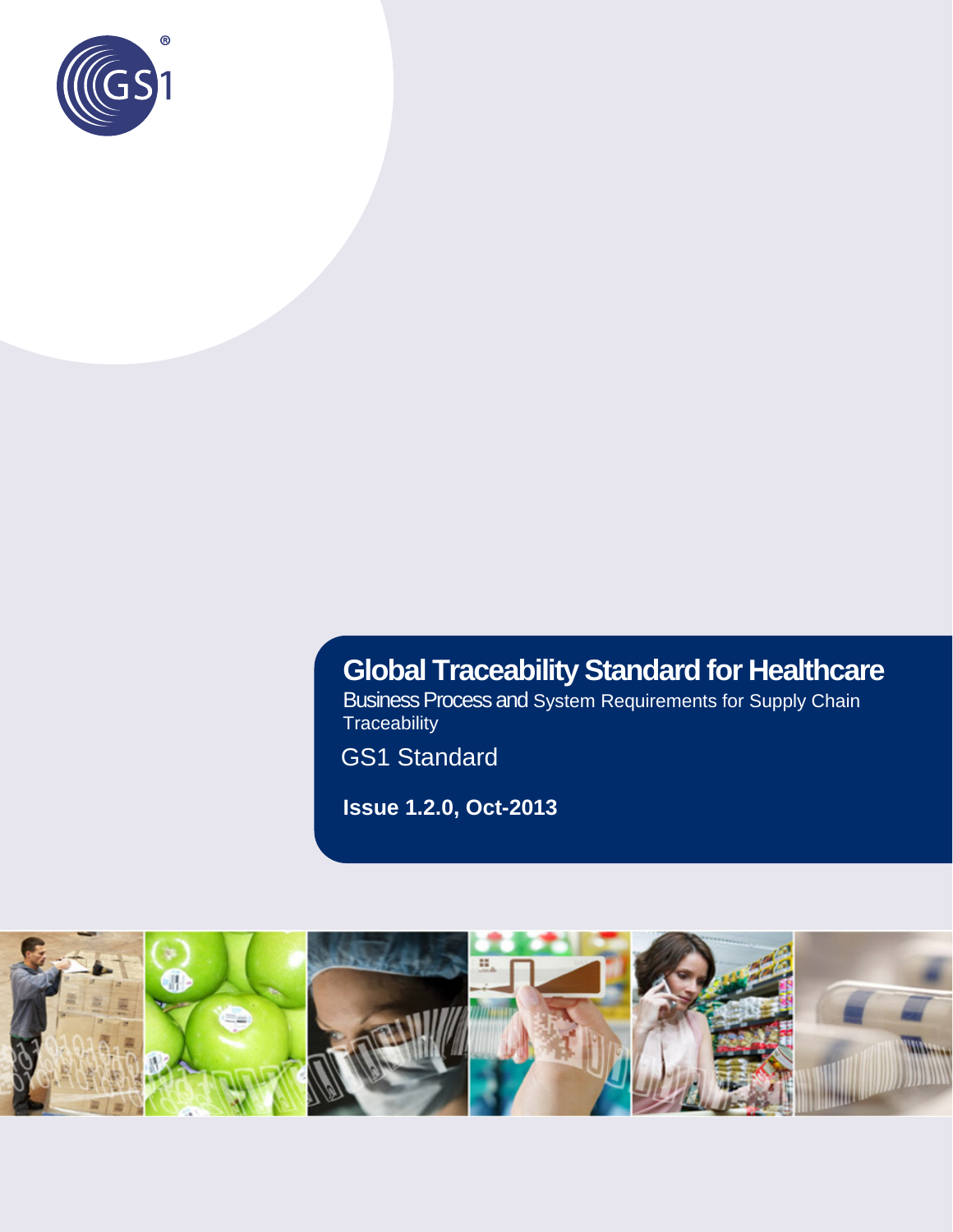# Global Traceability Standard for Healthcare

Business Process and System Requirements for Supply Chain Traceability

GS1 Standard

**Issue 1.2.0, Oct-2013**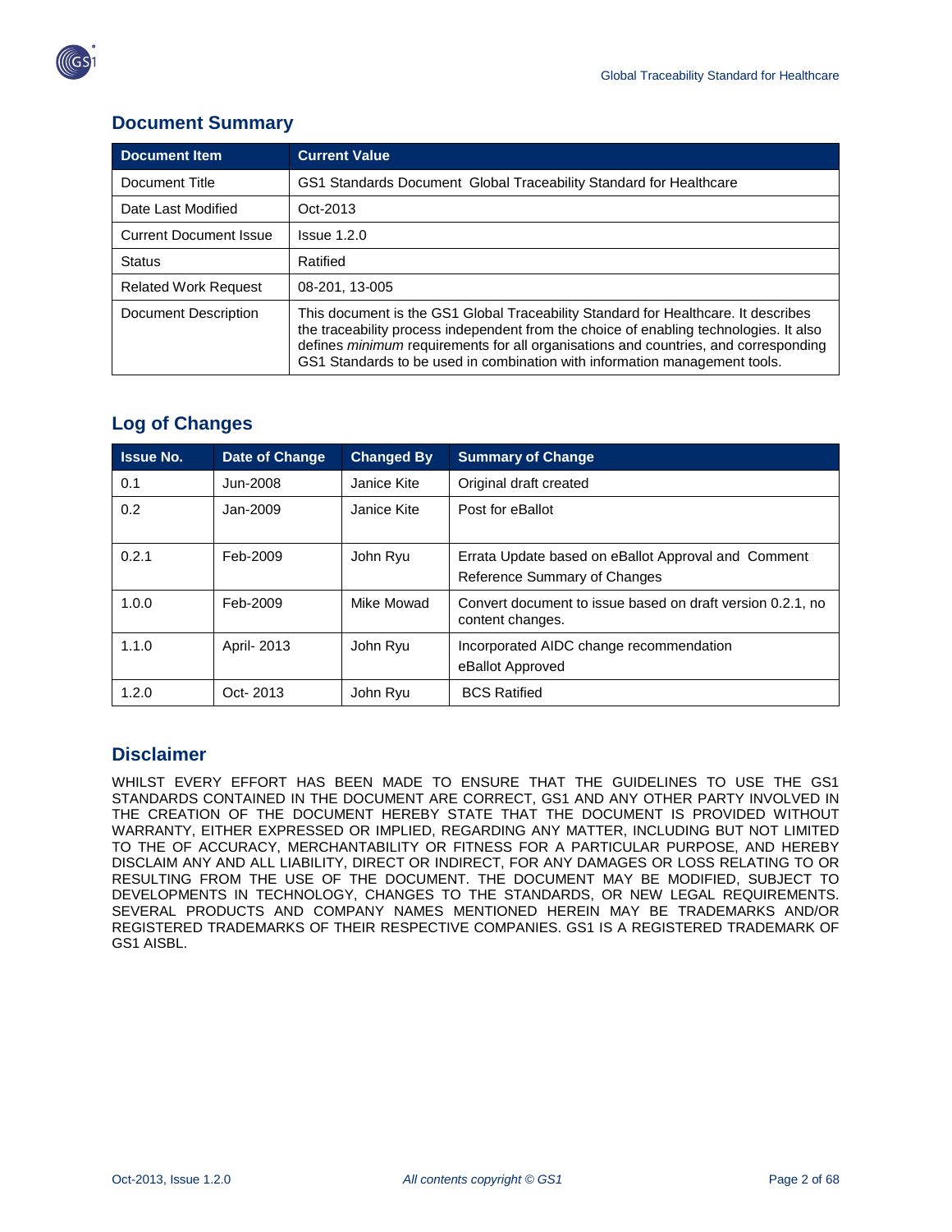## Document Summary

| Document Item | Current Value |
|---|---|
| Document Title | GS1 Standards Document Global Traceability Standard for Healthcare |
| Date Last Modified | Oct-2013 |
| Current Document Issue | Issue 1.2.0 |
| Status | Ratified |
| Related Work Request | 08-201, 13-005 |
| Document Description | This document is the GS1 Global Traceability Standard for Healthcare. It describes the traceability process independent from the choice of enabling technologies. It also defines *minimum* requirements for all organisations and countries, and corresponding GS1 Standards to be used in combination with information management tools. |

## Log of Changes

| Issue No. | Date of Change | Changed By | Summary of Change |
|---|---|---|---|
| 0.1 | Jun-2008 | Janice Kite | Original draft created |
| 0.2 | Jan-2009 | Janice Kite | Post for eBallot |
| 0.2.1 | Feb-2009 | John Ryu | Errata Update based on eBallot Approval and Comment Reference Summary of Changes |
| 1.0.0 | Feb-2009 | Mike Mowad | Convert document to issue based on draft version 0.2.1, no content changes. |
| 1.1.0 | April- 2013 | John Ryu | Incorporated AIDC change recommendation<br>eBallot Approved |
| 1.2.0 | Oct- 2013 | John Ryu | BCS Ratified |

## Disclaimer

WHILST EVERY EFFORT HAS BEEN MADE TO ENSURE THAT THE GUIDELINES TO USE THE GS1 STANDARDS CONTAINED IN THE DOCUMENT ARE CORRECT, GS1 AND ANY OTHER PARTY INVOLVED IN THE CREATION OF THE DOCUMENT HEREBY STATE THAT THE DOCUMENT IS PROVIDED WITHOUT WARRANTY, EITHER EXPRESSED OR IMPLIED, REGARDING ANY MATTER, INCLUDING BUT NOT LIMITED TO THE OF ACCURACY, MERCHANTABILITY OR FITNESS FOR A PARTICULAR PURPOSE, AND HEREBY DISCLAIM ANY AND ALL LIABILITY, DIRECT OR INDIRECT, FOR ANY DAMAGES OR LOSS RELATING TO OR RESULTING FROM THE USE OF THE DOCUMENT. THE DOCUMENT MAY BE MODIFIED, SUBJECT TO DEVELOPMENTS IN TECHNOLOGY, CHANGES TO THE STANDARDS, OR NEW LEGAL REQUIREMENTS. SEVERAL PRODUCTS AND COMPANY NAMES MENTIONED HEREIN MAY BE TRADEMARKS AND/OR REGISTERED TRADEMARKS OF THEIR RESPECTIVE COMPANIES. GS1 IS A REGISTERED TRADEMARK OF GS1 AISBL.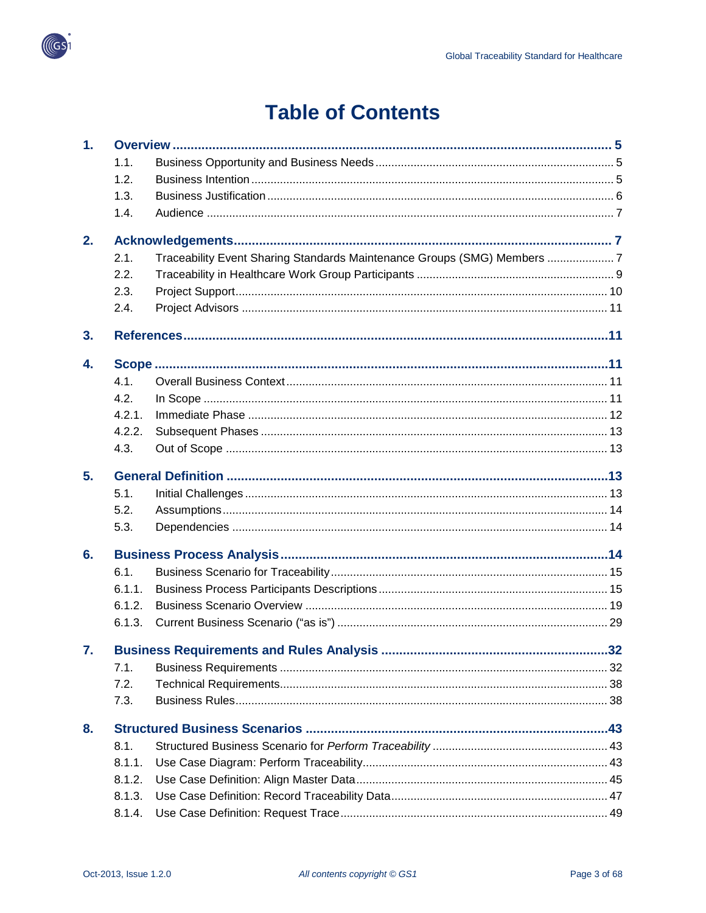# Table of Contents

**1. Overview** ..... **5**
- 1.1. Business Opportunity and Business Needs ..... 5
- 1.2. Business Intention ..... 5
- 1.3. Business Justification ..... 6
- 1.4. Audience ..... 7

**2. Acknowledgements** ..... **7**
- 2.1. Traceability Event Sharing Standards Maintenance Groups (SMG) Members ..... 7
- 2.2. Traceability in Healthcare Work Group Participants ..... 9
- 2.3. Project Support ..... 10
- 2.4. Project Advisors ..... 11

**3. References** ..... **11**

**4. Scope** ..... **11**
- 4.1. Overall Business Context ..... 11
- 4.2. In Scope ..... 11
- 4.2.1. Immediate Phase ..... 12
- 4.2.2. Subsequent Phases ..... 13
- 4.3. Out of Scope ..... 13

**5. General Definition** ..... **13**
- 5.1. Initial Challenges ..... 13
- 5.2. Assumptions ..... 14
- 5.3. Dependencies ..... 14

**6. Business Process Analysis** ..... **14**
- 6.1. Business Scenario for Traceability ..... 15
- 6.1.1. Business Process Participants Descriptions ..... 15
- 6.1.2. Business Scenario Overview ..... 19
- 6.1.3. Current Business Scenario ("as is") ..... 29

**7. Business Requirements and Rules Analysis** ..... **32**
- 7.1. Business Requirements ..... 32
- 7.2. Technical Requirements ..... 38
- 7.3. Business Rules ..... 38

**8. Structured Business Scenarios** ..... **43**
- 8.1. Structured Business Scenario for *Perform Traceability* ..... 43
- 8.1.1. Use Case Diagram: Perform Traceability ..... 43
- 8.1.2. Use Case Definition: Align Master Data ..... 45
- 8.1.3. Use Case Definition: Record Traceability Data ..... 47
- 8.1.4. Use Case Definition: Request Trace ..... 49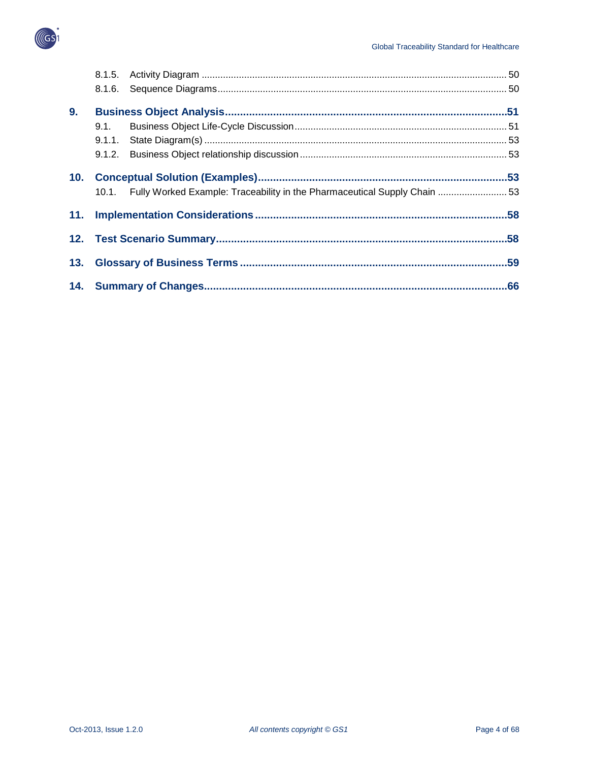8.1.5. Activity Diagram ... 50

8.1.6. Sequence Diagrams ... 50

**9. Business Object Analysis ... 51**

9.1. Business Object Life-Cycle Discussion ... 51

9.1.1. State Diagram(s) ... 53

9.1.2. Business Object relationship discussion ... 53

**10. Conceptual Solution (Examples) ... 53**

10.1. Fully Worked Example: Traceability in the Pharmaceutical Supply Chain ... 53

**11. Implementation Considerations ... 58**

**12. Test Scenario Summary ... 58**

**13. Glossary of Business Terms ... 59**

**14. Summary of Changes ... 66**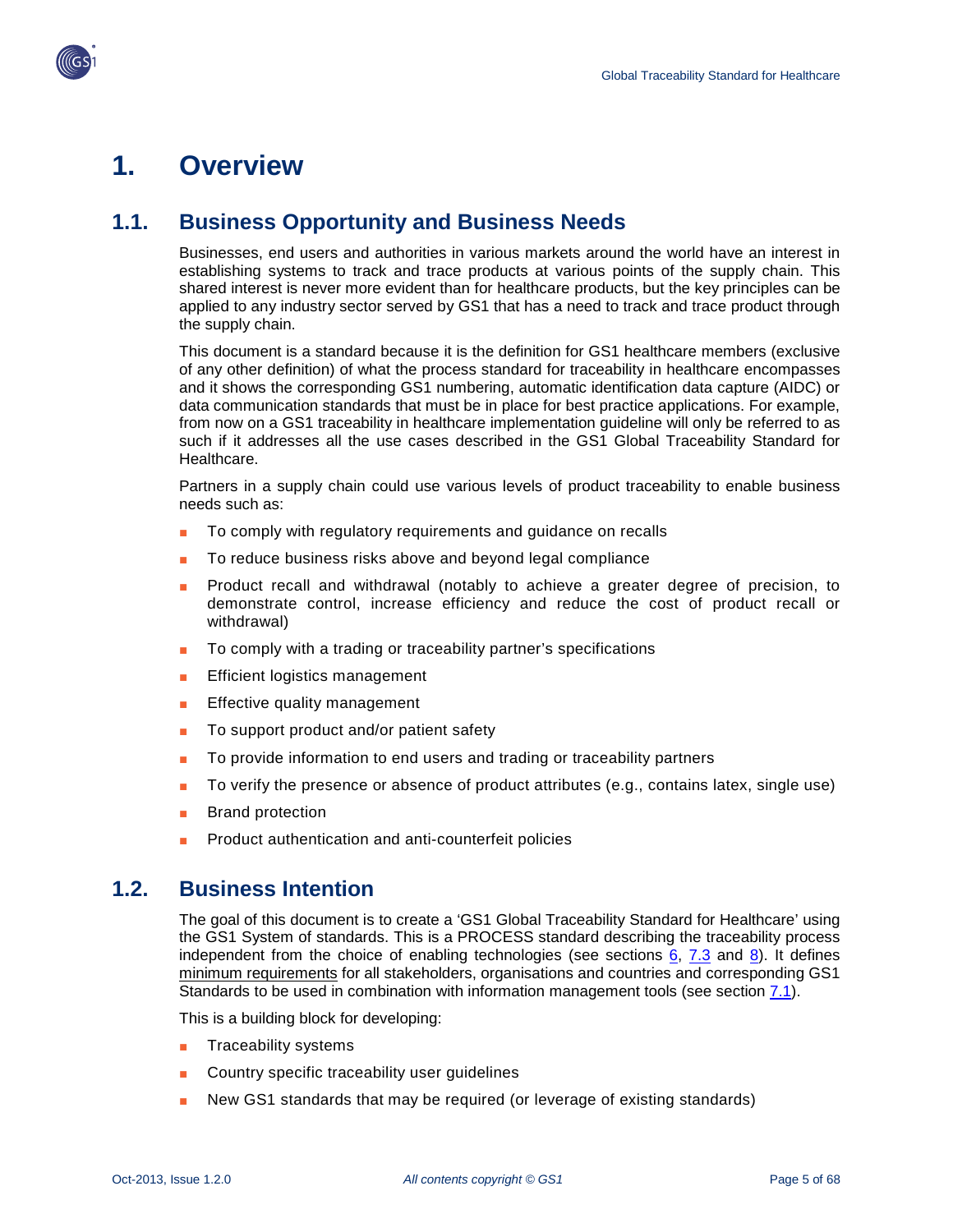# 1. Overview

## 1.1. Business Opportunity and Business Needs

Businesses, end users and authorities in various markets around the world have an interest in establishing systems to track and trace products at various points of the supply chain. This shared interest is never more evident than for healthcare products, but the key principles can be applied to any industry sector served by GS1 that has a need to track and trace product through the supply chain.

This document is a standard because it is the definition for GS1 healthcare members (exclusive of any other definition) of what the process standard for traceability in healthcare encompasses and it shows the corresponding GS1 numbering, automatic identification data capture (AIDC) or data communication standards that must be in place for best practice applications. For example, from now on a GS1 traceability in healthcare implementation guideline will only be referred to as such if it addresses all the use cases described in the GS1 Global Traceability Standard for Healthcare.

Partners in a supply chain could use various levels of product traceability to enable business needs such as:

- To comply with regulatory requirements and guidance on recalls
- To reduce business risks above and beyond legal compliance
- Product recall and withdrawal (notably to achieve a greater degree of precision, to demonstrate control, increase efficiency and reduce the cost of product recall or withdrawal)
- To comply with a trading or traceability partner's specifications
- Efficient logistics management
- Effective quality management
- To support product and/or patient safety
- To provide information to end users and trading or traceability partners
- To verify the presence or absence of product attributes (e.g., contains latex, single use)
- Brand protection
- Product authentication and anti-counterfeit policies

## 1.2. Business Intention

The goal of this document is to create a 'GS1 Global Traceability Standard for Healthcare' using the GS1 System of standards. This is a PROCESS standard describing the traceability process independent from the choice of enabling technologies (see sections 6, 7.3 and 8). It defines minimum requirements for all stakeholders, organisations and countries and corresponding GS1 Standards to be used in combination with information management tools (see section 7.1).

This is a building block for developing:

- Traceability systems
- Country specific traceability user guidelines
- New GS1 standards that may be required (or leverage of existing standards)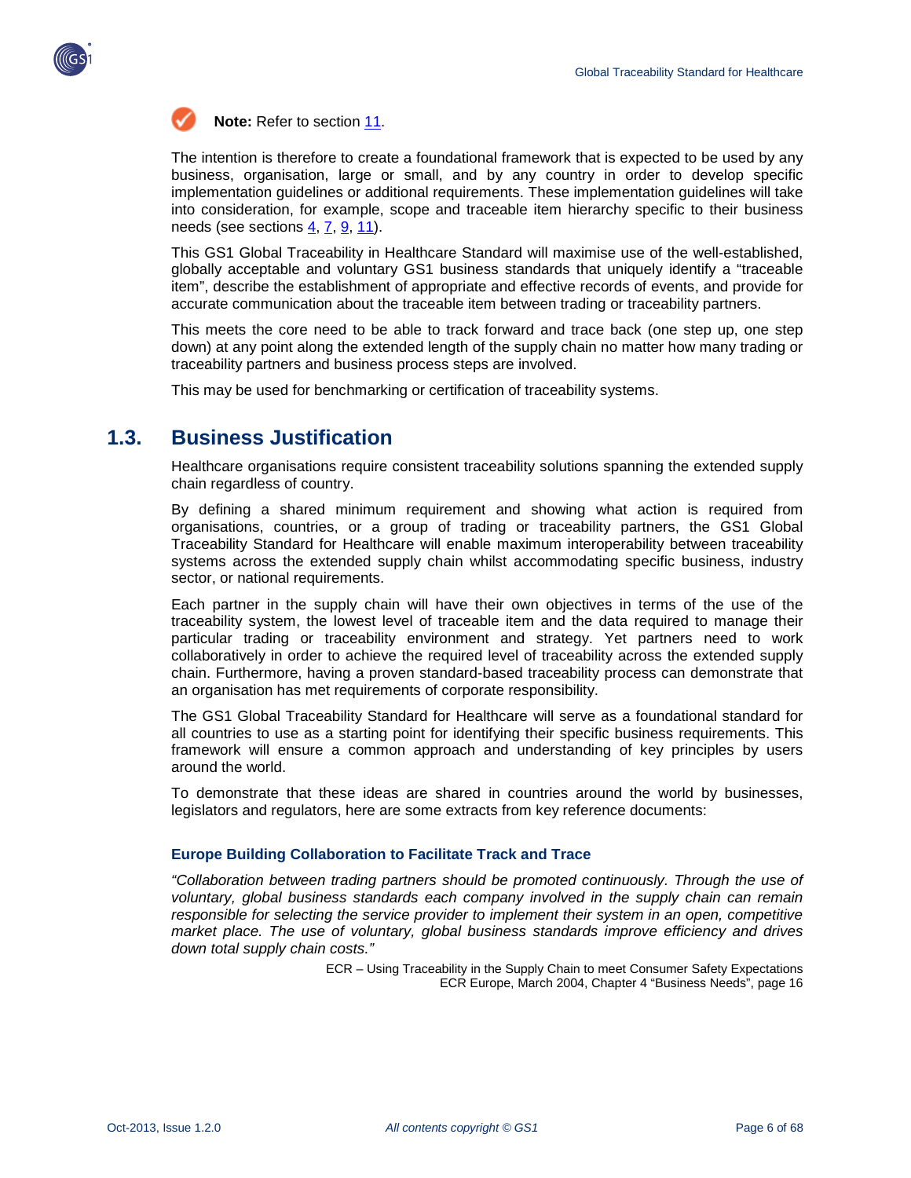**Note:** Refer to section 11.

The intention is therefore to create a foundational framework that is expected to be used by any business, organisation, large or small, and by any country in order to develop specific implementation guidelines or additional requirements. These implementation guidelines will take into consideration, for example, scope and traceable item hierarchy specific to their business needs (see sections 4, 7, 9, 11).

This GS1 Global Traceability in Healthcare Standard will maximise use of the well-established, globally acceptable and voluntary GS1 business standards that uniquely identify a "traceable item", describe the establishment of appropriate and effective records of events, and provide for accurate communication about the traceable item between trading or traceability partners.

This meets the core need to be able to track forward and trace back (one step up, one step down) at any point along the extended length of the supply chain no matter how many trading or traceability partners and business process steps are involved.

This may be used for benchmarking or certification of traceability systems.

## 1.3. Business Justification

Healthcare organisations require consistent traceability solutions spanning the extended supply chain regardless of country.

By defining a shared minimum requirement and showing what action is required from organisations, countries, or a group of trading or traceability partners, the GS1 Global Traceability Standard for Healthcare will enable maximum interoperability between traceability systems across the extended supply chain whilst accommodating specific business, industry sector, or national requirements.

Each partner in the supply chain will have their own objectives in terms of the use of the traceability system, the lowest level of traceable item and the data required to manage their particular trading or traceability environment and strategy. Yet partners need to work collaboratively in order to achieve the required level of traceability across the extended supply chain. Furthermore, having a proven standard-based traceability process can demonstrate that an organisation has met requirements of corporate responsibility.

The GS1 Global Traceability Standard for Healthcare will serve as a foundational standard for all countries to use as a starting point for identifying their specific business requirements. This framework will ensure a common approach and understanding of key principles by users around the world.

To demonstrate that these ideas are shared in countries around the world by businesses, legislators and regulators, here are some extracts from key reference documents:

### Europe Building Collaboration to Facilitate Track and Trace

*"Collaboration between trading partners should be promoted continuously. Through the use of voluntary, global business standards each company involved in the supply chain can remain responsible for selecting the service provider to implement their system in an open, competitive market place. The use of voluntary, global business standards improve efficiency and drives down total supply chain costs."*

ECR – Using Traceability in the Supply Chain to meet Consumer Safety Expectations
ECR Europe, March 2004, Chapter 4 "Business Needs", page 16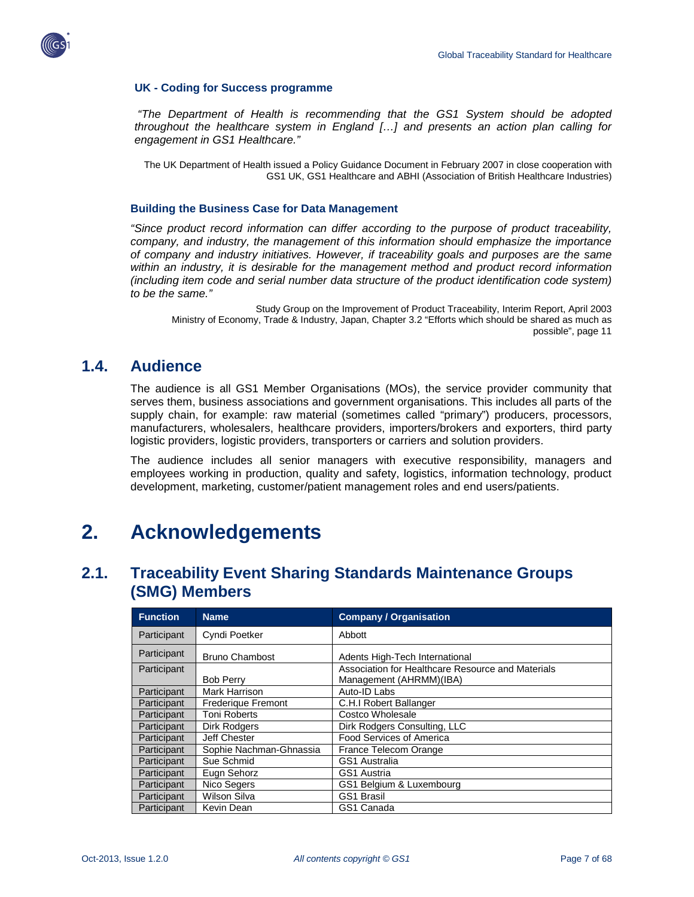#### UK - Coding for Success programme

*"The Department of Health is recommending that the GS1 System should be adopted throughout the healthcare system in England […] and presents an action plan calling for engagement in GS1 Healthcare."*

The UK Department of Health issued a Policy Guidance Document in February 2007 in close cooperation with GS1 UK, GS1 Healthcare and ABHI (Association of British Healthcare Industries)

#### Building the Business Case for Data Management

*"Since product record information can differ according to the purpose of product traceability, company, and industry, the management of this information should emphasize the importance of company and industry initiatives. However, if traceability goals and purposes are the same within an industry, it is desirable for the management method and product record information (including item code and serial number data structure of the product identification code system) to be the same."*

Study Group on the Improvement of Product Traceability, Interim Report, April 2003
Ministry of Economy, Trade & Industry, Japan, Chapter 3.2 "Efforts which should be shared as much as possible", page 11

## 1.4. Audience

The audience is all GS1 Member Organisations (MOs), the service provider community that serves them, business associations and government organisations. This includes all parts of the supply chain, for example: raw material (sometimes called "primary") producers, processors, manufacturers, wholesalers, healthcare providers, importers/brokers and exporters, third party logistic providers, logistic providers, transporters or carriers and solution providers.

The audience includes all senior managers with executive responsibility, managers and employees working in production, quality and safety, logistics, information technology, product development, marketing, customer/patient management roles and end users/patients.

# 2. Acknowledgements

## 2.1. Traceability Event Sharing Standards Maintenance Groups (SMG) Members

| Function | Name | Company / Organisation |
|---|---|---|
| Participant | Cyndi Poetker | Abbott |
| Participant | Bruno Chambost | Adents High-Tech International |
| Participant | Bob Perry | Association for Healthcare Resource and Materials Management (AHRMM)(IBA) |
| Participant | Mark Harrison | Auto-ID Labs |
| Participant | Frederique Fremont | C.H.I Robert Ballanger |
| Participant | Toni Roberts | Costco Wholesale |
| Participant | Dirk Rodgers | Dirk Rodgers Consulting, LLC |
| Participant | Jeff Chester | Food Services of America |
| Participant | Sophie Nachman-Ghnassia | France Telecom Orange |
| Participant | Sue Schmid | GS1 Australia |
| Participant | Eugn Sehorz | GS1 Austria |
| Participant | Nico Segers | GS1 Belgium & Luxembourg |
| Participant | Wilson Silva | GS1 Brasil |
| Participant | Kevin Dean | GS1 Canada |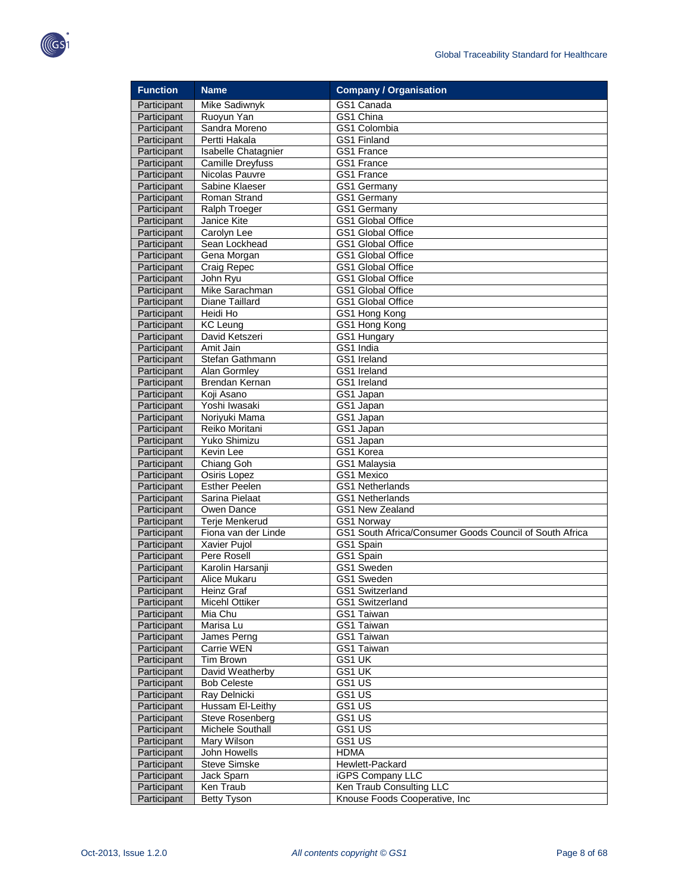| Function | Name | Company / Organisation |
|---|---|---|
| Participant | Mike Sadiwnyk | GS1 Canada |
| Participant | Ruoyun Yan | GS1 China |
| Participant | Sandra Moreno | GS1 Colombia |
| Participant | Pertti Hakala | GS1 Finland |
| Participant | Isabelle Chatagnier | GS1 France |
| Participant | Camille Dreyfuss | GS1 France |
| Participant | Nicolas Pauvre | GS1 France |
| Participant | Sabine Klaeser | GS1 Germany |
| Participant | Roman Strand | GS1 Germany |
| Participant | Ralph Troeger | GS1 Germany |
| Participant | Janice Kite | GS1 Global Office |
| Participant | Carolyn Lee | GS1 Global Office |
| Participant | Sean Lockhead | GS1 Global Office |
| Participant | Gena Morgan | GS1 Global Office |
| Participant | Craig Repec | GS1 Global Office |
| Participant | John Ryu | GS1 Global Office |
| Participant | Mike Sarachman | GS1 Global Office |
| Participant | Diane Taillard | GS1 Global Office |
| Participant | Heidi Ho | GS1 Hong Kong |
| Participant | KC Leung | GS1 Hong Kong |
| Participant | David Ketszeri | GS1 Hungary |
| Participant | Amit Jain | GS1 India |
| Participant | Stefan Gathmann | GS1 Ireland |
| Participant | Alan Gormley | GS1 Ireland |
| Participant | Brendan Kernan | GS1 Ireland |
| Participant | Koji Asano | GS1 Japan |
| Participant | Yoshi Iwasaki | GS1 Japan |
| Participant | Noriyuki Mama | GS1 Japan |
| Participant | Reiko Moritani | GS1 Japan |
| Participant | Yuko Shimizu | GS1 Japan |
| Participant | Kevin Lee | GS1 Korea |
| Participant | Chiang Goh | GS1 Malaysia |
| Participant | Osiris Lopez | GS1 Mexico |
| Participant | Esther Peelen | GS1 Netherlands |
| Participant | Sarina Pielaat | GS1 Netherlands |
| Participant | Owen Dance | GS1 New Zealand |
| Participant | Terje Menkerud | GS1 Norway |
| Participant | Fiona van der Linde | GS1 South Africa/Consumer Goods Council of South Africa |
| Participant | Xavier Pujol | GS1 Spain |
| Participant | Pere Rosell | GS1 Spain |
| Participant | Karolin Harsanji | GS1 Sweden |
| Participant | Alice Mukaru | GS1 Sweden |
| Participant | Heinz Graf | GS1 Switzerland |
| Participant | Micehl Ottiker | GS1 Switzerland |
| Participant | Mia Chu | GS1 Taiwan |
| Participant | Marisa Lu | GS1 Taiwan |
| Participant | James Perng | GS1 Taiwan |
| Participant | Carrie WEN | GS1 Taiwan |
| Participant | Tim Brown | GS1 UK |
| Participant | David Weatherby | GS1 UK |
| Participant | Bob Celeste | GS1 US |
| Participant | Ray Delnicki | GS1 US |
| Participant | Hussam El-Leithy | GS1 US |
| Participant | Steve Rosenberg | GS1 US |
| Participant | Michele Southall | GS1 US |
| Participant | Mary Wilson | GS1 US |
| Participant | John Howells | HDMA |
| Participant | Steve Simske | Hewlett-Packard |
| Participant | Jack Sparn | iGPS Company LLC |
| Participant | Ken Traub | Ken Traub Consulting LLC |
| Participant | Betty Tyson | Knouse Foods Cooperative, Inc |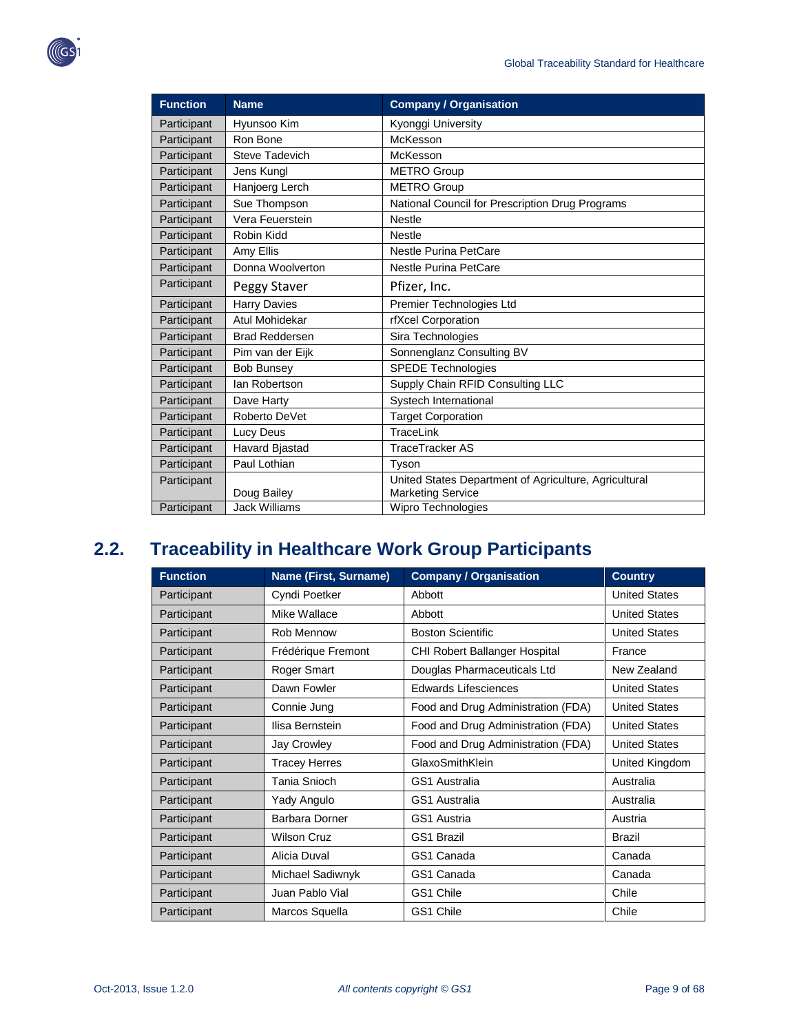| Function | Name | Company / Organisation |
| --- | --- | --- |
| Participant | Hyunsoo Kim | Kyonggi University |
| Participant | Ron Bone | McKesson |
| Participant | Steve Tadevich | McKesson |
| Participant | Jens Kungl | METRO Group |
| Participant | Hanjoerg Lerch | METRO Group |
| Participant | Sue Thompson | National Council for Prescription Drug Programs |
| Participant | Vera Feuerstein | Nestle |
| Participant | Robin Kidd | Nestle |
| Participant | Amy Ellis | Nestle Purina PetCare |
| Participant | Donna Woolverton | Nestle Purina PetCare |
| Participant | Peggy Staver | Pfizer, Inc. |
| Participant | Harry Davies | Premier Technologies Ltd |
| Participant | Atul Mohidekar | rfXcel Corporation |
| Participant | Brad Reddersen | Sira Technologies |
| Participant | Pim van der Eijk | Sonnenglanz Consulting BV |
| Participant | Bob Bunsey | SPEDE Technologies |
| Participant | Ian Robertson | Supply Chain RFID Consulting LLC |
| Participant | Dave Harty | Systech International |
| Participant | Roberto DeVet | Target Corporation |
| Participant | Lucy Deus | TraceLink |
| Participant | Havard Bjastad | TraceTracker AS |
| Participant | Paul Lothian | Tyson |
| Participant | Doug Bailey | United States Department of Agriculture, Agricultural Marketing Service |
| Participant | Jack Williams | Wipro Technologies |

## 2.2. Traceability in Healthcare Work Group Participants

| Function | Name (First, Surname) | Company / Organisation | Country |
| --- | --- | --- | --- |
| Participant | Cyndi Poetker | Abbott | United States |
| Participant | Mike Wallace | Abbott | United States |
| Participant | Rob Mennow | Boston Scientific | United States |
| Participant | Frédérique Fremont | CHI Robert Ballanger Hospital | France |
| Participant | Roger Smart | Douglas Pharmaceuticals Ltd | New Zealand |
| Participant | Dawn Fowler | Edwards Lifesciences | United States |
| Participant | Connie Jung | Food and Drug Administration (FDA) | United States |
| Participant | Ilisa Bernstein | Food and Drug Administration (FDA) | United States |
| Participant | Jay Crowley | Food and Drug Administration (FDA) | United States |
| Participant | Tracey Herres | GlaxoSmithKlein | United Kingdom |
| Participant | Tania Snioch | GS1 Australia | Australia |
| Participant | Yady Angulo | GS1 Australia | Australia |
| Participant | Barbara Dorner | GS1 Austria | Austria |
| Participant | Wilson Cruz | GS1 Brazil | Brazil |
| Participant | Alicia Duval | GS1 Canada | Canada |
| Participant | Michael Sadiwnyk | GS1 Canada | Canada |
| Participant | Juan Pablo Vial | GS1 Chile | Chile |
| Participant | Marcos Squella | GS1 Chile | Chile |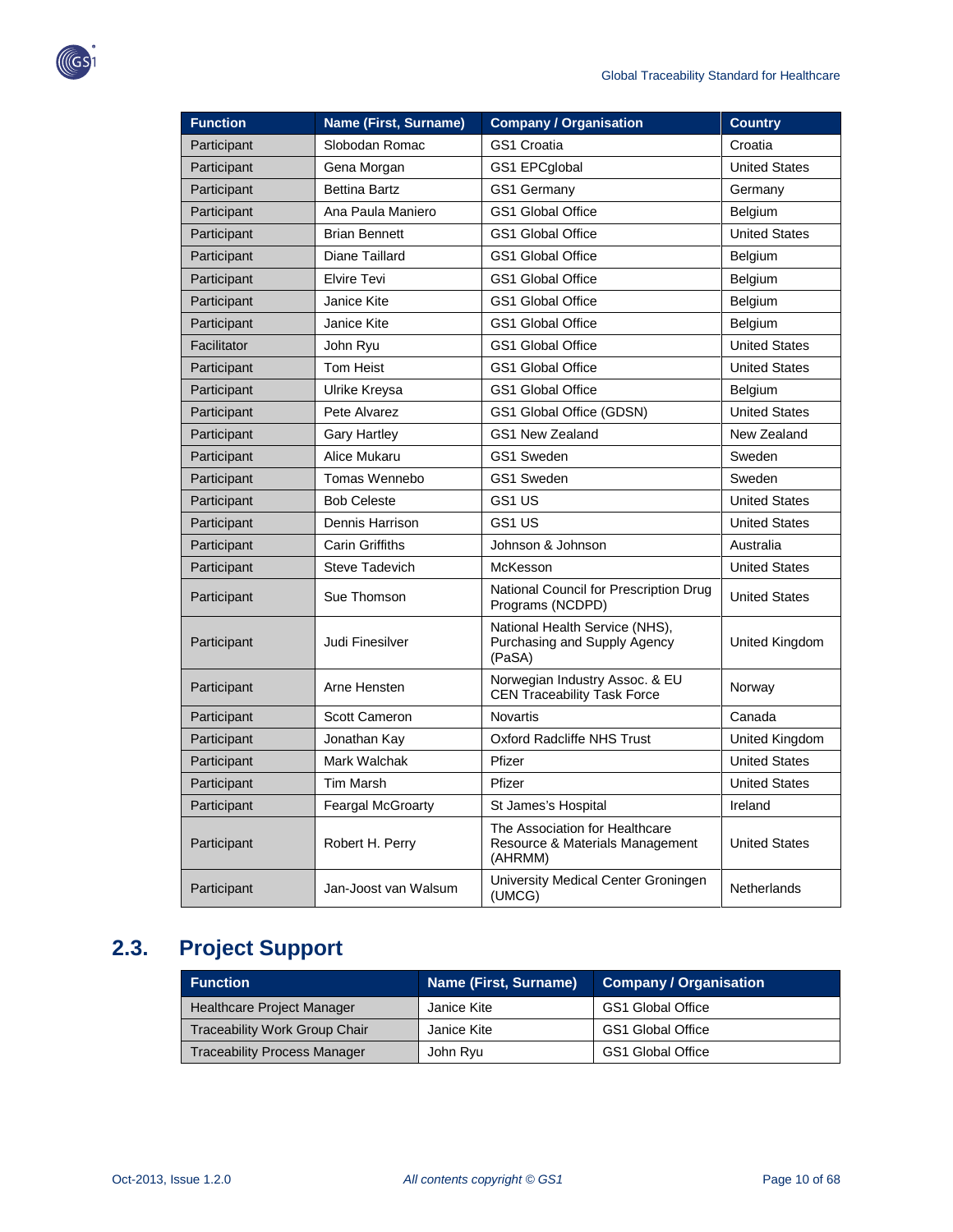| Function | Name (First, Surname) | Company / Organisation | Country |
|---|---|---|---|
| Participant | Slobodan Romac | GS1 Croatia | Croatia |
| Participant | Gena Morgan | GS1 EPCglobal | United States |
| Participant | Bettina Bartz | GS1 Germany | Germany |
| Participant | Ana Paula Maniero | GS1 Global Office | Belgium |
| Participant | Brian Bennett | GS1 Global Office | United States |
| Participant | Diane Taillard | GS1 Global Office | Belgium |
| Participant | Elvire Tevi | GS1 Global Office | Belgium |
| Participant | Janice Kite | GS1 Global Office | Belgium |
| Participant | Janice Kite | GS1 Global Office | Belgium |
| Facilitator | John Ryu | GS1 Global Office | United States |
| Participant | Tom Heist | GS1 Global Office | United States |
| Participant | Ulrike Kreysa | GS1 Global Office | Belgium |
| Participant | Pete Alvarez | GS1 Global Office (GDSN) | United States |
| Participant | Gary Hartley | GS1 New Zealand | New Zealand |
| Participant | Alice Mukaru | GS1 Sweden | Sweden |
| Participant | Tomas Wennebo | GS1 Sweden | Sweden |
| Participant | Bob Celeste | GS1 US | United States |
| Participant | Dennis Harrison | GS1 US | United States |
| Participant | Carin Griffiths | Johnson & Johnson | Australia |
| Participant | Steve Tadevich | McKesson | United States |
| Participant | Sue Thomson | National Council for Prescription Drug Programs (NCDPD) | United States |
| Participant | Judi Finesilver | National Health Service (NHS), Purchasing and Supply Agency (PaSA) | United Kingdom |
| Participant | Arne Hensten | Norwegian Industry Assoc. & EU CEN Traceability Task Force | Norway |
| Participant | Scott Cameron | Novartis | Canada |
| Participant | Jonathan Kay | Oxford Radcliffe NHS Trust | United Kingdom |
| Participant | Mark Walchak | Pfizer | United States |
| Participant | Tim Marsh | Pfizer | United States |
| Participant | Feargal McGroarty | St James's Hospital | Ireland |
| Participant | Robert H. Perry | The Association for Healthcare Resource & Materials Management (AHRMM) | United States |
| Participant | Jan-Joost van Walsum | University Medical Center Groningen (UMCG) | Netherlands |

## 2.3. Project Support

| Function | Name (First, Surname) | Company / Organisation |
|---|---|---|
| Healthcare Project Manager | Janice Kite | GS1 Global Office |
| Traceability Work Group Chair | Janice Kite | GS1 Global Office |
| Traceability Process Manager | John Ryu | GS1 Global Office |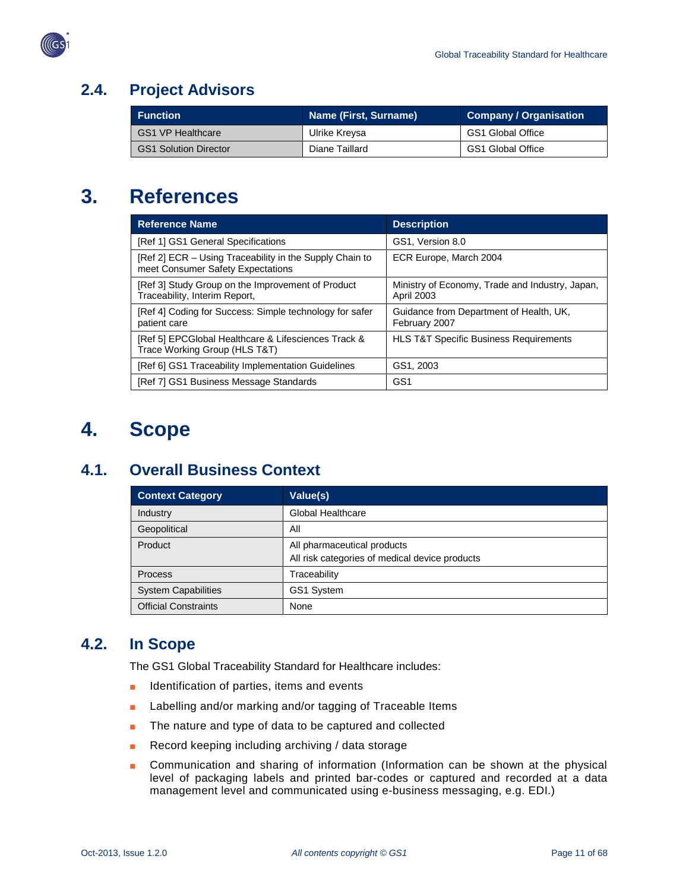## 2.4. Project Advisors

| Function | Name (First, Surname) | Company / Organisation |
|---|---|---|
| GS1 VP Healthcare | Ulrike Kreysa | GS1 Global Office |
| GS1 Solution Director | Diane Taillard | GS1 Global Office |

# 3. References

| Reference Name | Description |
|---|---|
| [Ref 1] GS1 General Specifications | GS1, Version 8.0 |
| [Ref 2] ECR – Using Traceability in the Supply Chain to meet Consumer Safety Expectations | ECR Europe, March 2004 |
| [Ref 3] Study Group on the Improvement of Product Traceability, Interim Report, | Ministry of Economy, Trade and Industry, Japan, April 2003 |
| [Ref 4] Coding for Success: Simple technology for safer patient care | Guidance from Department of Health, UK, February 2007 |
| [Ref 5] EPCGlobal Healthcare & Lifesciences Track & Trace Working Group (HLS T&T) | HLS T&T Specific Business Requirements |
| [Ref 6] GS1 Traceability Implementation Guidelines | GS1, 2003 |
| [Ref 7] GS1 Business Message Standards | GS1 |

# 4. Scope

## 4.1. Overall Business Context

| Context Category | Value(s) |
|---|---|
| Industry | Global Healthcare |
| Geopolitical | All |
| Product | All pharmaceutical products<br>All risk categories of medical device products |
| Process | Traceability |
| System Capabilities | GS1 System |
| Official Constraints | None |

## 4.2. In Scope

The GS1 Global Traceability Standard for Healthcare includes:

- Identification of parties, items and events
- Labelling and/or marking and/or tagging of Traceable Items
- The nature and type of data to be captured and collected
- Record keeping including archiving / data storage
- Communication and sharing of information (Information can be shown at the physical level of packaging labels and printed bar-codes or captured and recorded at a data management level and communicated using e-business messaging, e.g. EDI.)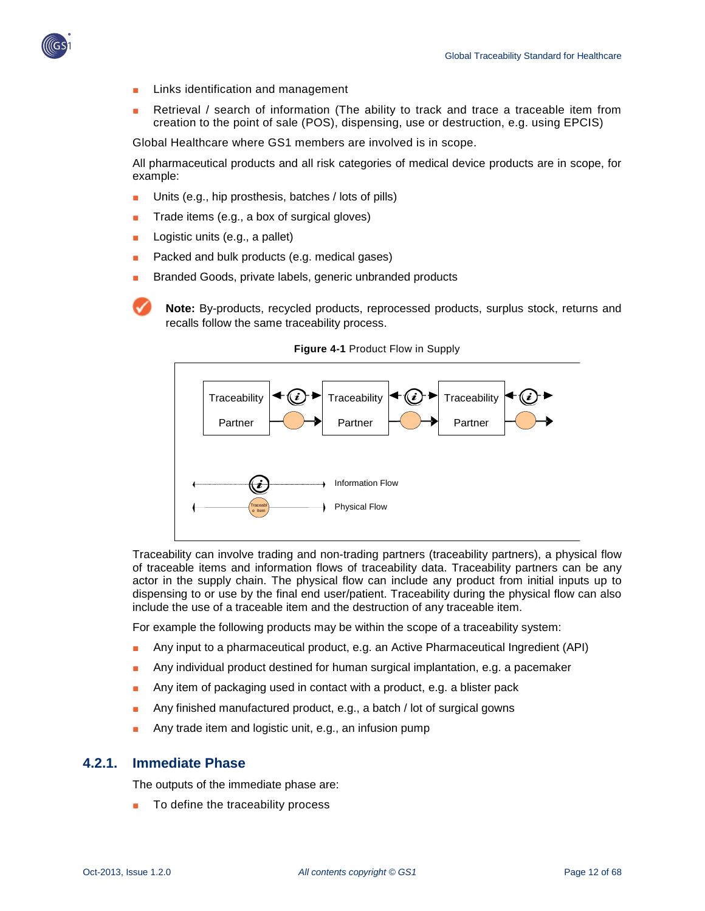- Links identification and management
- Retrieval / search of information (The ability to track and trace a traceable item from creation to the point of sale (POS), dispensing, use or destruction, e.g. using EPCIS)

Global Healthcare where GS1 members are involved is in scope.

All pharmaceutical products and all risk categories of medical device products are in scope, for example:

- Units (e.g., hip prosthesis, batches / lots of pills)
- Trade items (e.g., a box of surgical gloves)
- Logistic units (e.g., a pallet)
- Packed and bulk products (e.g. medical gases)
- Branded Goods, private labels, generic unbranded products

**Note:** By-products, recycled products, reprocessed products, surplus stock, returns and recalls follow the same traceability process.

**Figure 4-1** Product Flow in Supply

Traceability Partner

Traceability Partner

Traceability Partner

Information Flow

Physical Flow

Traceable item

Traceability can involve trading and non-trading partners (traceability partners), a physical flow of traceable items and information flows of traceability data. Traceability partners can be any actor in the supply chain. The physical flow can include any product from initial inputs up to dispensing to or use by the final end user/patient. Traceability during the physical flow can also include the use of a traceable item and the destruction of any traceable item.

For example the following products may be within the scope of a traceability system:

- Any input to a pharmaceutical product, e.g. an Active Pharmaceutical Ingredient (API)
- Any individual product destined for human surgical implantation, e.g. a pacemaker
- Any item of packaging used in contact with a product, e.g. a blister pack
- Any finished manufactured product, e.g., a batch / lot of surgical gowns
- Any trade item and logistic unit, e.g., an infusion pump

### 4.2.1. Immediate Phase

The outputs of the immediate phase are:

- To define the traceability process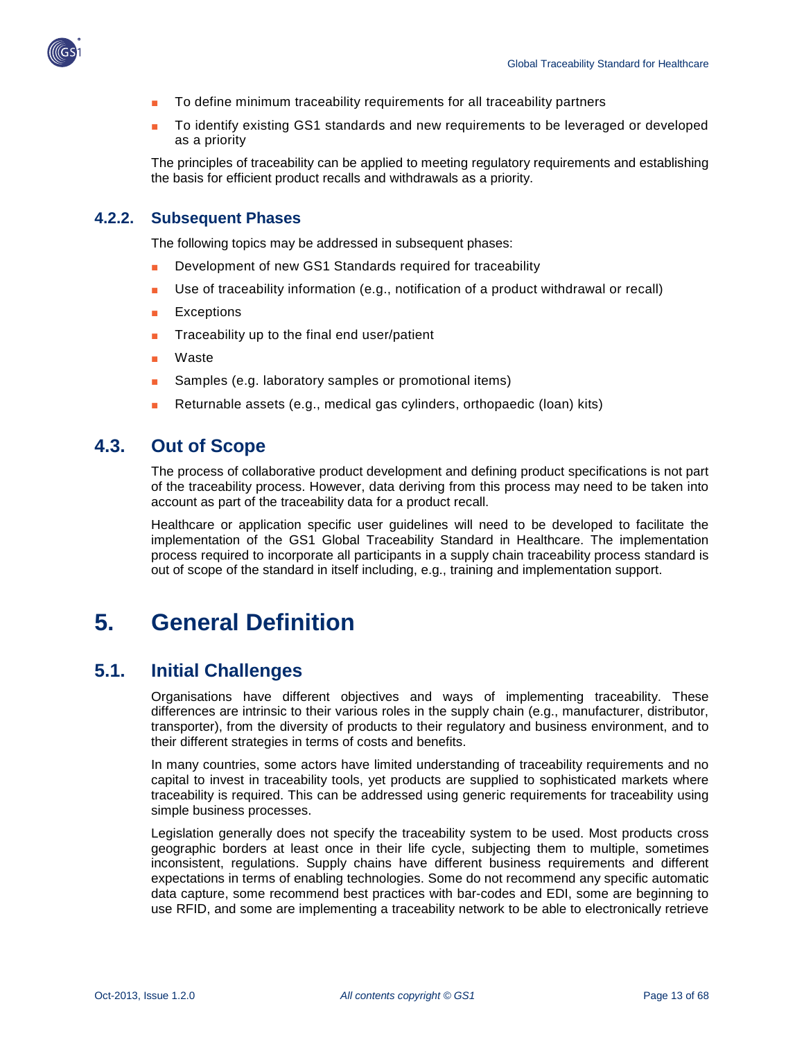- To define minimum traceability requirements for all traceability partners
- To identify existing GS1 standards and new requirements to be leveraged or developed as a priority

The principles of traceability can be applied to meeting regulatory requirements and establishing the basis for efficient product recalls and withdrawals as a priority.

### 4.2.2. Subsequent Phases

The following topics may be addressed in subsequent phases:

- Development of new GS1 Standards required for traceability
- Use of traceability information (e.g., notification of a product withdrawal or recall)
- Exceptions
- Traceability up to the final end user/patient
- Waste
- Samples (e.g. laboratory samples or promotional items)
- Returnable assets (e.g., medical gas cylinders, orthopaedic (loan) kits)

## 4.3. Out of Scope

The process of collaborative product development and defining product specifications is not part of the traceability process. However, data deriving from this process may need to be taken into account as part of the traceability data for a product recall.

Healthcare or application specific user guidelines will need to be developed to facilitate the implementation of the GS1 Global Traceability Standard in Healthcare. The implementation process required to incorporate all participants in a supply chain traceability process standard is out of scope of the standard in itself including, e.g., training and implementation support.

# 5. General Definition

## 5.1. Initial Challenges

Organisations have different objectives and ways of implementing traceability. These differences are intrinsic to their various roles in the supply chain (e.g., manufacturer, distributor, transporter), from the diversity of products to their regulatory and business environment, and to their different strategies in terms of costs and benefits.

In many countries, some actors have limited understanding of traceability requirements and no capital to invest in traceability tools, yet products are supplied to sophisticated markets where traceability is required. This can be addressed using generic requirements for traceability using simple business processes.

Legislation generally does not specify the traceability system to be used. Most products cross geographic borders at least once in their life cycle, subjecting them to multiple, sometimes inconsistent, regulations. Supply chains have different business requirements and different expectations in terms of enabling technologies. Some do not recommend any specific automatic data capture, some recommend best practices with bar-codes and EDI, some are beginning to use RFID, and some are implementing a traceability network to be able to electronically retrieve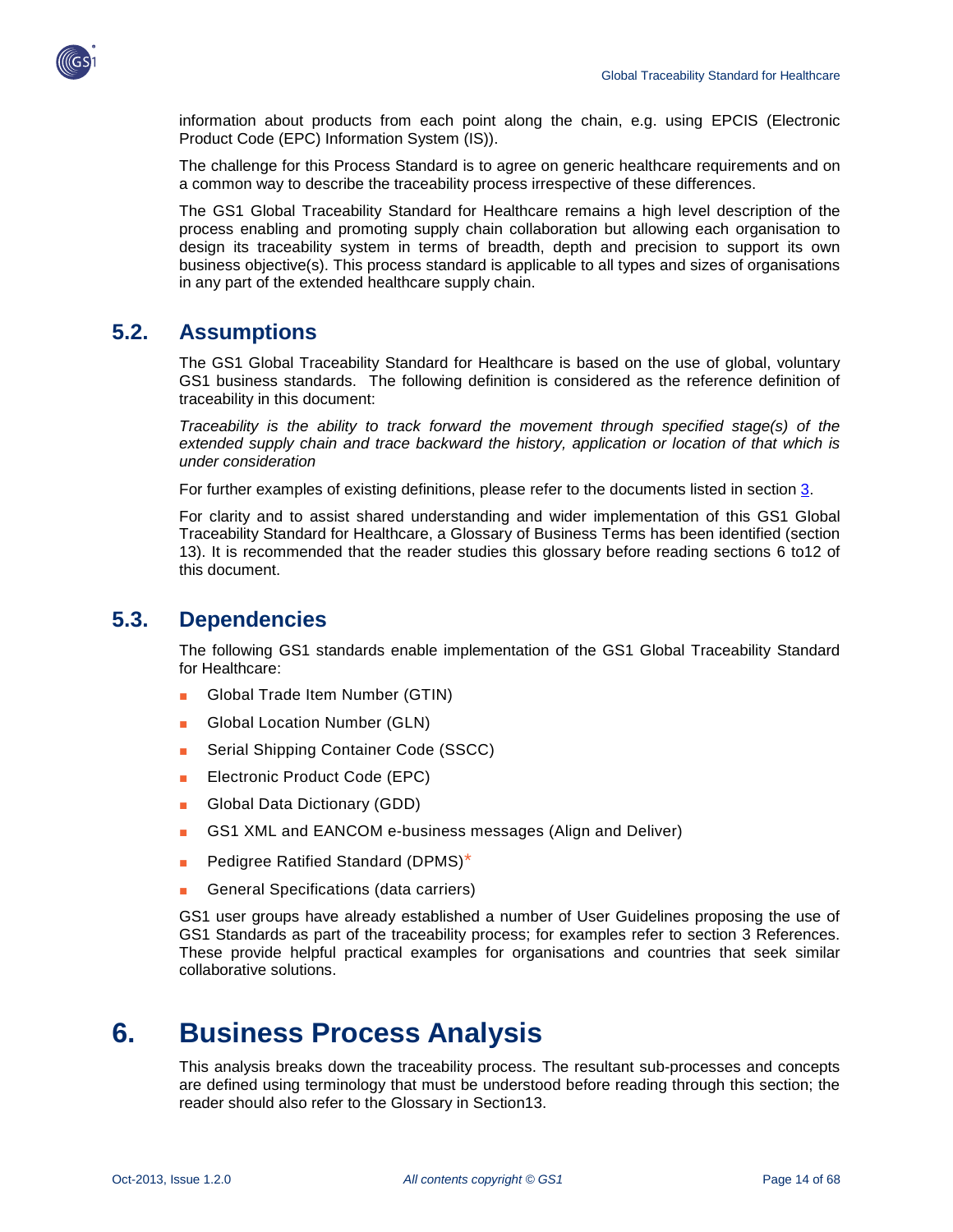information about products from each point along the chain, e.g. using EPCIS (Electronic Product Code (EPC) Information System (IS)).

The challenge for this Process Standard is to agree on generic healthcare requirements and on a common way to describe the traceability process irrespective of these differences.

The GS1 Global Traceability Standard for Healthcare remains a high level description of the process enabling and promoting supply chain collaboration but allowing each organisation to design its traceability system in terms of breadth, depth and precision to support its own business objective(s). This process standard is applicable to all types and sizes of organisations in any part of the extended healthcare supply chain.

## 5.2. Assumptions

The GS1 Global Traceability Standard for Healthcare is based on the use of global, voluntary GS1 business standards. The following definition is considered as the reference definition of traceability in this document:

*Traceability is the ability to track forward the movement through specified stage(s) of the extended supply chain and trace backward the history, application or location of that which is under consideration*

For further examples of existing definitions, please refer to the documents listed in section 3.

For clarity and to assist shared understanding and wider implementation of this GS1 Global Traceability Standard for Healthcare, a Glossary of Business Terms has been identified (section 13). It is recommended that the reader studies this glossary before reading sections 6 to12 of this document.

## 5.3. Dependencies

The following GS1 standards enable implementation of the GS1 Global Traceability Standard for Healthcare:

- Global Trade Item Number (GTIN)
- Global Location Number (GLN)
- Serial Shipping Container Code (SSCC)
- Electronic Product Code (EPC)
- Global Data Dictionary (GDD)
- GS1 XML and EANCOM e-business messages (Align and Deliver)
- Pedigree Ratified Standard (DPMS)*
- General Specifications (data carriers)

GS1 user groups have already established a number of User Guidelines proposing the use of GS1 Standards as part of the traceability process; for examples refer to section 3 References. These provide helpful practical examples for organisations and countries that seek similar collaborative solutions.

# 6. Business Process Analysis

This analysis breaks down the traceability process. The resultant sub-processes and concepts are defined using terminology that must be understood before reading through this section; the reader should also refer to the Glossary in Section13.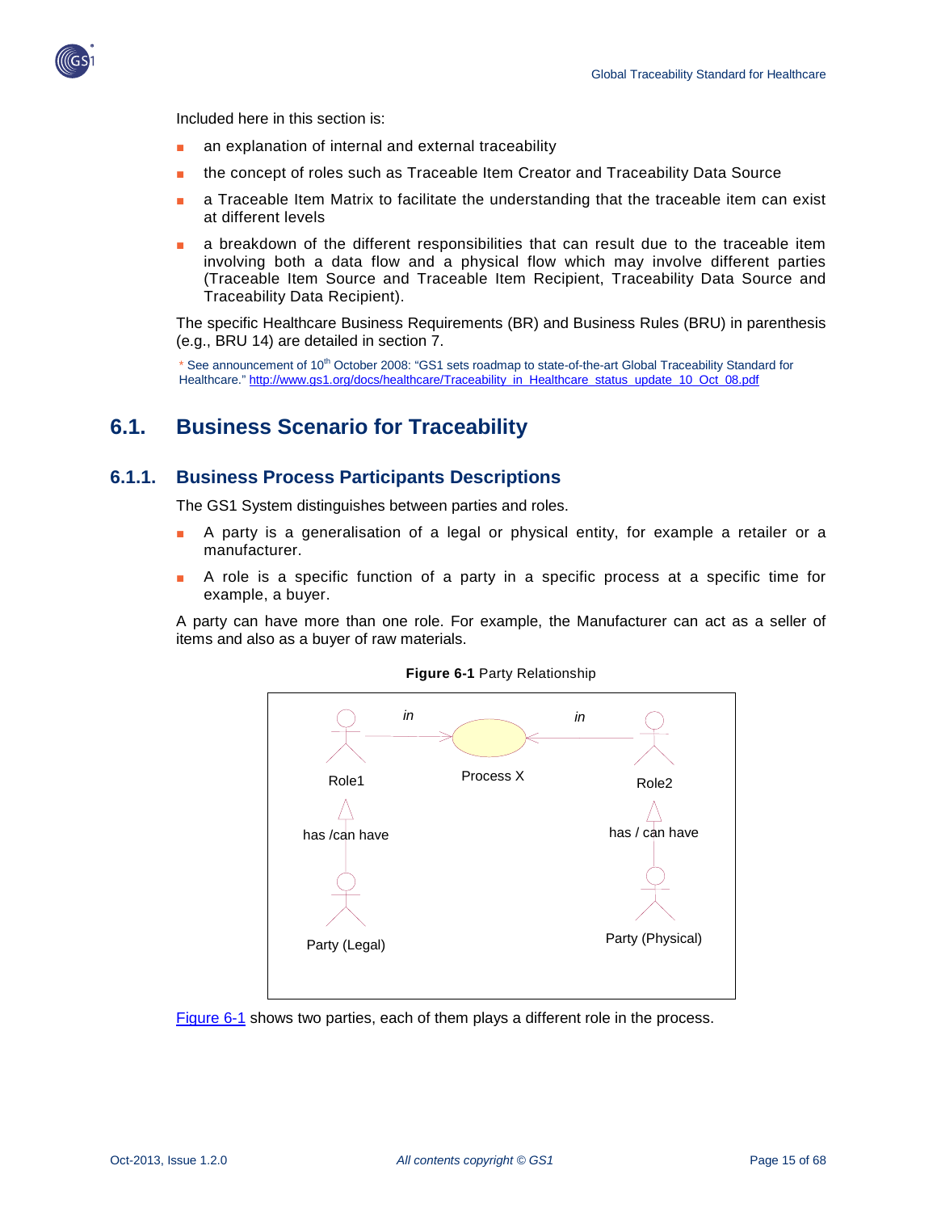Included here in this section is:

- an explanation of internal and external traceability
- the concept of roles such as Traceable Item Creator and Traceability Data Source
- a Traceable Item Matrix to facilitate the understanding that the traceable item can exist at different levels
- a breakdown of the different responsibilities that can result due to the traceable item involving both a data flow and a physical flow which may involve different parties (Traceable Item Source and Traceable Item Recipient, Traceability Data Source and Traceability Data Recipient).

The specific Healthcare Business Requirements (BR) and Business Rules (BRU) in parenthesis (e.g., BRU 14) are detailed in section 7.

* See announcement of 10th October 2008: "GS1 sets roadmap to state-of-the-art Global Traceability Standard for Healthcare." http://www.gs1.org/docs/healthcare/Traceability_in_Healthcare_status_update_10_Oct_08.pdf

## 6.1. Business Scenario for Traceability

### 6.1.1. Business Process Participants Descriptions

The GS1 System distinguishes between parties and roles.

- A party is a generalisation of a legal or physical entity, for example a retailer or a manufacturer.
- A role is a specific function of a party in a specific process at a specific time for example, a buyer.

A party can have more than one role. For example, the Manufacturer can act as a seller of items and also as a buyer of raw materials.

**Figure 6-1** Party Relationship

in

in

Role1

Process X

Role2

has /can have

has / can have

Party (Legal)

Party (Physical)

Figure 6-1 shows two parties, each of them plays a different role in the process.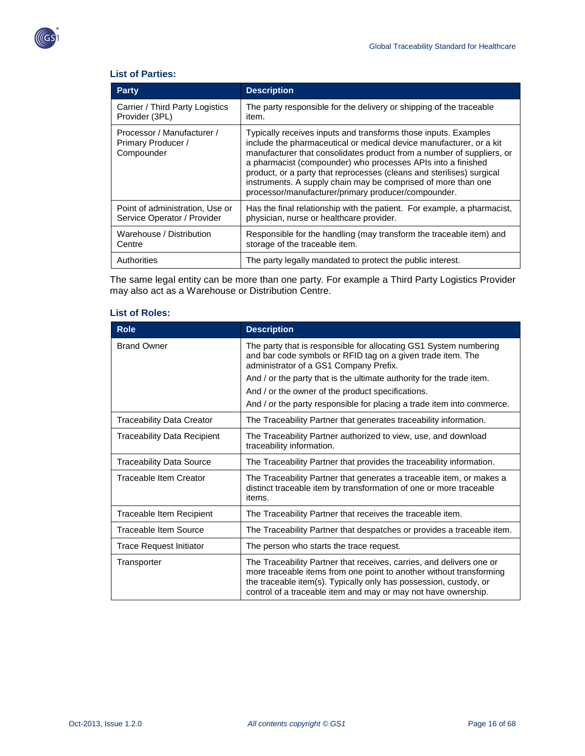### List of Parties:

| Party | Description |
|---|---|
| Carrier / Third Party Logistics Provider (3PL) | The party responsible for the delivery or shipping of the traceable item. |
| Processor / Manufacturer / Primary Producer / Compounder | Typically receives inputs and transforms those inputs. Examples include the pharmaceutical or medical device manufacturer, or a kit manufacturer that consolidates product from a number of suppliers, or a pharmacist (compounder) who processes APIs into a finished product, or a party that reprocesses (cleans and sterilises) surgical instruments. A supply chain may be comprised of more than one processor/manufacturer/primary producer/compounder. |
| Point of administration, Use or Service Operator / Provider | Has the final relationship with the patient. For example, a pharmacist, physician, nurse or healthcare provider. |
| Warehouse / Distribution Centre | Responsible for the handling (may transform the traceable item) and storage of the traceable item. |
| Authorities | The party legally mandated to protect the public interest. |

The same legal entity can be more than one party. For example a Third Party Logistics Provider may also act as a Warehouse or Distribution Centre.

### List of Roles:

| Role | Description |
|---|---|
| Brand Owner | The party that is responsible for allocating GS1 System numbering and bar code symbols or RFID tag on a given trade item. The administrator of a GS1 Company Prefix.<br>And / or the party that is the ultimate authority for the trade item.<br>And / or the owner of the product specifications.<br>And / or the party responsible for placing a trade item into commerce. |
| Traceability Data Creator | The Traceability Partner that generates traceability information. |
| Traceability Data Recipient | The Traceability Partner authorized to view, use, and download traceability information. |
| Traceability Data Source | The Traceability Partner that provides the traceability information. |
| Traceable Item Creator | The Traceability Partner that generates a traceable item, or makes a distinct traceable item by transformation of one or more traceable items. |
| Traceable Item Recipient | The Traceability Partner that receives the traceable item. |
| Traceable Item Source | The Traceability Partner that despatches or provides a traceable item. |
| Trace Request Initiator | The person who starts the trace request. |
| Transporter | The Traceability Partner that receives, carries, and delivers one or more traceable items from one point to another without transforming the traceable item(s). Typically only has possession, custody, or control of a traceable item and may or may not have ownership. |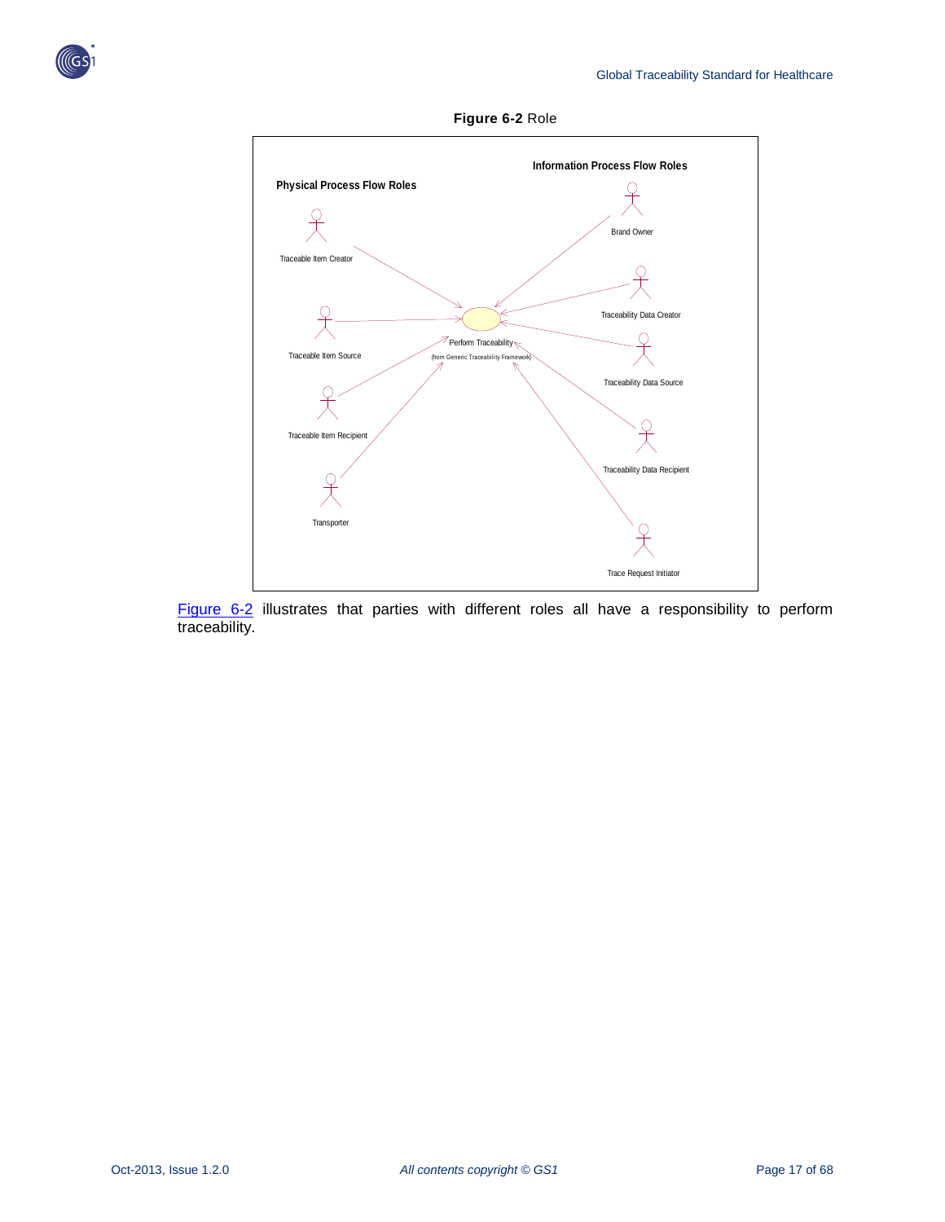**Figure 6-2** Role

Physical Process Flow Roles

Information Process Flow Roles

Traceable Item Creator

Traceable Item Source

Traceable Item Recipient

Transporter

Perform Traceability

(from Generic Traceability Framework)

Brand Owner

Traceability Data Creator

Traceability Data Source

Traceability Data Recipient

Trace Request Initiator

Figure 6-2 illustrates that parties with different roles all have a responsibility to perform traceability.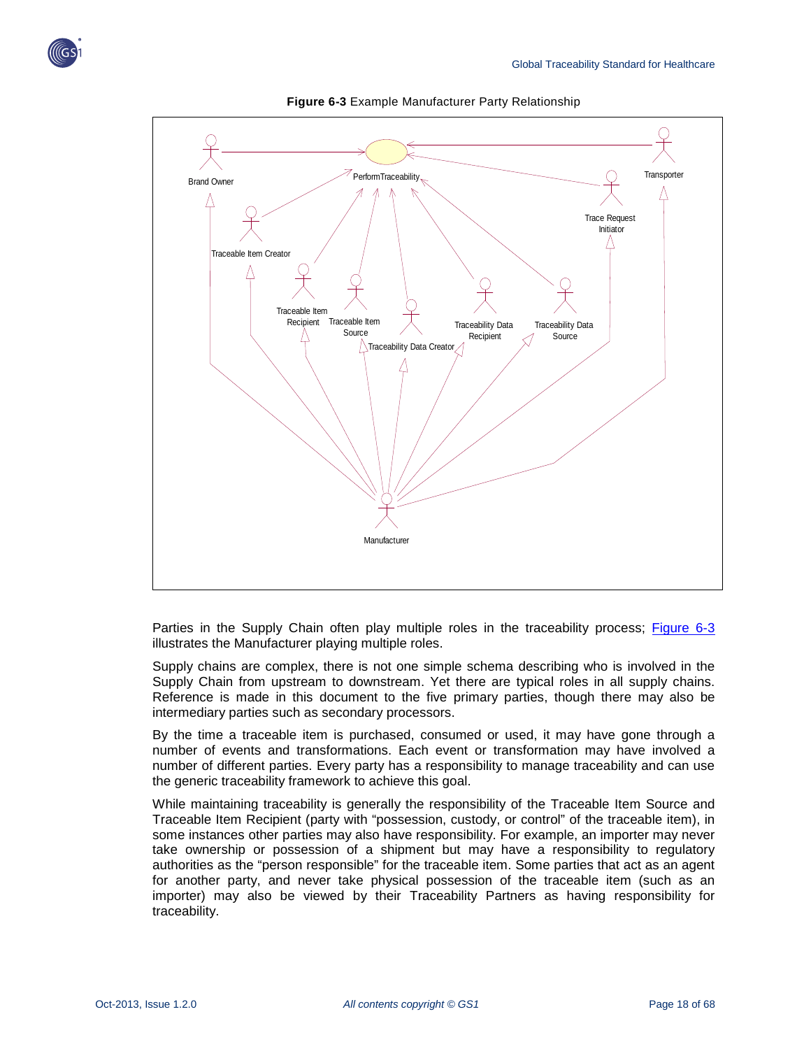**Figure 6-3** Example Manufacturer Party Relationship

Brand Owner

PerformTraceability

Transporter

Trace Request Initiator

Traceable Item Creator

Traceable Item Recipient

Traceable Item Source

Traceability Data Creator

Traceability Data Recipient

Traceability Data Source

Manufacturer

Parties in the Supply Chain often play multiple roles in the traceability process; Figure 6-3 illustrates the Manufacturer playing multiple roles.

Supply chains are complex, there is not one simple schema describing who is involved in the Supply Chain from upstream to downstream. Yet there are typical roles in all supply chains. Reference is made in this document to the five primary parties, though there may also be intermediary parties such as secondary processors.

By the time a traceable item is purchased, consumed or used, it may have gone through a number of events and transformations. Each event or transformation may have involved a number of different parties. Every party has a responsibility to manage traceability and can use the generic traceability framework to achieve this goal.

While maintaining traceability is generally the responsibility of the Traceable Item Source and Traceable Item Recipient (party with "possession, custody, or control" of the traceable item), in some instances other parties may also have responsibility. For example, an importer may never take ownership or possession of a shipment but may have a responsibility to regulatory authorities as the "person responsible" for the traceable item. Some parties that act as an agent for another party, and never take physical possession of the traceable item (such as an importer) may also be viewed by their Traceability Partners as having responsibility for traceability.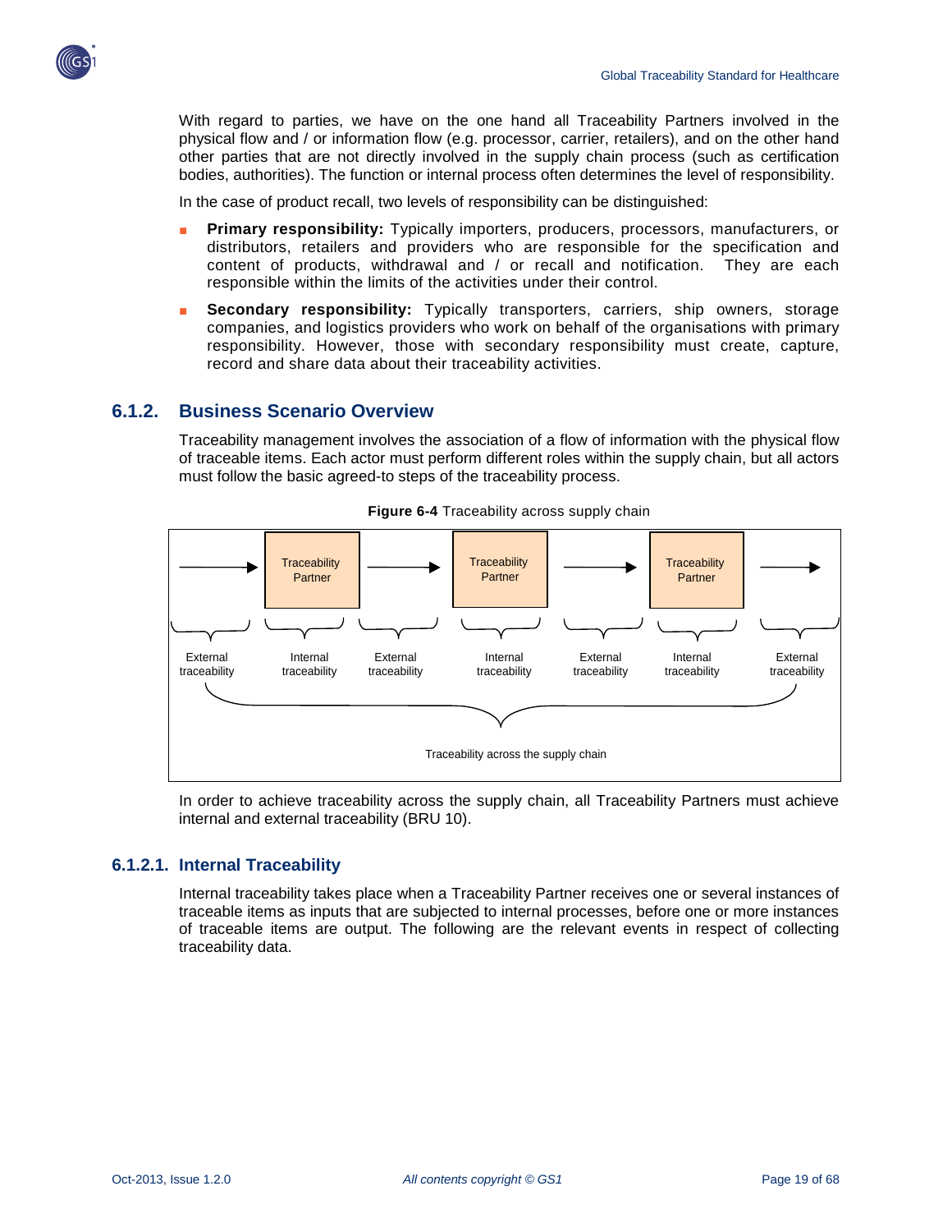With regard to parties, we have on the one hand all Traceability Partners involved in the physical flow and / or information flow (e.g. processor, carrier, retailers), and on the other hand other parties that are not directly involved in the supply chain process (such as certification bodies, authorities). The function or internal process often determines the level of responsibility.

In the case of product recall, two levels of responsibility can be distinguished:

- **Primary responsibility:** Typically importers, producers, processors, manufacturers, or distributors, retailers and providers who are responsible for the specification and content of products, withdrawal and / or recall and notification. They are each responsible within the limits of the activities under their control.
- **Secondary responsibility:** Typically transporters, carriers, ship owners, storage companies, and logistics providers who work on behalf of the organisations with primary responsibility. However, those with secondary responsibility must create, capture, record and share data about their traceability activities.

## 6.1.2. Business Scenario Overview

Traceability management involves the association of a flow of information with the physical flow of traceable items. Each actor must perform different roles within the supply chain, but all actors must follow the basic agreed-to steps of the traceability process.

**Figure 6-4** Traceability across supply chain

Traceability Partner
Traceability Partner
Traceability Partner
External traceability
Internal traceability
External traceability
Internal traceability
External traceability
Internal traceability
External traceability
Traceability across the supply chain

In order to achieve traceability across the supply chain, all Traceability Partners must achieve internal and external traceability (BRU 10).

### 6.1.2.1. Internal Traceability

Internal traceability takes place when a Traceability Partner receives one or several instances of traceable items as inputs that are subjected to internal processes, before one or more instances of traceable items are output. The following are the relevant events in respect of collecting traceability data.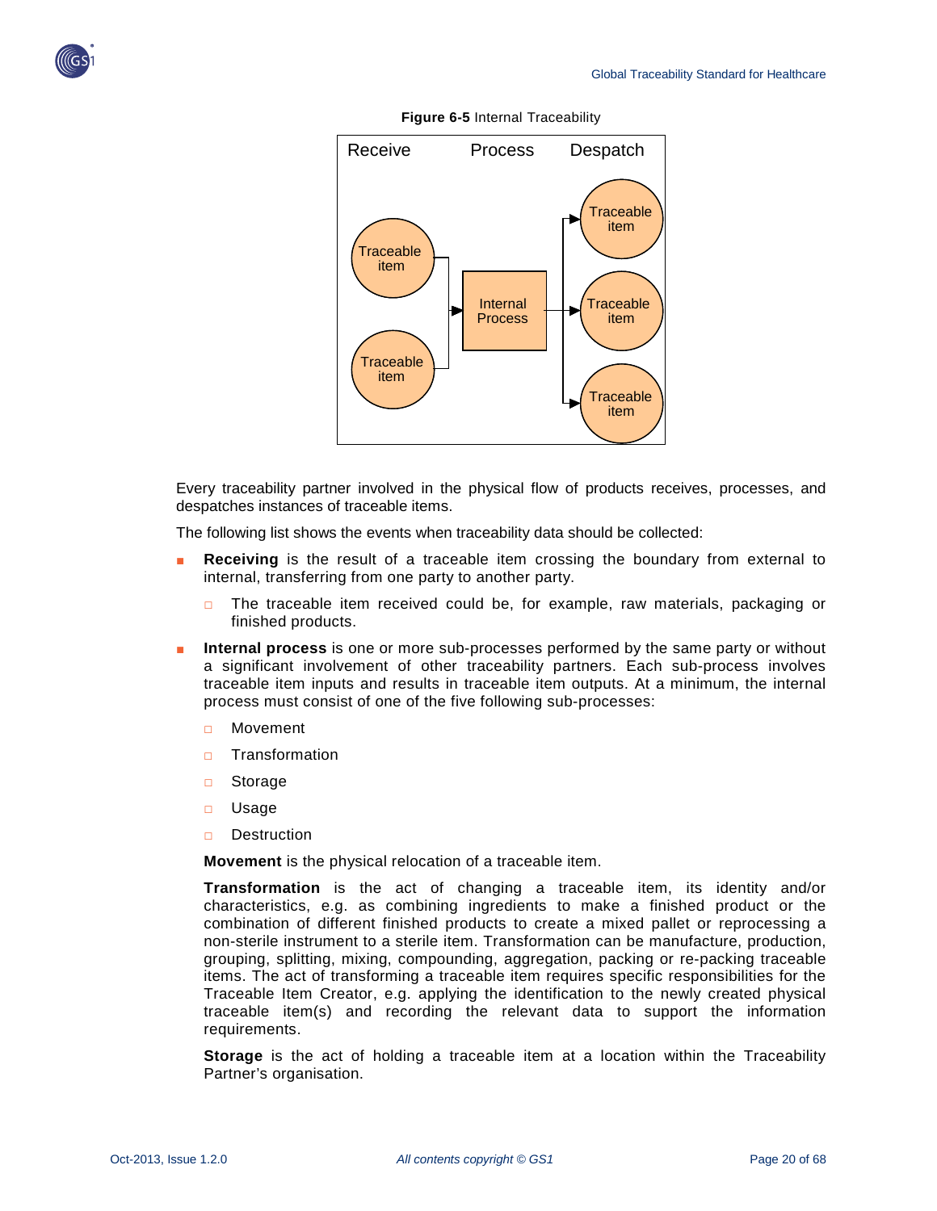**Figure 6-5** Internal Traceability

Receive
Process
Despatch
Traceable item
Traceable item
Internal Process
Traceable item
Traceable item
Traceable item

Every traceability partner involved in the physical flow of products receives, processes, and despatches instances of traceable items.

The following list shows the events when traceability data should be collected:

- **Receiving** is the result of a traceable item crossing the boundary from external to internal, transferring from one party to another party.
  - The traceable item received could be, for example, raw materials, packaging or finished products.
- **Internal process** is one or more sub-processes performed by the same party or without a significant involvement of other traceability partners. Each sub-process involves traceable item inputs and results in traceable item outputs. At a minimum, the internal process must consist of one of the five following sub-processes:
  - Movement
  - Transformation
  - Storage
  - Usage
  - Destruction

  **Movement** is the physical relocation of a traceable item.

  **Transformation** is the act of changing a traceable item, its identity and/or characteristics, e.g. as combining ingredients to make a finished product or the combination of different finished products to create a mixed pallet or reprocessing a non-sterile instrument to a sterile item. Transformation can be manufacture, production, grouping, splitting, mixing, compounding, aggregation, packing or re-packing traceable items. The act of transforming a traceable item requires specific responsibilities for the Traceable Item Creator, e.g. applying the identification to the newly created physical traceable item(s) and recording the relevant data to support the information requirements.

  **Storage** is the act of holding a traceable item at a location within the Traceability Partner's organisation.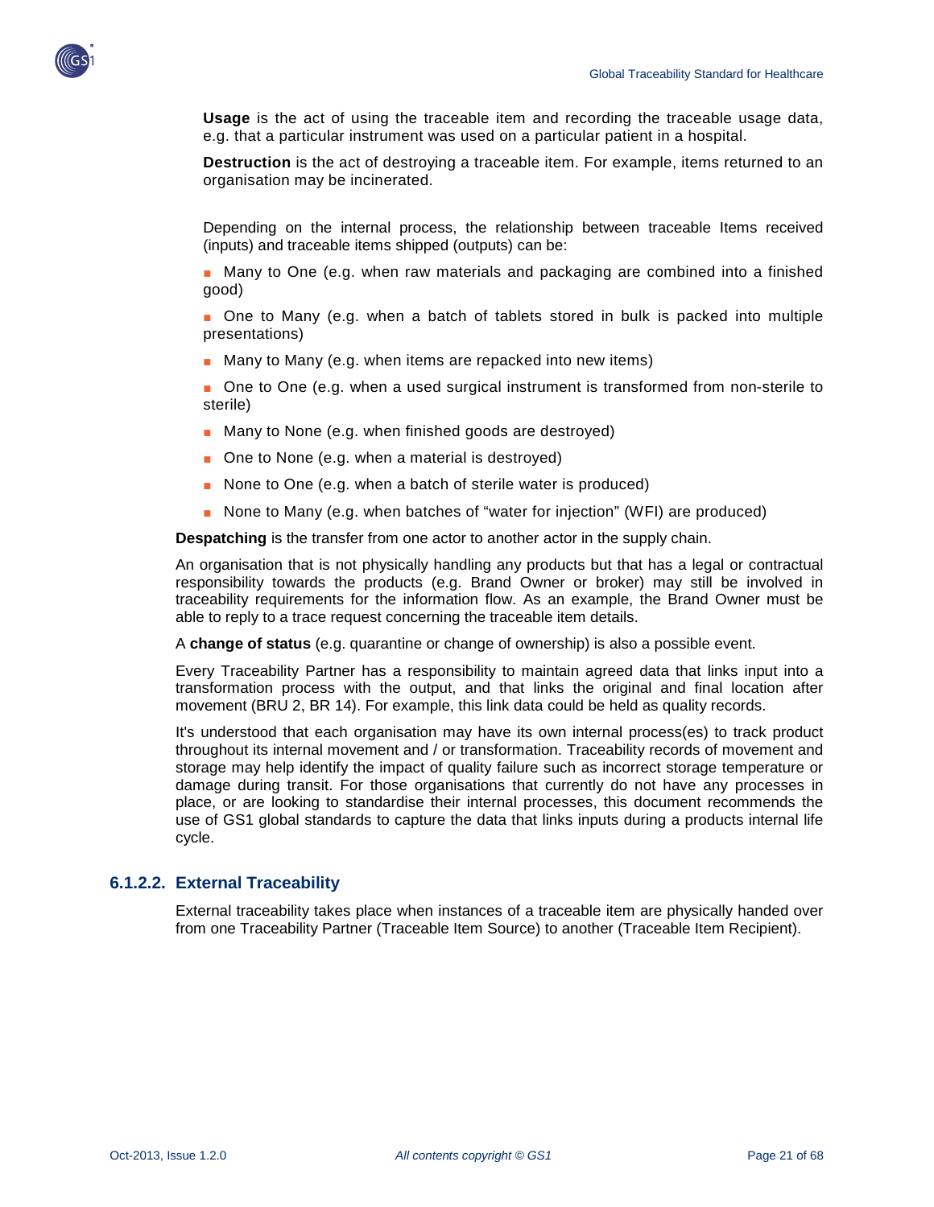**Usage** is the act of using the traceable item and recording the traceable usage data, e.g. that a particular instrument was used on a particular patient in a hospital.

**Destruction** is the act of destroying a traceable item. For example, items returned to an organisation may be incinerated.

Depending on the internal process, the relationship between traceable Items received (inputs) and traceable items shipped (outputs) can be:

- Many to One (e.g. when raw materials and packaging are combined into a finished good)
- One to Many (e.g. when a batch of tablets stored in bulk is packed into multiple presentations)
- Many to Many (e.g. when items are repacked into new items)
- One to One (e.g. when a used surgical instrument is transformed from non-sterile to sterile)
- Many to None (e.g. when finished goods are destroyed)
- One to None (e.g. when a material is destroyed)
- None to One (e.g. when a batch of sterile water is produced)
- None to Many (e.g. when batches of “water for injection” (WFI) are produced)

**Despatching** is the transfer from one actor to another actor in the supply chain.

An organisation that is not physically handling any products but that has a legal or contractual responsibility towards the products (e.g. Brand Owner or broker) may still be involved in traceability requirements for the information flow. As an example, the Brand Owner must be able to reply to a trace request concerning the traceable item details.

A **change of status** (e.g. quarantine or change of ownership) is also a possible event.

Every Traceability Partner has a responsibility to maintain agreed data that links input into a transformation process with the output, and that links the original and final location after movement (BRU 2, BR 14). For example, this link data could be held as quality records.

It's understood that each organisation may have its own internal process(es) to track product throughout its internal movement and / or transformation. Traceability records of movement and storage may help identify the impact of quality failure such as incorrect storage temperature or damage during transit. For those organisations that currently do not have any processes in place, or are looking to standardise their internal processes, this document recommends the use of GS1 global standards to capture the data that links inputs during a products internal life cycle.

#### 6.1.2.2. External Traceability

External traceability takes place when instances of a traceable item are physically handed over from one Traceability Partner (Traceable Item Source) to another (Traceable Item Recipient).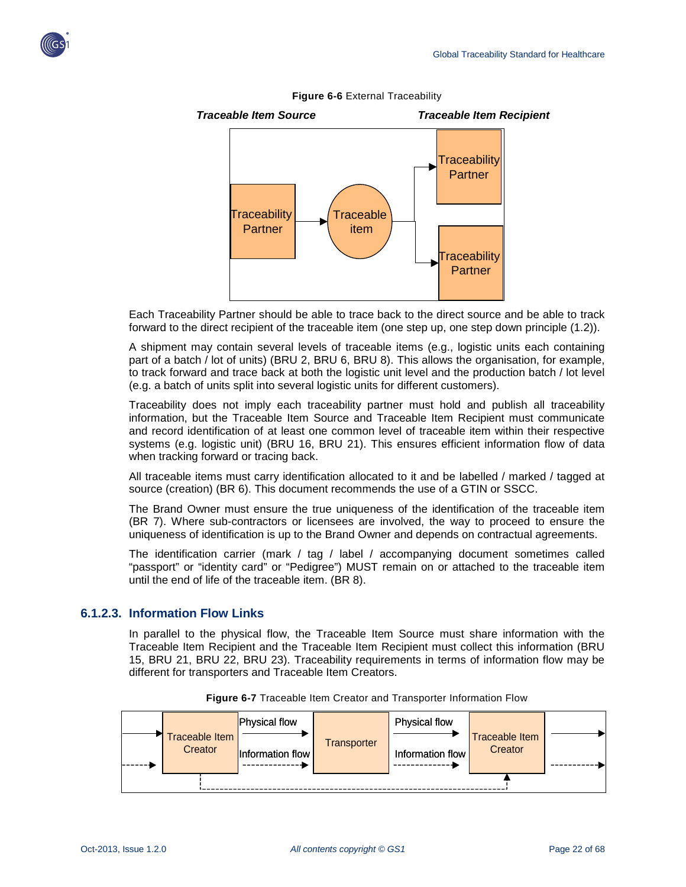**Figure 6-6** External Traceability

***Traceable Item Source*** ***Traceable Item Recipient***

Traceability Partner

Traceable item

Traceability Partner

Traceability Partner

Each Traceability Partner should be able to trace back to the direct source and be able to track forward to the direct recipient of the traceable item (one step up, one step down principle (1.2)).

A shipment may contain several levels of traceable items (e.g., logistic units each containing part of a batch / lot of units) (BRU 2, BRU 6, BRU 8). This allows the organisation, for example, to track forward and trace back at both the logistic unit level and the production batch / lot level (e.g. a batch of units split into several logistic units for different customers).

Traceability does not imply each traceability partner must hold and publish all traceability information, but the Traceable Item Source and Traceable Item Recipient must communicate and record identification of at least one common level of traceable item within their respective systems (e.g. logistic unit) (BRU 16, BRU 21). This ensures efficient information flow of data when tracking forward or tracing back.

All traceable items must carry identification allocated to it and be labelled / marked / tagged at source (creation) (BR 6). This document recommends the use of a GTIN or SSCC.

The Brand Owner must ensure the true uniqueness of the identification of the traceable item (BR 7). Where sub-contractors or licensees are involved, the way to proceed to ensure the uniqueness of identification is up to the Brand Owner and depends on contractual agreements.

The identification carrier (mark / tag / label / accompanying document sometimes called "passport" or "identity card" or "Pedigree") MUST remain on or attached to the traceable item until the end of life of the traceable item. (BR 8).

#### 6.1.2.3. Information Flow Links

In parallel to the physical flow, the Traceable Item Source must share information with the Traceable Item Recipient and the Traceable Item Recipient must collect this information (BRU 15, BRU 21, BRU 22, BRU 23). Traceability requirements in terms of information flow may be different for transporters and Traceable Item Creators.

**Figure 6-7** Traceable Item Creator and Transporter Information Flow

Traceable Item Creator

Physical flow

Information flow

Transporter

Physical flow

Information flow

Traceable Item Creator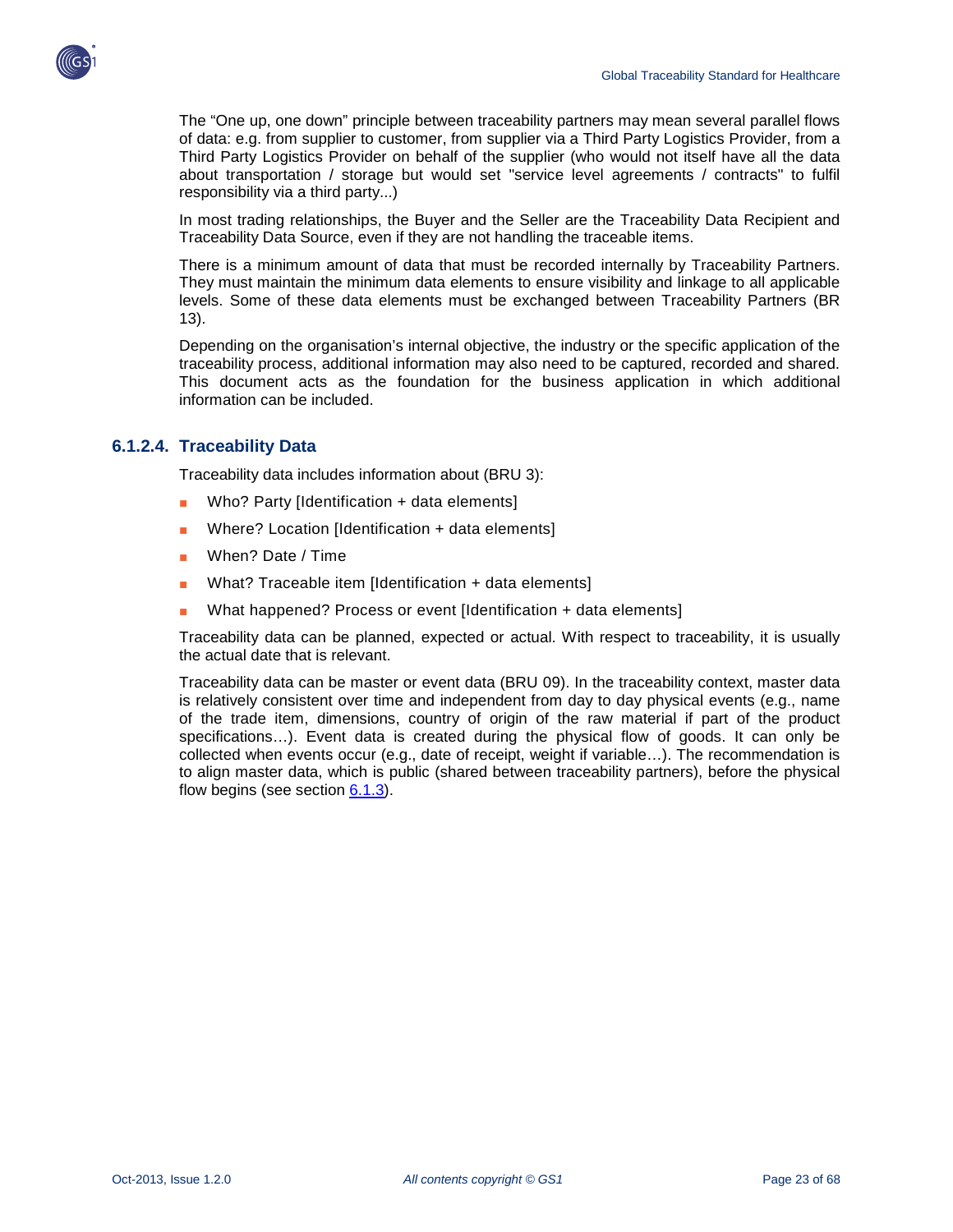The “One up, one down” principle between traceability partners may mean several parallel flows of data: e.g. from supplier to customer, from supplier via a Third Party Logistics Provider, from a Third Party Logistics Provider on behalf of the supplier (who would not itself have all the data about transportation / storage but would set "service level agreements / contracts" to fulfil responsibility via a third party...)

In most trading relationships, the Buyer and the Seller are the Traceability Data Recipient and Traceability Data Source, even if they are not handling the traceable items.

There is a minimum amount of data that must be recorded internally by Traceability Partners. They must maintain the minimum data elements to ensure visibility and linkage to all applicable levels. Some of these data elements must be exchanged between Traceability Partners (BR 13).

Depending on the organisation’s internal objective, the industry or the specific application of the traceability process, additional information may also need to be captured, recorded and shared. This document acts as the foundation for the business application in which additional information can be included.

#### 6.1.2.4. Traceability Data

Traceability data includes information about (BRU 3):

- Who? Party [Identification + data elements]
- Where? Location [Identification + data elements]
- When? Date / Time
- What? Traceable item [Identification + data elements]
- What happened? Process or event [Identification + data elements]

Traceability data can be planned, expected or actual. With respect to traceability, it is usually the actual date that is relevant.

Traceability data can be master or event data (BRU 09). In the traceability context, master data is relatively consistent over time and independent from day to day physical events (e.g., name of the trade item, dimensions, country of origin of the raw material if part of the product specifications…). Event data is created during the physical flow of goods. It can only be collected when events occur (e.g., date of receipt, weight if variable…). The recommendation is to align master data, which is public (shared between traceability partners), before the physical flow begins (see section 6.1.3).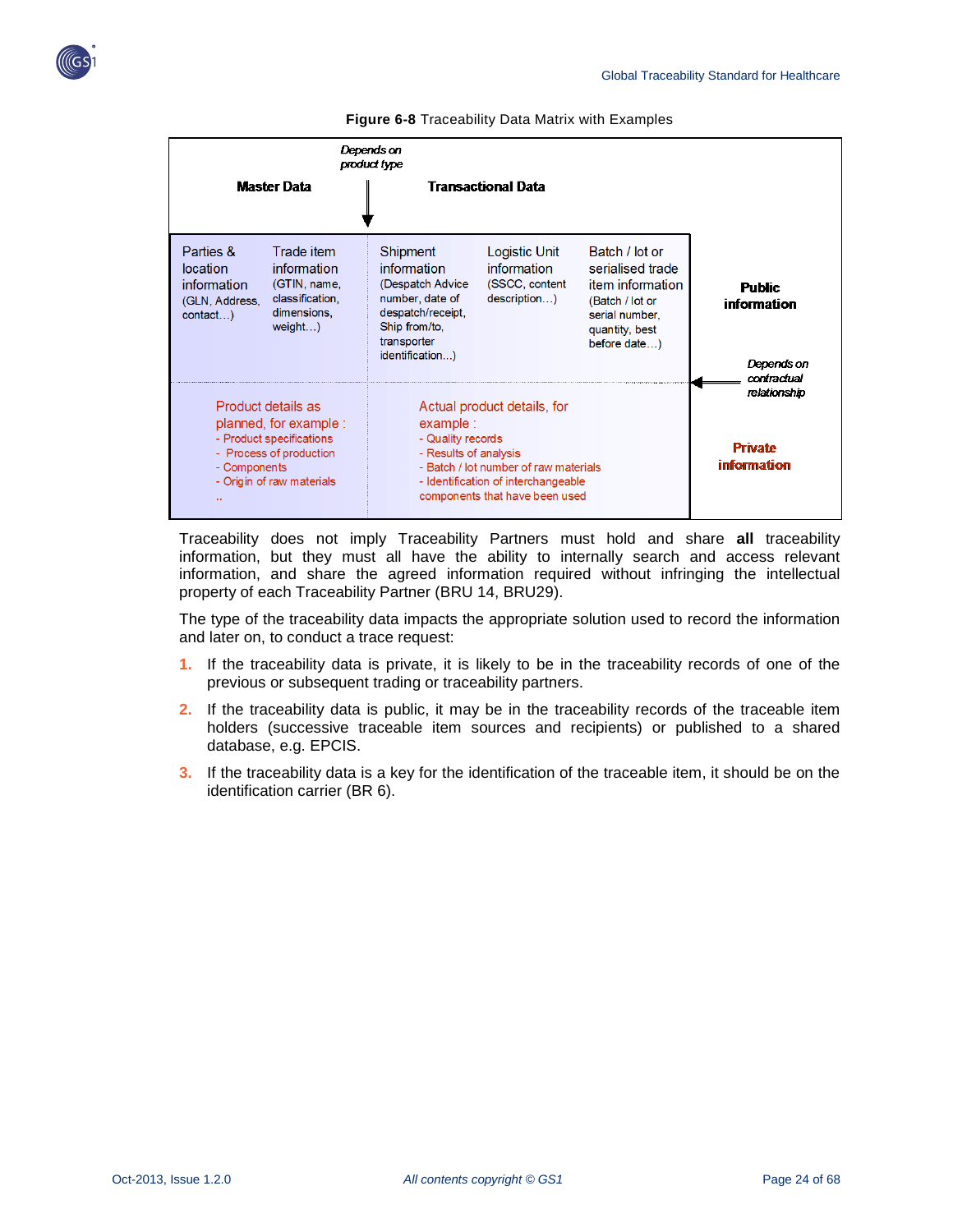**Figure 6-8** Traceability Data Matrix with Examples

*Depends on product type*

**Master Data**

**Transactional Data**

Parties & location information (GLN, Address, contact…)

Trade item information (GTIN, name, classification, dimensions, weight…)

Shipment information (Despatch Advice number, date of despatch/receipt, Ship from/to, transporter identification…)

Logistic Unit information (SSCC, content description…)

Batch / lot or serialised trade item information (Batch / lot or serial number, quantity, best before date…)

**Public information**

*Depends on contractual relationship*

Product details as planned, for example :
- Product specifications
- Process of production
- Components
- Origin of raw materials
..

Actual product details, for example :
- Quality records
- Results of analysis
- Batch / lot number of raw materials
- Identification of interchangeable components that have been used

**Private information**

Traceability does not imply Traceability Partners must hold and share **all** traceability information, but they must all have the ability to internally search and access relevant information, and share the agreed information required without infringing the intellectual property of each Traceability Partner (BRU 14, BRU29).

The type of the traceability data impacts the appropriate solution used to record the information and later on, to conduct a trace request:

1. If the traceability data is private, it is likely to be in the traceability records of one of the previous or subsequent trading or traceability partners.
2. If the traceability data is public, it may be in the traceability records of the traceable item holders (successive traceable item sources and recipients) or published to a shared database, e.g. EPCIS.
3. If the traceability data is a key for the identification of the traceable item, it should be on the identification carrier (BR 6).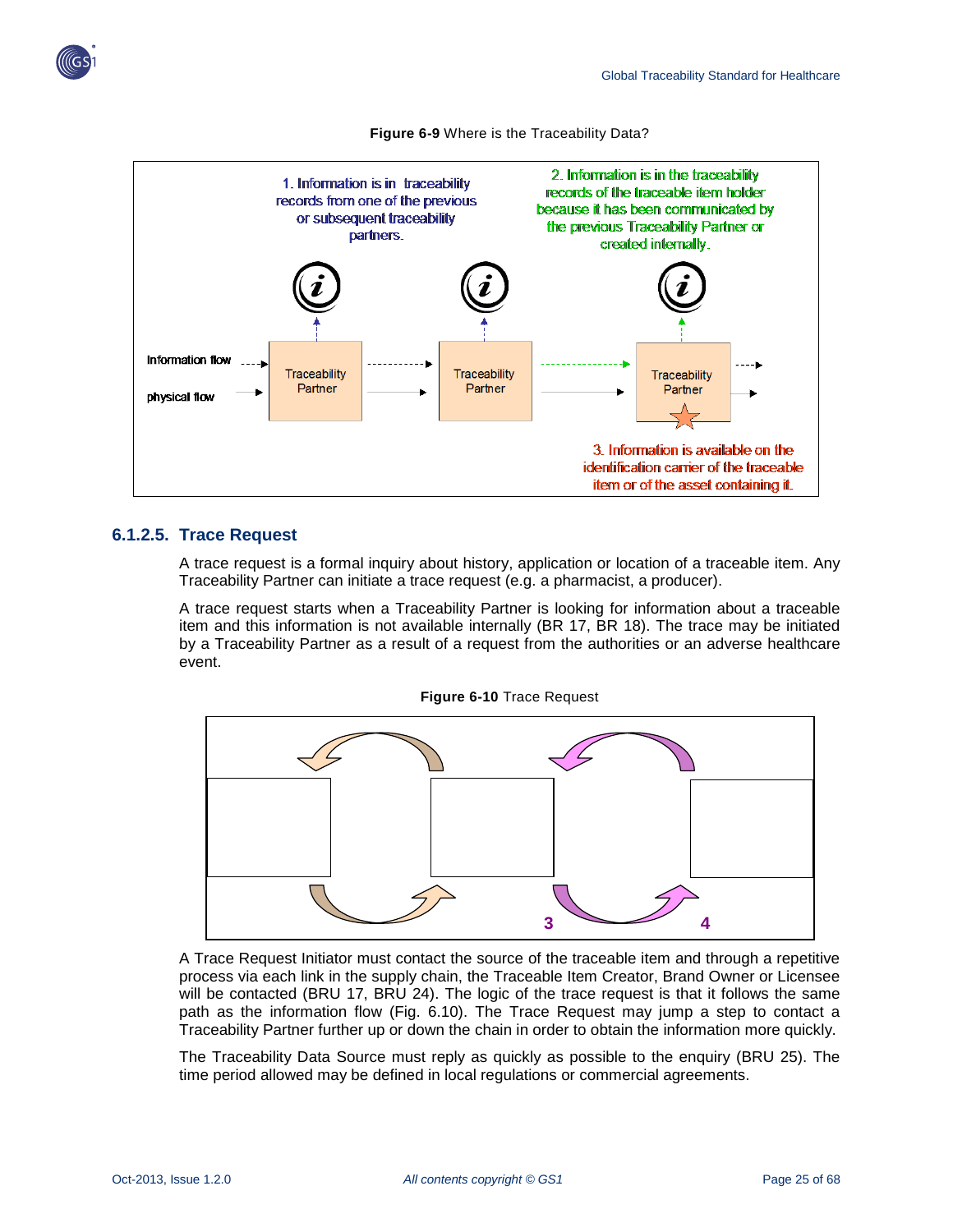**Figure 6-9** Where is the Traceability Data?

1. Information is in traceability records from one of the previous or subsequent traceability partners.

2. Information is in the traceability records of the traceable item holder because it has been communicated by the previous Traceability Partner or created internally.

Information flow

physical flow

Traceability Partner

Traceability Partner

Traceability Partner

3. Information is available on the identification carrier of the traceable item or of the asset containing it.

### 6.1.2.5. Trace Request

A trace request is a formal inquiry about history, application or location of a traceable item. Any Traceability Partner can initiate a trace request (e.g. a pharmacist, a producer).

A trace request starts when a Traceability Partner is looking for information about a traceable item and this information is not available internally (BR 17, BR 18). The trace may be initiated by a Traceability Partner as a result of a request from the authorities or an adverse healthcare event.

**Figure 6-10** Trace Request

3

4

A Trace Request Initiator must contact the source of the traceable item and through a repetitive process via each link in the supply chain, the Traceable Item Creator, Brand Owner or Licensee will be contacted (BRU 17, BRU 24). The logic of the trace request is that it follows the same path as the information flow (Fig. 6.10). The Trace Request may jump a step to contact a Traceability Partner further up or down the chain in order to obtain the information more quickly.

The Traceability Data Source must reply as quickly as possible to the enquiry (BRU 25). The time period allowed may be defined in local regulations or commercial agreements.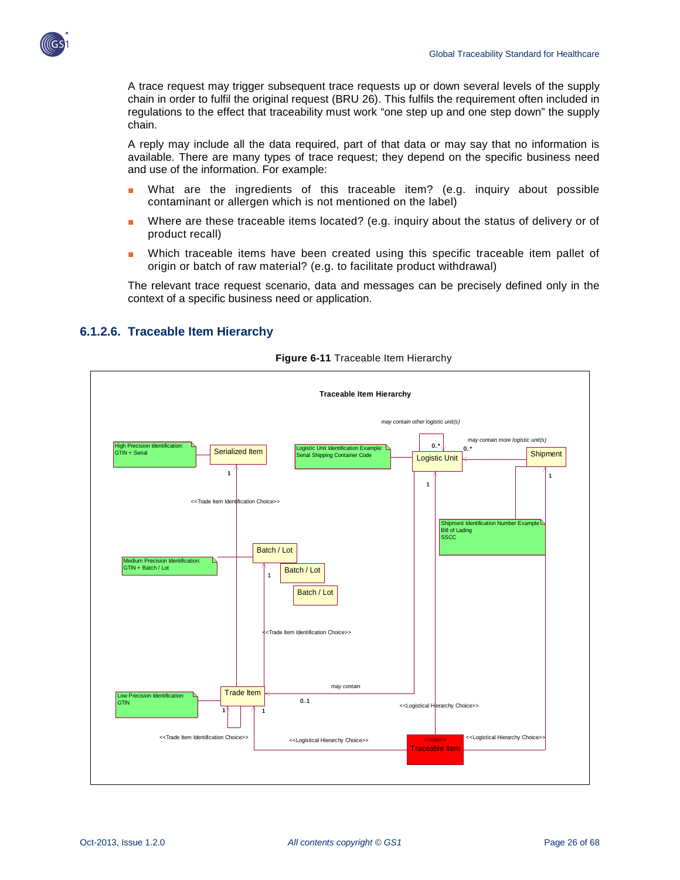A trace request may trigger subsequent trace requests up or down several levels of the supply chain in order to fulfil the original request (BRU 26). This fulfils the requirement often included in regulations to the effect that traceability must work “one step up and one step down” the supply chain.

A reply may include all the data required, part of that data or may say that no information is available. There are many types of trace request; they depend on the specific business need and use of the information. For example:

- What are the ingredients of this traceable item? (e.g. inquiry about possible contaminant or allergen which is not mentioned on the label)
- Where are these traceable items located? (e.g. inquiry about the status of delivery or of product recall)
- Which traceable items have been created using this specific traceable item pallet of origin or batch of raw material? (e.g. to facilitate product withdrawal)

The relevant trace request scenario, data and messages can be precisely defined only in the context of a specific business need or application.

### 6.1.2.6. Traceable Item Hierarchy

**Figure 6-11** Traceable Item Hierarchy

Traceable Item Hierarchy

High Precision Identification: GTIN + Serial — Serialized Item

Medium Precision Identification: GTIN + Batch / Lot — Batch / Lot

Low Precision Identification: GTIN — Trade Item

Logistic Unit Identification Example: Serial Shipping Container Code — Logistic Unit

Shipment Identification Number Example: Bill of Lading, SSCC — Shipment

<<root>> Traceable Item

Relationships: <<Trade Item Identification Choice>>; <<Logistical Hierarchy Choice>>; Logistic Unit "may contain other logistic unit(s)" (0..*); Shipment "may contain more logistic unit(s)" (0..*); Logistic Unit "may contain" Trade Item (0..1); multiplicities 1.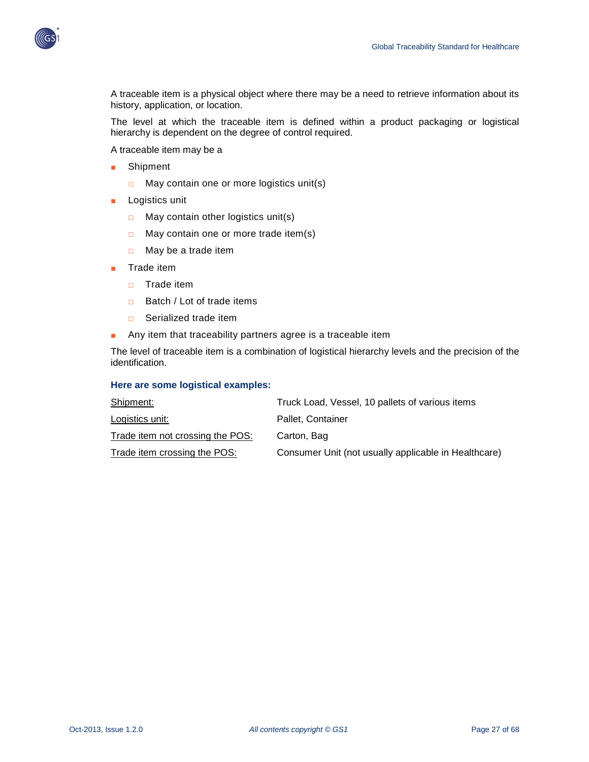A traceable item is a physical object where there may be a need to retrieve information about its history, application, or location.

The level at which the traceable item is defined within a product packaging or logistical hierarchy is dependent on the degree of control required.

A traceable item may be a

- Shipment
  - May contain one or more logistics unit(s)
- Logistics unit
  - May contain other logistics unit(s)
  - May contain one or more trade item(s)
  - May be a trade item
- Trade item
  - Trade item
  - Batch / Lot of trade items
  - Serialized trade item
- Any item that traceability partners agree is a traceable item

The level of traceable item is a combination of logistical hierarchy levels and the precision of the identification.

**Here are some logistical examples:**

| | |
|---|---|
| Shipment: | Truck Load, Vessel, 10 pallets of various items |
| Logistics unit: | Pallet, Container |
| Trade item not crossing the POS: | Carton, Bag |
| Trade item crossing the POS: | Consumer Unit (not usually applicable in Healthcare) |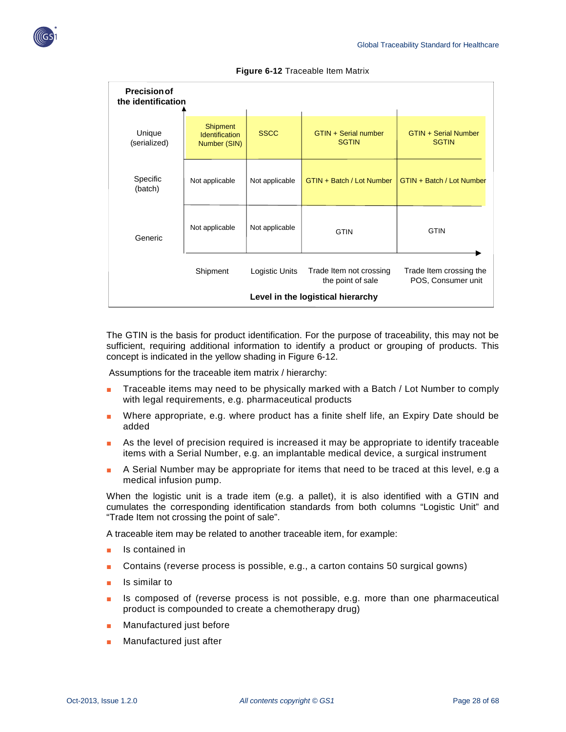**Figure 6-12** Traceable Item Matrix

| Precision of the identification | Shipment | Logistic Units | Trade Item not crossing the point of sale | Trade Item crossing the POS, Consumer unit |
|---|---|---|---|---|
| Unique (serialized) | Shipment Identification Number (SIN) | SSCC | GTIN + Serial number SGTIN | GTIN + Serial Number SGTIN |
| Specific (batch) | Not applicable | Not applicable | GTIN + Batch / Lot Number | GTIN + Batch / Lot Number |
| Generic | Not applicable | Not applicable | GTIN | GTIN |

**Level in the logistical hierarchy**

The GTIN is the basis for product identification. For the purpose of traceability, this may not be sufficient, requiring additional information to identify a product or grouping of products. This concept is indicated in the yellow shading in Figure 6-12.

Assumptions for the traceable item matrix / hierarchy:

- Traceable items may need to be physically marked with a Batch / Lot Number to comply with legal requirements, e.g. pharmaceutical products
- Where appropriate, e.g. where product has a finite shelf life, an Expiry Date should be added
- As the level of precision required is increased it may be appropriate to identify traceable items with a Serial Number, e.g. an implantable medical device, a surgical instrument
- A Serial Number may be appropriate for items that need to be traced at this level, e.g a medical infusion pump.

When the logistic unit is a trade item (e.g. a pallet), it is also identified with a GTIN and cumulates the corresponding identification standards from both columns "Logistic Unit" and "Trade Item not crossing the point of sale".

A traceable item may be related to another traceable item, for example:

- Is contained in
- Contains (reverse process is possible, e.g., a carton contains 50 surgical gowns)
- Is similar to
- Is composed of (reverse process is not possible, e.g. more than one pharmaceutical product is compounded to create a chemotherapy drug)
- Manufactured just before
- Manufactured just after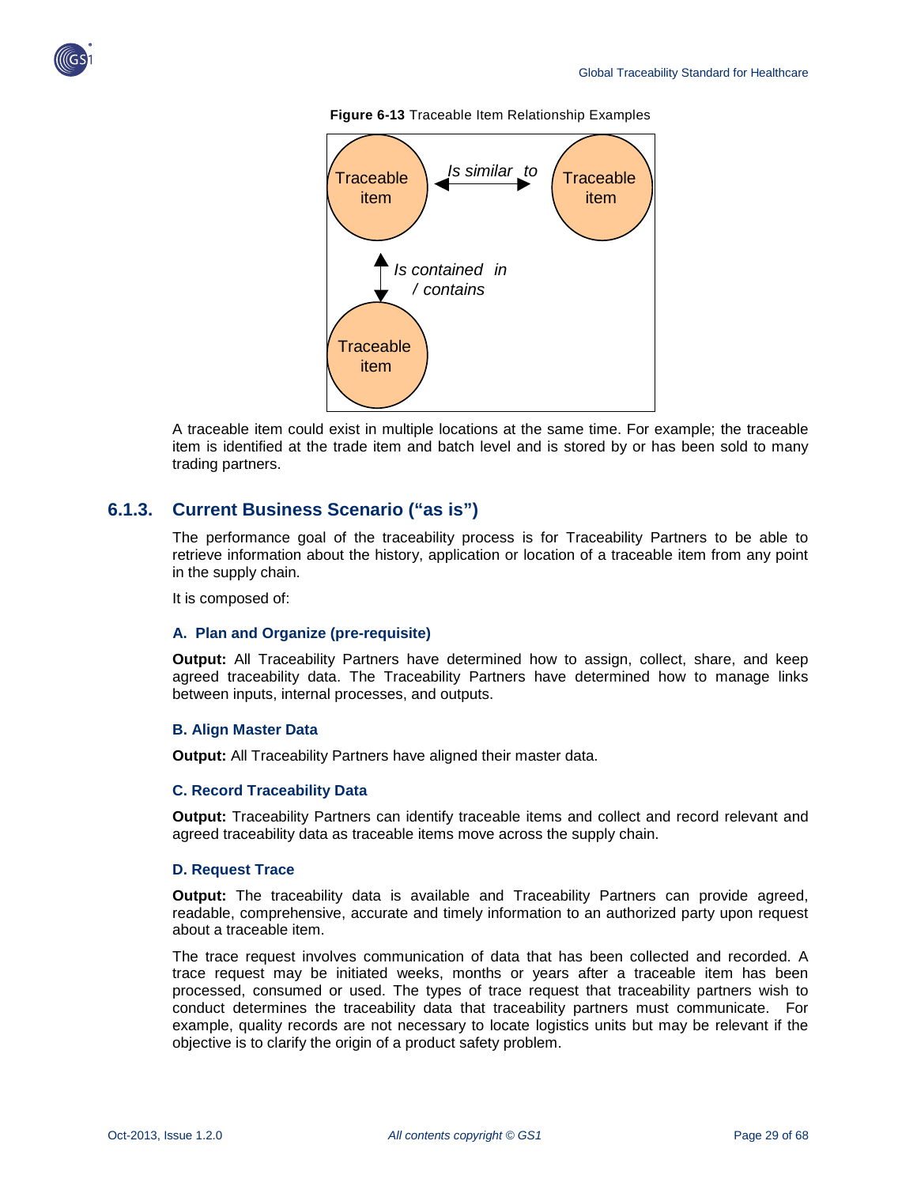**Figure 6-13** Traceable Item Relationship Examples

Traceable item

*Is similar to*

Traceable item

*Is contained in / contains*

Traceable item

A traceable item could exist in multiple locations at the same time. For example; the traceable item is identified at the trade item and batch level and is stored by or has been sold to many trading partners.

## 6.1.3. Current Business Scenario ("as is")

The performance goal of the traceability process is for Traceability Partners to be able to retrieve information about the history, application or location of a traceable item from any point in the supply chain.

It is composed of:

### A. Plan and Organize (pre-requisite)

**Output:** All Traceability Partners have determined how to assign, collect, share, and keep agreed traceability data. The Traceability Partners have determined how to manage links between inputs, internal processes, and outputs.

### B. Align Master Data

**Output:** All Traceability Partners have aligned their master data.

### C. Record Traceability Data

**Output:** Traceability Partners can identify traceable items and collect and record relevant and agreed traceability data as traceable items move across the supply chain.

### D. Request Trace

**Output:** The traceability data is available and Traceability Partners can provide agreed, readable, comprehensive, accurate and timely information to an authorized party upon request about a traceable item.

The trace request involves communication of data that has been collected and recorded. A trace request may be initiated weeks, months or years after a traceable item has been processed, consumed or used. The types of trace request that traceability partners wish to conduct determines the traceability data that traceability partners must communicate. For example, quality records are not necessary to locate logistics units but may be relevant if the objective is to clarify the origin of a product safety problem.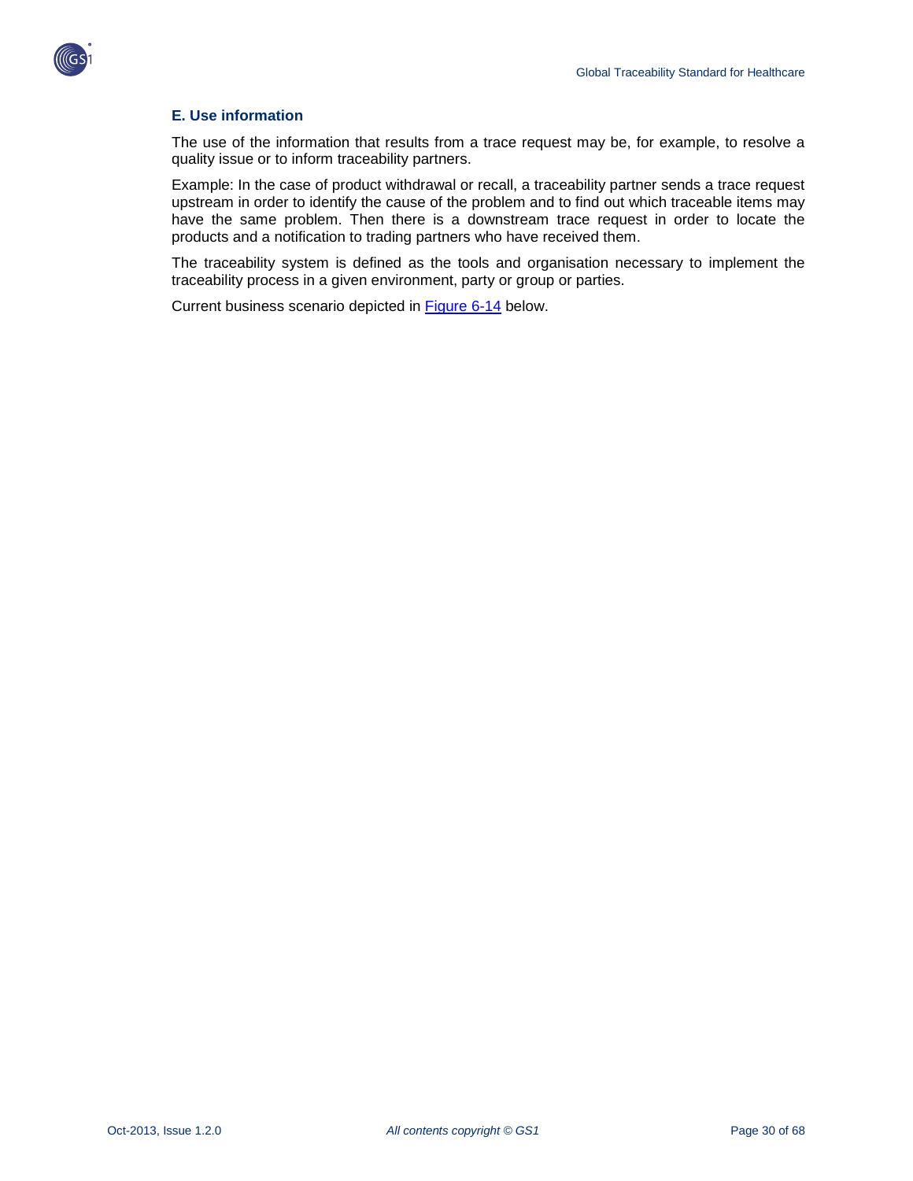### E. Use information

The use of the information that results from a trace request may be, for example, to resolve a quality issue or to inform traceability partners.

Example: In the case of product withdrawal or recall, a traceability partner sends a trace request upstream in order to identify the cause of the problem and to find out which traceable items may have the same problem. Then there is a downstream trace request in order to locate the products and a notification to trading partners who have received them.

The traceability system is defined as the tools and organisation necessary to implement the traceability process in a given environment, party or group or parties.

Current business scenario depicted in Figure 6-14 below.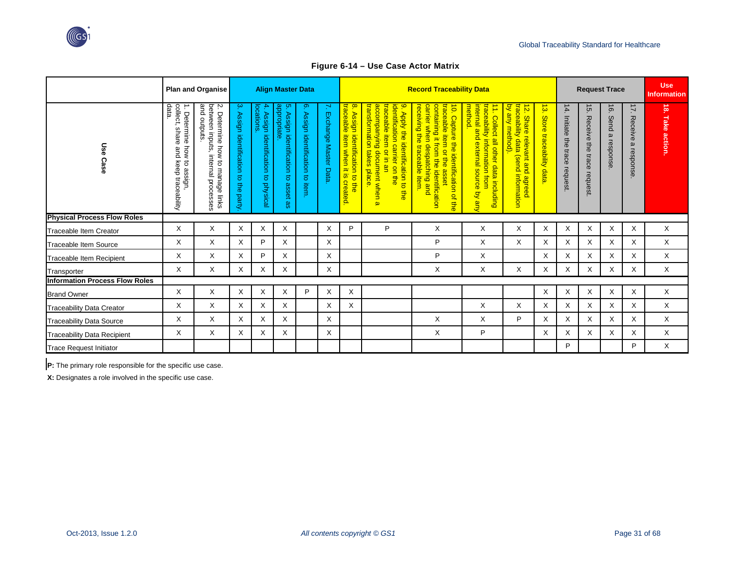**Figure 6-14 – Use Case Actor Matrix**

| Use Case | Plan and Organise | | Align Master Data | | | | | Record Traceability Data | | | | | | Request Trace | | | | Use Information |
|---|---|---|---|---|---|---|---|---|---|---|---|---|---|---|---|---|---|---|
| | 1. Determine how to assign, collect, share and keep traceability data. | 2. Determine how to manage links between inputs, internal processes and outputs. | 3. Assign identification to the party. | 4. Assign identification to physical locations. | 5. Assign identification to asset as appropriate. | 6. Assign identification to item. | 7. Exchange Master Data. | 8. Assign identification to the traceable item when it is created. | 9. Apply the identification to the identification carrier on the traceable item or in an accompanying document when a transformation takes place. | 10. Capture the identification of the traceable item or the asset containing it from the identification carrier when despatching and receiving the traceable item. | 11. Collect all other data including traceability information from internal and external source by any method. | 12. Share relevant and agreed traceability data (send information by any method). | 13. Store traceability data. | 14. Initiate the trace request. | 15. Receive the trace request. | 16. Send a response. | 17. Receive a response. | 18. Take action. |
| **Physical Process Flow Roles** | | | | | | | | | | | | | | | | | | |
| Traceable Item Creator | X | X | X | X | X | | X | P | P | X | X | X | X | X | X | X | X | X |
| Traceable Item Source | X | X | X | P | X | | X | | | P | X | X | X | X | X | X | X | X |
| Traceable Item Recipient | X | X | X | P | X | | X | | | P | X | | X | X | X | X | X | X |
| Transporter | X | X | X | X | X | | X | | | X | X | X | X | X | X | X | X | X |
| **Information Process Flow Roles** | | | | | | | | | | | | | | | | | | |
| Brand Owner | X | X | X | X | X | P | X | X | | | | | X | X | X | X | X | X |
| Traceability Data Creator | X | X | X | X | X | | X | X | | | X | X | X | X | X | X | X | X |
| Traceability Data Source | X | X | X | X | X | | X | | | X | X | P | X | X | X | X | X | X |
| Traceability Data Recipient | X | X | X | X | X | | X | | | X | P | | X | X | X | X | X | X |
| Trace Request Initiator | | | | | | | | | | | | | | P | | | P | X |

**P:** The primary role responsible for the specific use case.

**X:** Designates a role involved in the specific use case.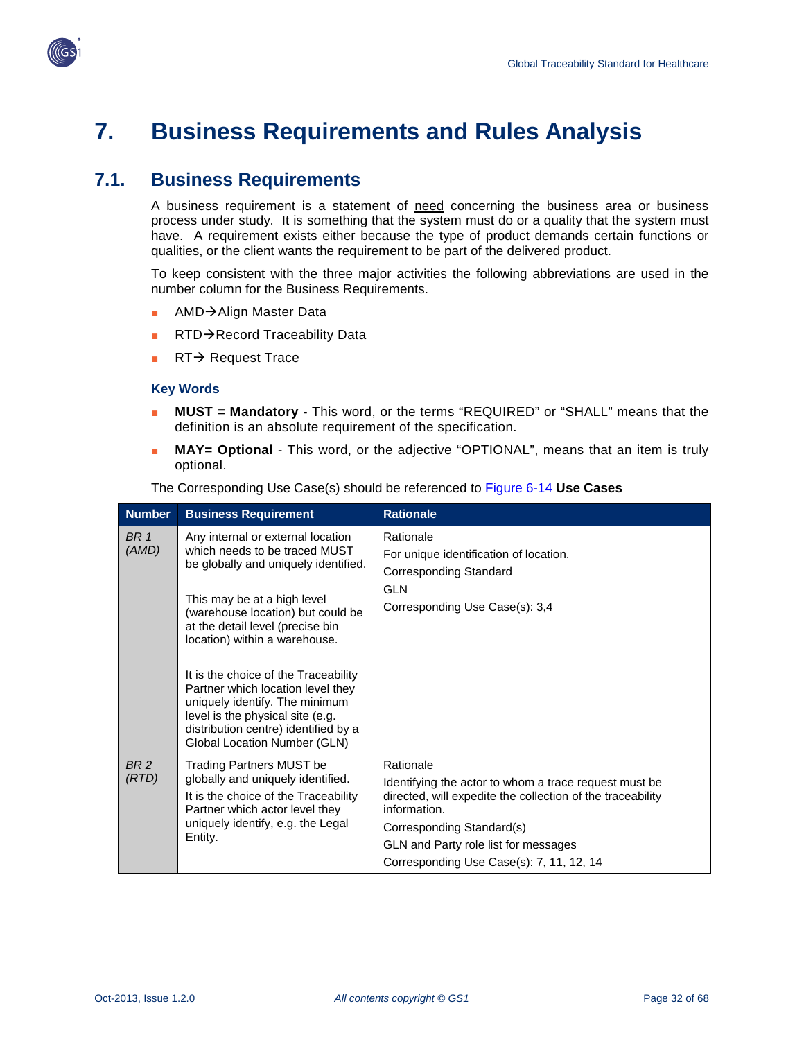// 7. Business Requirements and Rules Analysis

## 7.1. Business Requirements

A business requirement is a statement of need concerning the business area or business process under study. It is something that the system must do or a quality that the system must have. A requirement exists either because the type of product demands certain functions or qualities, or the client wants the requirement to be part of the delivered product.

To keep consistent with the three major activities the following abbreviations are used in the number column for the Business Requirements.

- AMD→Align Master Data
- RTD→Record Traceability Data
- RT→ Request Trace

### Key Words

- **MUST = Mandatory -** This word, or the terms "REQUIRED" or "SHALL" means that the definition is an absolute requirement of the specification.
- **MAY= Optional** - This word, or the adjective "OPTIONAL", means that an item is truly optional.

The Corresponding Use Case(s) should be referenced to Figure 6-14 **Use Cases**

| Number | Business Requirement | Rationale |
|---|---|---|
| *BR 1 (AMD)* | Any internal or external location which needs to be traced MUST be globally and uniquely identified.<br><br>This may be at a high level (warehouse location) but could be at the detail level (precise bin location) within a warehouse.<br><br>It is the choice of the Traceability Partner which location level they uniquely identify. The minimum level is the physical site (e.g. distribution centre) identified by a Global Location Number (GLN) | Rationale<br>For unique identification of location.<br>Corresponding Standard<br>GLN<br>Corresponding Use Case(s): 3,4 |
| *BR 2 (RTD)* | Trading Partners MUST be globally and uniquely identified.<br>It is the choice of the Traceability Partner which actor level they uniquely identify, e.g. the Legal Entity. | Rationale<br>Identifying the actor to whom a trace request must be directed, will expedite the collection of the traceability information.<br>Corresponding Standard(s)<br>GLN and Party role list for messages<br>Corresponding Use Case(s): 7, 11, 12, 14 |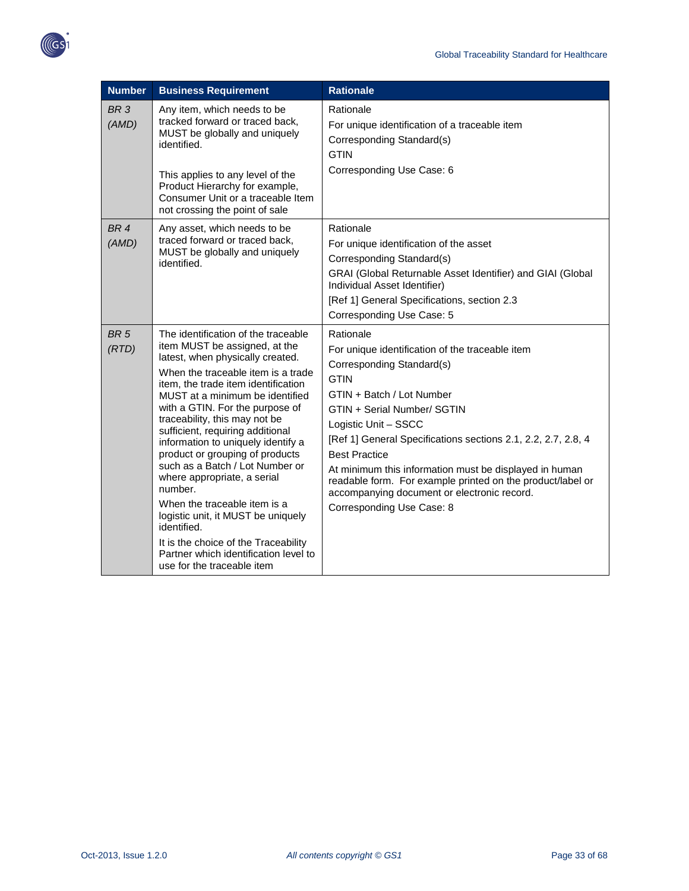| Number | Business Requirement | Rationale |
|---|---|---|
| *BR 3 (AMD)* | Any item, which needs to be tracked forward or traced back, MUST be globally and uniquely identified.<br><br>This applies to any level of the Product Hierarchy for example, Consumer Unit or a traceable Item not crossing the point of sale | Rationale<br>For unique identification of a traceable item<br>Corresponding Standard(s)<br>GTIN<br>Corresponding Use Case: 6 |
| *BR 4 (AMD)* | Any asset, which needs to be traced forward or traced back, MUST be globally and uniquely identified. | Rationale<br>For unique identification of the asset<br>Corresponding Standard(s)<br>GRAI (Global Returnable Asset Identifier) and GIAI (Global Individual Asset Identifier)<br>[Ref 1] General Specifications, section 2.3<br>Corresponding Use Case: 5 |
| *BR 5 (RTD)* | The identification of the traceable item MUST be assigned, at the latest, when physically created.<br>When the traceable item is a trade item, the trade item identification MUST at a minimum be identified with a GTIN. For the purpose of traceability, this may not be sufficient, requiring additional information to uniquely identify a product or grouping of products such as a Batch / Lot Number or where appropriate, a serial number.<br>When the traceable item is a logistic unit, it MUST be uniquely identified.<br>It is the choice of the Traceability Partner which identification level to use for the traceable item | Rationale<br>For unique identification of the traceable item<br>Corresponding Standard(s)<br>GTIN<br>GTIN + Batch / Lot Number<br>GTIN + Serial Number/ SGTIN<br>Logistic Unit – SSCC<br>[Ref 1] General Specifications sections 2.1, 2.2, 2.7, 2.8, 4<br>Best Practice<br>At minimum this information must be displayed in human readable form. For example printed on the product/label or accompanying document or electronic record.<br>Corresponding Use Case: 8 |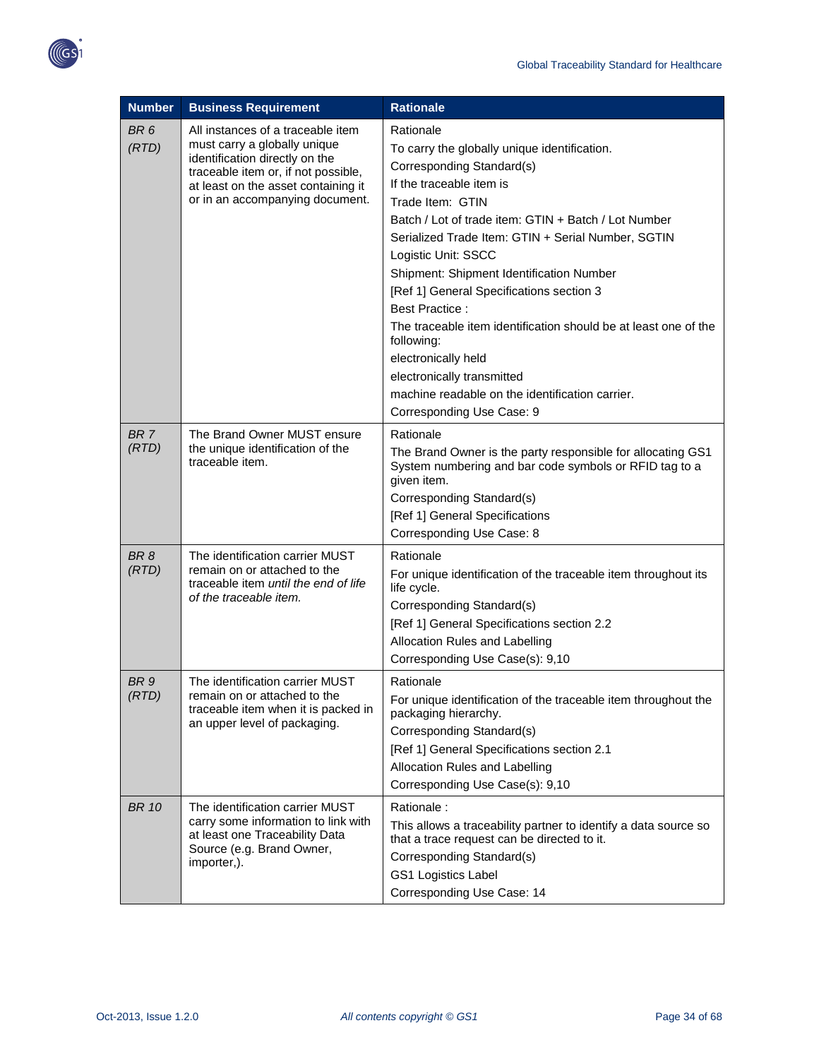| Number | Business Requirement | Rationale |
|---|---|---|
| *BR 6 (RTD)* | All instances of a traceable item must carry a globally unique identification directly on the traceable item or, if not possible, at least on the asset containing it or in an accompanying document. | Rationale<br>To carry the globally unique identification.<br>Corresponding Standard(s)<br>If the traceable item is<br>Trade Item: GTIN<br>Batch / Lot of trade item: GTIN + Batch / Lot Number<br>Serialized Trade Item: GTIN + Serial Number, SGTIN<br>Logistic Unit: SSCC<br>Shipment: Shipment Identification Number<br>[Ref 1] General Specifications section 3<br>Best Practice :<br>The traceable item identification should be at least one of the following:<br>electronically held<br>electronically transmitted<br>machine readable on the identification carrier.<br>Corresponding Use Case: 9 |
| *BR 7 (RTD)* | The Brand Owner MUST ensure the unique identification of the traceable item. | Rationale<br>The Brand Owner is the party responsible for allocating GS1 System numbering and bar code symbols or RFID tag to a given item.<br>Corresponding Standard(s)<br>[Ref 1] General Specifications<br>Corresponding Use Case: 8 |
| *BR 8 (RTD)* | The identification carrier MUST remain on or attached to the traceable item *until the end of life of the traceable item.* | Rationale<br>For unique identification of the traceable item throughout its life cycle.<br>Corresponding Standard(s)<br>[Ref 1] General Specifications section 2.2<br>Allocation Rules and Labelling<br>Corresponding Use Case(s): 9,10 |
| *BR 9 (RTD)* | The identification carrier MUST remain on or attached to the traceable item when it is packed in an upper level of packaging. | Rationale<br>For unique identification of the traceable item throughout the packaging hierarchy.<br>Corresponding Standard(s)<br>[Ref 1] General Specifications section 2.1<br>Allocation Rules and Labelling<br>Corresponding Use Case(s): 9,10 |
| *BR 10* | The identification carrier MUST carry some information to link with at least one Traceability Data Source (e.g. Brand Owner, importer,). | Rationale :<br>This allows a traceability partner to identify a data source so that a trace request can be directed to it.<br>Corresponding Standard(s)<br>GS1 Logistics Label<br>Corresponding Use Case: 14 |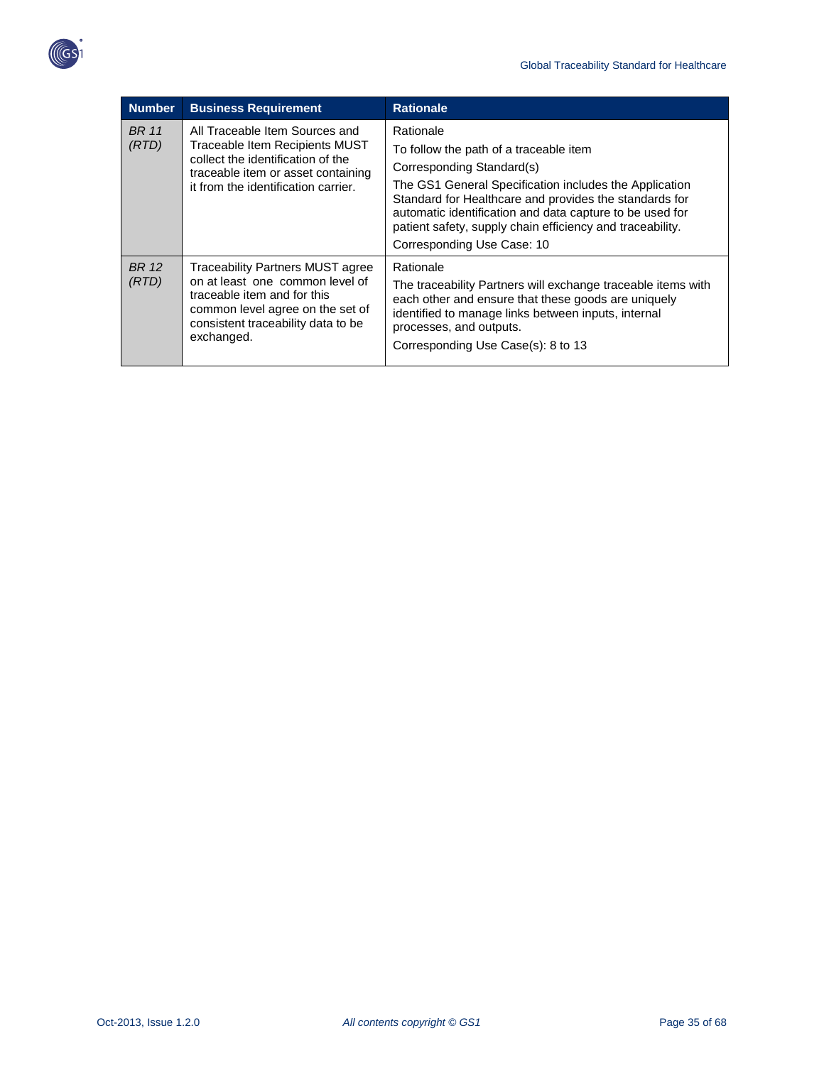| Number | Business Requirement | Rationale |
|---|---|---|
| *BR 11 (RTD)* | All Traceable Item Sources and Traceable Item Recipients MUST collect the identification of the traceable item or asset containing it from the identification carrier. | Rationale<br>To follow the path of a traceable item<br>Corresponding Standard(s)<br>The GS1 General Specification includes the Application Standard for Healthcare and provides the standards for automatic identification and data capture to be used for patient safety, supply chain efficiency and traceability.<br>Corresponding Use Case: 10 |
| *BR 12 (RTD)* | Traceability Partners MUST agree on at least one common level of traceable item and for this common level agree on the set of consistent traceability data to be exchanged. | Rationale<br>The traceability Partners will exchange traceable items with each other and ensure that these goods are uniquely identified to manage links between inputs, internal processes, and outputs.<br>Corresponding Use Case(s): 8 to 13 |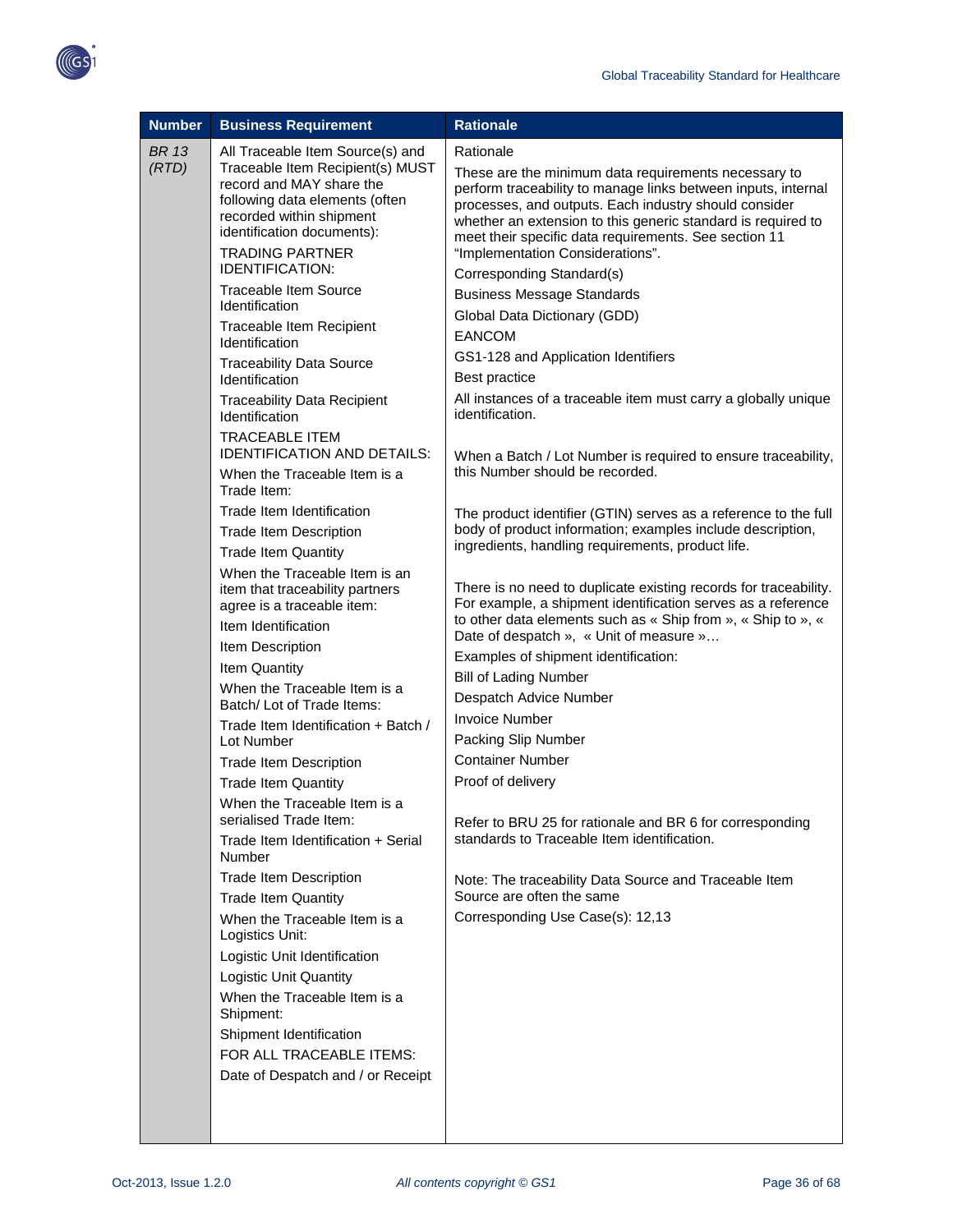| Number | Business Requirement | Rationale |
|---|---|---|
| *BR 13 (RTD)* | All Traceable Item Source(s) and Traceable Item Recipient(s) MUST record and MAY share the following data elements (often recorded within shipment identification documents):<br>TRADING PARTNER IDENTIFICATION:<br>Traceable Item Source Identification<br>Traceable Item Recipient Identification<br>Traceability Data Source Identification<br>Traceability Data Recipient Identification<br>TRACEABLE ITEM IDENTIFICATION AND DETAILS:<br>When the Traceable Item is a Trade Item:<br>Trade Item Identification<br>Trade Item Description<br>Trade Item Quantity<br>When the Traceable Item is an item that traceability partners agree is a traceable item:<br>Item Identification<br>Item Description<br>Item Quantity<br>When the Traceable Item is a Batch/ Lot of Trade Items:<br>Trade Item Identification + Batch / Lot Number<br>Trade Item Description<br>Trade Item Quantity<br>When the Traceable Item is a serialised Trade Item:<br>Trade Item Identification + Serial Number<br>Trade Item Description<br>Trade Item Quantity<br>When the Traceable Item is a Logistics Unit:<br>Logistic Unit Identification<br>Logistic Unit Quantity<br>When the Traceable Item is a Shipment:<br>Shipment Identification<br>FOR ALL TRACEABLE ITEMS:<br>Date of Despatch and / or Receipt | Rationale<br>These are the minimum data requirements necessary to perform traceability to manage links between inputs, internal processes, and outputs. Each industry should consider whether an extension to this generic standard is required to meet their specific data requirements. See section 11 "Implementation Considerations".<br>Corresponding Standard(s)<br>Business Message Standards<br>Global Data Dictionary (GDD)<br>EANCOM<br>GS1-128 and Application Identifiers<br>Best practice<br>All instances of a traceable item must carry a globally unique identification.<br><br>When a Batch / Lot Number is required to ensure traceability, this Number should be recorded.<br><br>The product identifier (GTIN) serves as a reference to the full body of product information; examples include description, ingredients, handling requirements, product life.<br><br>There is no need to duplicate existing records for traceability. For example, a shipment identification serves as a reference to other data elements such as « Ship from », « Ship to », « Date of despatch », « Unit of measure »…<br>Examples of shipment identification:<br>Bill of Lading Number<br>Despatch Advice Number<br>Invoice Number<br>Packing Slip Number<br>Container Number<br>Proof of delivery<br><br>Refer to BRU 25 for rationale and BR 6 for corresponding standards to Traceable Item identification.<br><br>Note: The traceability Data Source and Traceable Item Source are often the same<br>Corresponding Use Case(s): 12,13 |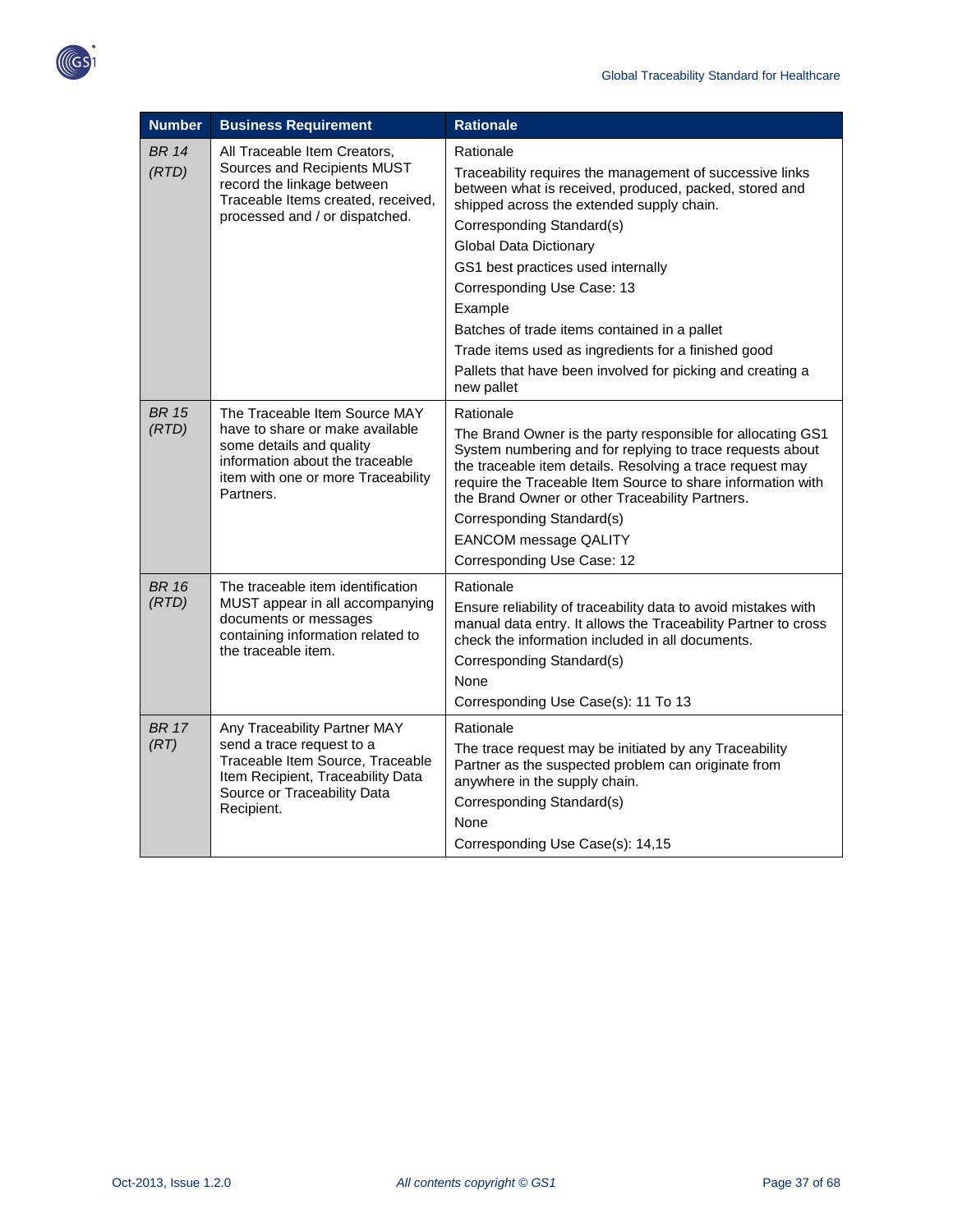| Number | Business Requirement | Rationale |
|---|---|---|
| *BR 14 (RTD)* | All Traceable Item Creators, Sources and Recipients MUST record the linkage between Traceable Items created, received, processed and / or dispatched. | Rationale<br>Traceability requires the management of successive links between what is received, produced, packed, stored and shipped across the extended supply chain.<br>Corresponding Standard(s)<br>Global Data Dictionary<br>GS1 best practices used internally<br>Corresponding Use Case: 13<br>Example<br>Batches of trade items contained in a pallet<br>Trade items used as ingredients for a finished good<br>Pallets that have been involved for picking and creating a new pallet |
| *BR 15 (RTD)* | The Traceable Item Source MAY have to share or make available some details and quality information about the traceable item with one or more Traceability Partners. | Rationale<br>The Brand Owner is the party responsible for allocating GS1 System numbering and for replying to trace requests about the traceable item details. Resolving a trace request may require the Traceable Item Source to share information with the Brand Owner or other Traceability Partners.<br>Corresponding Standard(s)<br>EANCOM message QALITY<br>Corresponding Use Case: 12 |
| *BR 16 (RTD)* | The traceable item identification MUST appear in all accompanying documents or messages containing information related to the traceable item. | Rationale<br>Ensure reliability of traceability data to avoid mistakes with manual data entry. It allows the Traceability Partner to cross check the information included in all documents.<br>Corresponding Standard(s)<br>None<br>Corresponding Use Case(s): 11 To 13 |
| *BR 17 (RT)* | Any Traceability Partner MAY send a trace request to a Traceable Item Source, Traceable Item Recipient, Traceability Data Source or Traceability Data Recipient. | Rationale<br>The trace request may be initiated by any Traceability Partner as the suspected problem can originate from anywhere in the supply chain.<br>Corresponding Standard(s)<br>None<br>Corresponding Use Case(s): 14,15 |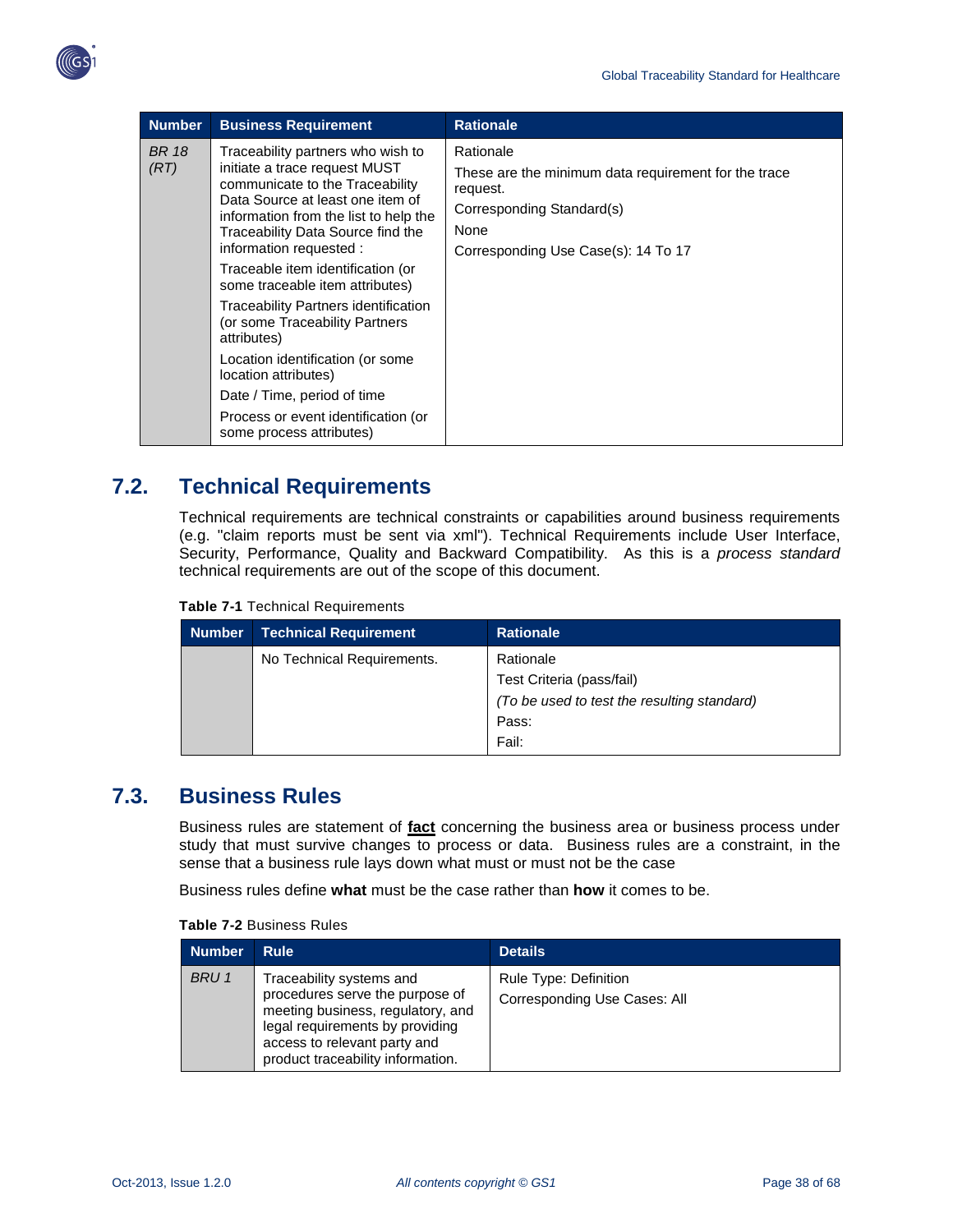| Number | Business Requirement | Rationale |
|---|---|---|
| *BR 18 (RT)* | Traceability partners who wish to initiate a trace request MUST communicate to the Traceability Data Source at least one item of information from the list to help the Traceability Data Source find the information requested :<br><br>Traceable item identification (or some traceable item attributes)<br><br>Traceability Partners identification (or some Traceability Partners attributes)<br><br>Location identification (or some location attributes)<br><br>Date / Time, period of time<br><br>Process or event identification (or some process attributes) | Rationale<br><br>These are the minimum data requirement for the trace request.<br><br>Corresponding Standard(s)<br><br>None<br><br>Corresponding Use Case(s): 14 To 17 |

## 7.2. Technical Requirements

Technical requirements are technical constraints or capabilities around business requirements (e.g. "claim reports must be sent via xml"). Technical Requirements include User Interface, Security, Performance, Quality and Backward Compatibility. As this is a *process standard* technical requirements are out of the scope of this document.

**Table 7-1** Technical Requirements

| Number | Technical Requirement | Rationale |
|---|---|---|
| | No Technical Requirements. | Rationale<br><br>Test Criteria (pass/fail)<br><br>*(To be used to test the resulting standard)*<br><br>Pass:<br><br>Fail: |

## 7.3. Business Rules

Business rules are statement of **fact** concerning the business area or business process under study that must survive changes to process or data. Business rules are a constraint, in the sense that a business rule lays down what must or must not be the case

Business rules define **what** must be the case rather than **how** it comes to be.

**Table 7-2** Business Rules

| Number | Rule | Details |
|---|---|---|
| *BRU 1* | Traceability systems and procedures serve the purpose of meeting business, regulatory, and legal requirements by providing access to relevant party and product traceability information. | Rule Type: Definition<br><br>Corresponding Use Cases: All |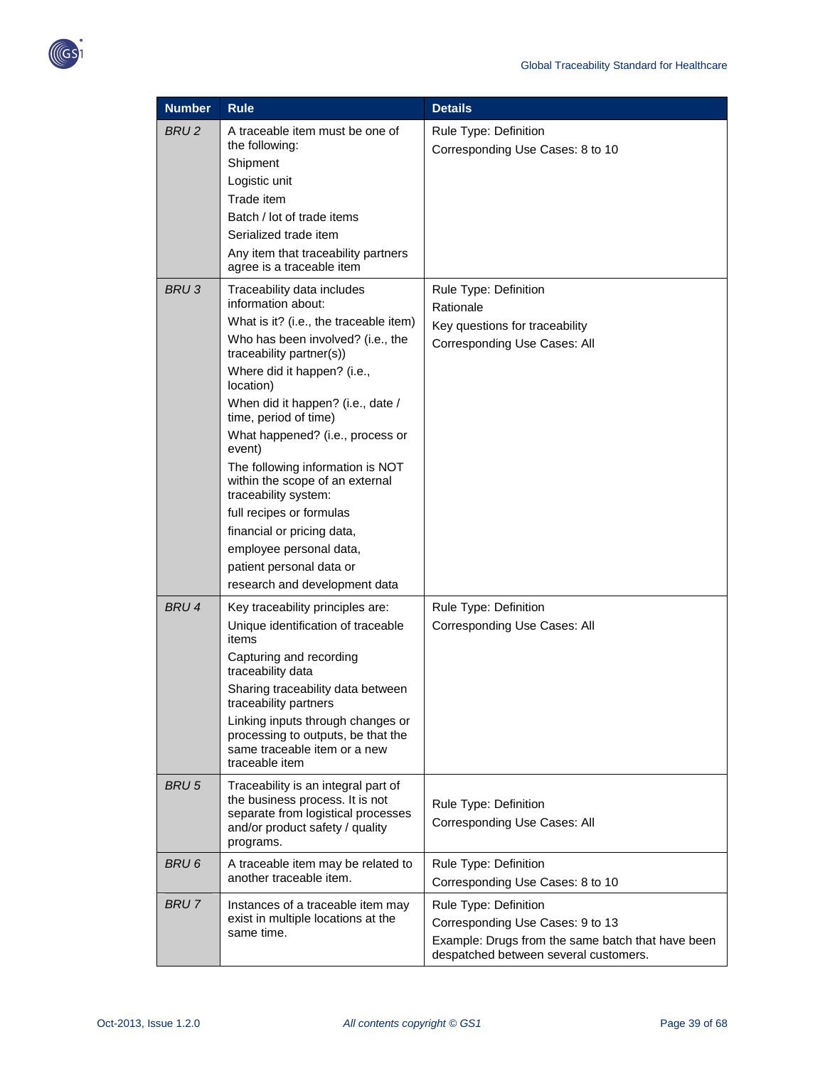| Number | Rule | Details |
|---|---|---|
| *BRU 2* | A traceable item must be one of the following:<br>Shipment<br>Logistic unit<br>Trade item<br>Batch / lot of trade items<br>Serialized trade item<br>Any item that traceability partners agree is a traceable item | Rule Type: Definition<br>Corresponding Use Cases: 8 to 10 |
| *BRU 3* | Traceability data includes information about:<br>What is it? (i.e., the traceable item)<br>Who has been involved? (i.e., the traceability partner(s))<br>Where did it happen? (i.e., location)<br>When did it happen? (i.e., date / time, period of time)<br>What happened? (i.e., process or event)<br>The following information is NOT within the scope of an external traceability system:<br>full recipes or formulas<br>financial or pricing data,<br>employee personal data,<br>patient personal data or<br>research and development data | Rule Type: Definition<br>Rationale<br>Key questions for traceability<br>Corresponding Use Cases: All |
| *BRU 4* | Key traceability principles are:<br>Unique identification of traceable items<br>Capturing and recording traceability data<br>Sharing traceability data between traceability partners<br>Linking inputs through changes or processing to outputs, be that the same traceable item or a new traceable item | Rule Type: Definition<br>Corresponding Use Cases: All |
| *BRU 5* | Traceability is an integral part of the business process. It is not separate from logistical processes and/or product safety / quality programs. | Rule Type: Definition<br>Corresponding Use Cases: All |
| *BRU 6* | A traceable item may be related to another traceable item. | Rule Type: Definition<br>Corresponding Use Cases: 8 to 10 |
| *BRU 7* | Instances of a traceable item may exist in multiple locations at the same time. | Rule Type: Definition<br>Corresponding Use Cases: 9 to 13<br>Example: Drugs from the same batch that have been despatched between several customers. |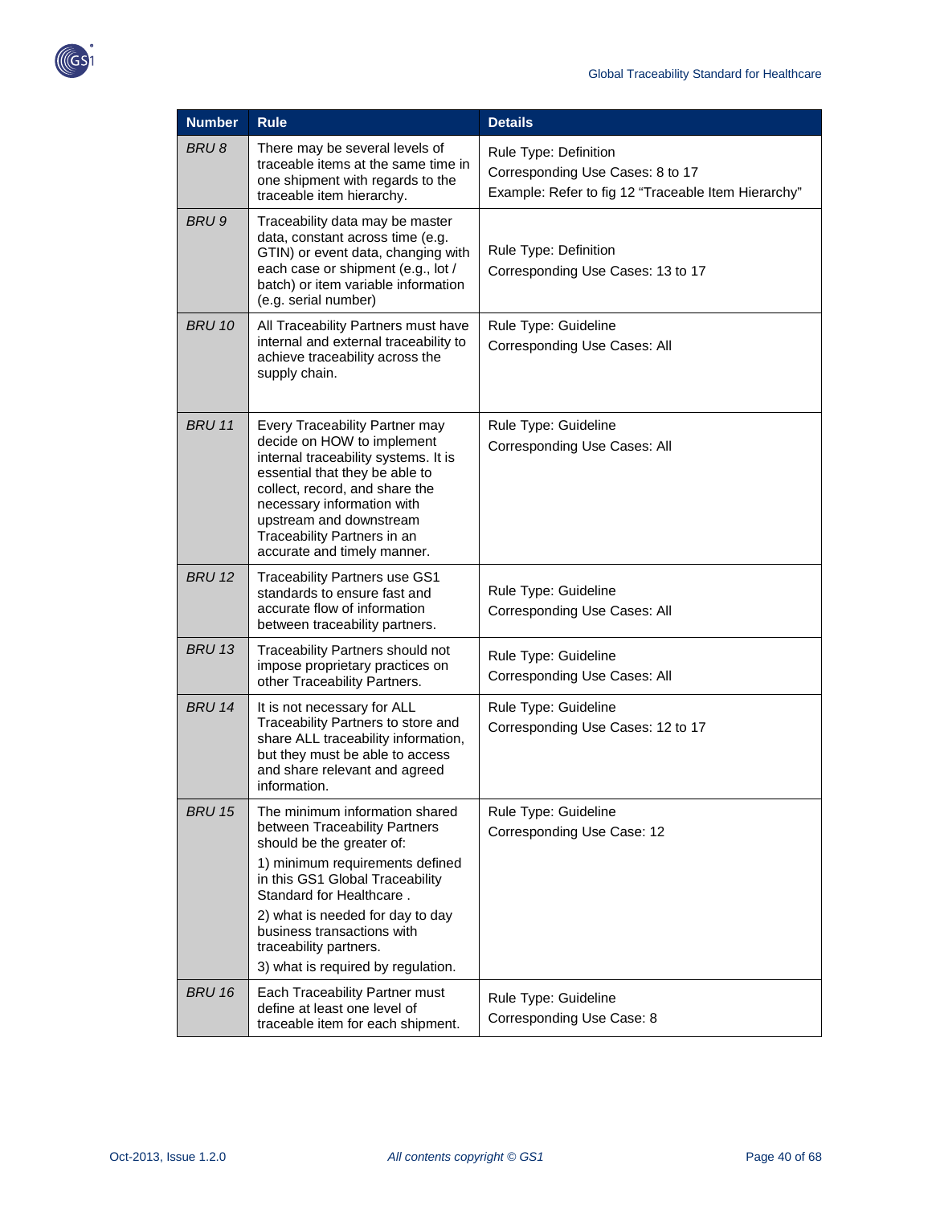| Number | Rule | Details |
|---|---|---|
| *BRU 8* | There may be several levels of traceable items at the same time in one shipment with regards to the traceable item hierarchy. | Rule Type: Definition<br>Corresponding Use Cases: 8 to 17<br>Example: Refer to fig 12 "Traceable Item Hierarchy" |
| *BRU 9* | Traceability data may be master data, constant across time (e.g. GTIN) or event data, changing with each case or shipment (e.g., lot / batch) or item variable information (e.g. serial number) | Rule Type: Definition<br>Corresponding Use Cases: 13 to 17 |
| *BRU 10* | All Traceability Partners must have internal and external traceability to achieve traceability across the supply chain. | Rule Type: Guideline<br>Corresponding Use Cases: All |
| *BRU 11* | Every Traceability Partner may decide on HOW to implement internal traceability systems. It is essential that they be able to collect, record, and share the necessary information with upstream and downstream Traceability Partners in an accurate and timely manner. | Rule Type: Guideline<br>Corresponding Use Cases: All |
| *BRU 12* | Traceability Partners use GS1 standards to ensure fast and accurate flow of information between traceability partners. | Rule Type: Guideline<br>Corresponding Use Cases: All |
| *BRU 13* | Traceability Partners should not impose proprietary practices on other Traceability Partners. | Rule Type: Guideline<br>Corresponding Use Cases: All |
| *BRU 14* | It is not necessary for ALL Traceability Partners to store and share ALL traceability information, but they must be able to access and share relevant and agreed information. | Rule Type: Guideline<br>Corresponding Use Cases: 12 to 17 |
| *BRU 15* | The minimum information shared between Traceability Partners should be the greater of:<br>1) minimum requirements defined in this GS1 Global Traceability Standard for Healthcare .<br>2) what is needed for day to day business transactions with traceability partners.<br>3) what is required by regulation. | Rule Type: Guideline<br>Corresponding Use Case: 12 |
| *BRU 16* | Each Traceability Partner must define at least one level of traceable item for each shipment. | Rule Type: Guideline<br>Corresponding Use Case: 8 |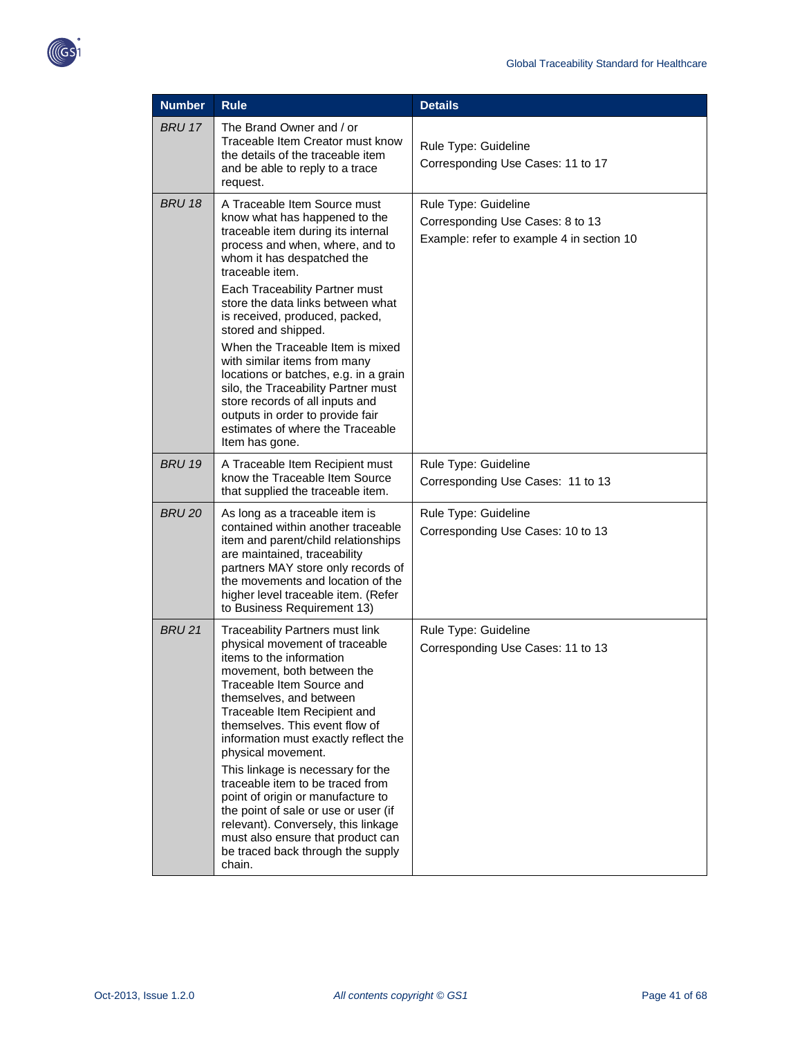| Number | Rule | Details |
|---|---|---|
| *BRU 17* | The Brand Owner and / or Traceable Item Creator must know the details of the traceable item and be able to reply to a trace request. | Rule Type: Guideline<br>Corresponding Use Cases: 11 to 17 |
| *BRU 18* | A Traceable Item Source must know what has happened to the traceable item during its internal process and when, where, and to whom it has despatched the traceable item.<br>Each Traceability Partner must store the data links between what is received, produced, packed, stored and shipped.<br>When the Traceable Item is mixed with similar items from many locations or batches, e.g. in a grain silo, the Traceability Partner must store records of all inputs and outputs in order to provide fair estimates of where the Traceable Item has gone. | Rule Type: Guideline<br>Corresponding Use Cases: 8 to 13<br>Example: refer to example 4 in section 10 |
| *BRU 19* | A Traceable Item Recipient must know the Traceable Item Source that supplied the traceable item. | Rule Type: Guideline<br>Corresponding Use Cases:  11 to 13 |
| *BRU 20* | As long as a traceable item is contained within another traceable item and parent/child relationships are maintained, traceability partners MAY store only records of the movements and location of the higher level traceable item. (Refer to Business Requirement 13) | Rule Type: Guideline<br>Corresponding Use Cases: 10 to 13 |
| *BRU 21* | Traceability Partners must link physical movement of traceable items to the information movement, both between the Traceable Item Source and themselves, and between Traceable Item Recipient and themselves. This event flow of information must exactly reflect the physical movement.<br>This linkage is necessary for the traceable item to be traced from point of origin or manufacture to the point of sale or use or user (if relevant). Conversely, this linkage must also ensure that product can be traced back through the supply chain. | Rule Type: Guideline<br>Corresponding Use Cases: 11 to 13 |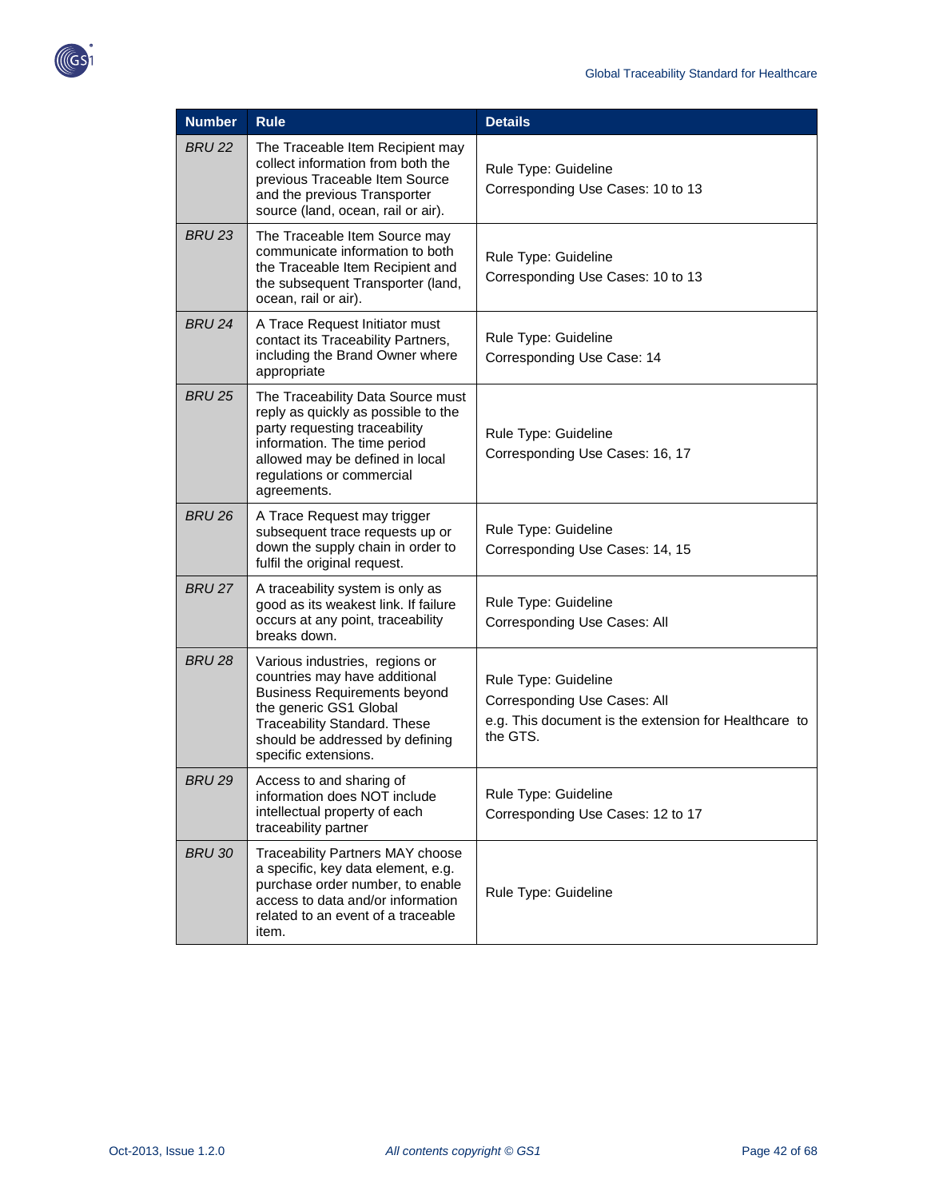| Number | Rule | Details |
| --- | --- | --- |
| *BRU 22* | The Traceable Item Recipient may collect information from both the previous Traceable Item Source and the previous Transporter source (land, ocean, rail or air). | Rule Type: Guideline<br>Corresponding Use Cases: 10 to 13 |
| *BRU 23* | The Traceable Item Source may communicate information to both the Traceable Item Recipient and the subsequent Transporter (land, ocean, rail or air). | Rule Type: Guideline<br>Corresponding Use Cases: 10 to 13 |
| *BRU 24* | A Trace Request Initiator must contact its Traceability Partners, including the Brand Owner where appropriate | Rule Type: Guideline<br>Corresponding Use Case: 14 |
| *BRU 25* | The Traceability Data Source must reply as quickly as possible to the party requesting traceability information. The time period allowed may be defined in local regulations or commercial agreements. | Rule Type: Guideline<br>Corresponding Use Cases: 16, 17 |
| *BRU 26* | A Trace Request may trigger subsequent trace requests up or down the supply chain in order to fulfil the original request. | Rule Type: Guideline<br>Corresponding Use Cases: 14, 15 |
| *BRU 27* | A traceability system is only as good as its weakest link. If failure occurs at any point, traceability breaks down. | Rule Type: Guideline<br>Corresponding Use Cases: All |
| *BRU 28* | Various industries, regions or countries may have additional Business Requirements beyond the generic GS1 Global Traceability Standard. These should be addressed by defining specific extensions. | Rule Type: Guideline<br>Corresponding Use Cases: All<br>e.g. This document is the extension for Healthcare to the GTS. |
| *BRU 29* | Access to and sharing of information does NOT include intellectual property of each traceability partner | Rule Type: Guideline<br>Corresponding Use Cases: 12 to 17 |
| *BRU 30* | Traceability Partners MAY choose a specific, key data element, e.g. purchase order number, to enable access to data and/or information related to an event of a traceable item. | Rule Type: Guideline |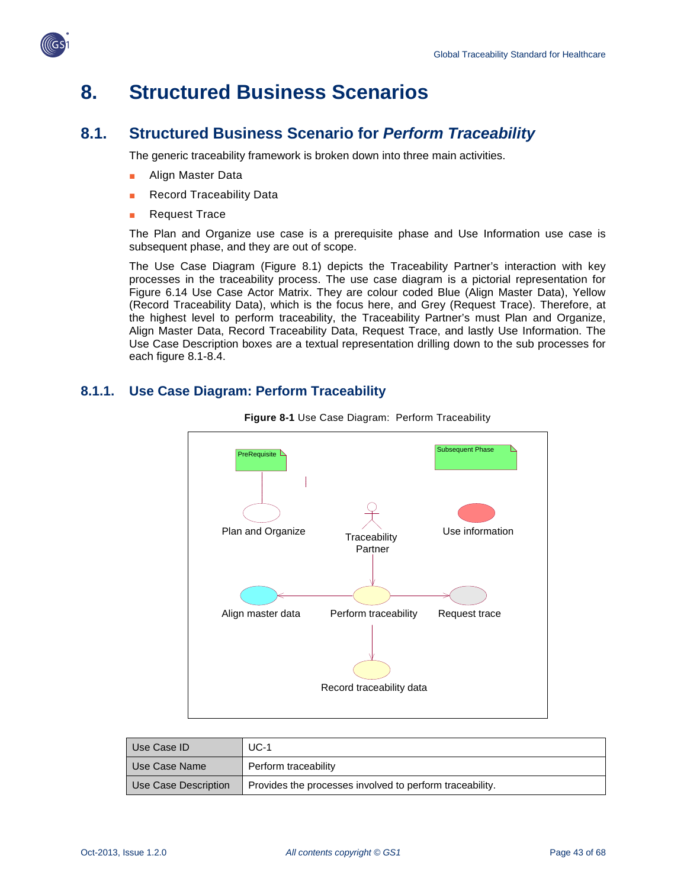# 8. Structured Business Scenarios

## 8.1. Structured Business Scenario for *Perform Traceability*

The generic traceability framework is broken down into three main activities.

- Align Master Data
- Record Traceability Data
- Request Trace

The Plan and Organize use case is a prerequisite phase and Use Information use case is subsequent phase, and they are out of scope.

The Use Case Diagram (Figure 8.1) depicts the Traceability Partner's interaction with key processes in the traceability process. The use case diagram is a pictorial representation for Figure 6.14 Use Case Actor Matrix. They are colour coded Blue (Align Master Data), Yellow (Record Traceability Data), which is the focus here, and Grey (Request Trace). Therefore, at the highest level to perform traceability, the Traceability Partner's must Plan and Organize, Align Master Data, Record Traceability Data, Request Trace, and lastly Use Information. The Use Case Description boxes are a textual representation drilling down to the sub processes for each figure 8.1-8.4.

### 8.1.1. Use Case Diagram: Perform Traceability

**Figure 8-1** Use Case Diagram: Perform Traceability

PreRequisite

Subsequent Phase

Plan and Organize

Traceability Partner

Use information

Align master data

Perform traceability

Request trace

Record traceability data

| | |
|---|---|
| Use Case ID | UC-1 |
| Use Case Name | Perform traceability |
| Use Case Description | Provides the processes involved to perform traceability. |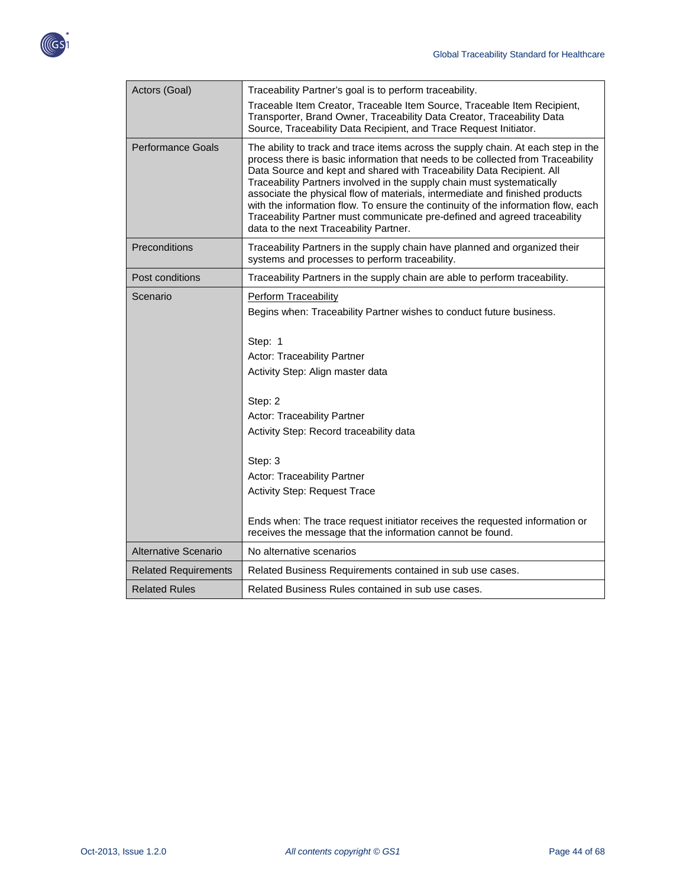| Actors (Goal) | Traceability Partner's goal is to perform traceability.<br>Traceable Item Creator, Traceable Item Source, Traceable Item Recipient, Transporter, Brand Owner, Traceability Data Creator, Traceability Data Source, Traceability Data Recipient, and Trace Request Initiator. |
|---|---|
| Performance Goals | The ability to track and trace items across the supply chain. At each step in the process there is basic information that needs to be collected from Traceability Data Source and kept and shared with Traceability Data Recipient. All Traceability Partners involved in the supply chain must systematically associate the physical flow of materials, intermediate and finished products with the information flow. To ensure the continuity of the information flow, each Traceability Partner must communicate pre-defined and agreed traceability data to the next Traceability Partner. |
| Preconditions | Traceability Partners in the supply chain have planned and organized their systems and processes to perform traceability. |
| Post conditions | Traceability Partners in the supply chain are able to perform traceability. |
| Scenario | Perform Traceability<br>Begins when: Traceability Partner wishes to conduct future business.<br><br>Step: 1<br>Actor: Traceability Partner<br>Activity Step: Align master data<br><br>Step: 2<br>Actor: Traceability Partner<br>Activity Step: Record traceability data<br><br>Step: 3<br>Actor: Traceability Partner<br>Activity Step: Request Trace<br><br>Ends when: The trace request initiator receives the requested information or receives the message that the information cannot be found. |
| Alternative Scenario | No alternative scenarios |
| Related Requirements | Related Business Requirements contained in sub use cases. |
| Related Rules | Related Business Rules contained in sub use cases. |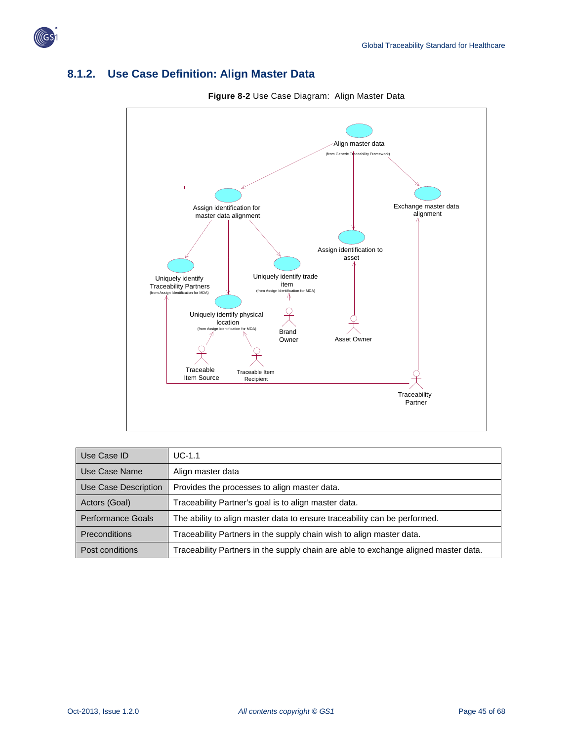## 8.1.2. Use Case Definition: Align Master Data

**Figure 8-2** Use Case Diagram: Align Master Data

Align master data
(from Generic Traceability Framework)

Assign identification for master data alignment

Exchange master data alignment

Assign identification to asset

Uniquely identify Traceability Partners
(from Assign Identification for MDA)

Uniquely identify trade item
(from Assign Identification for MDA)

Uniquely identify physical location
(from Assign Identification for MDA)

Brand Owner

Asset Owner

Traceable Item Source

Traceable Item Recipient

Traceability Partner

| | |
|---|---|
| Use Case ID | UC-1.1 |
| Use Case Name | Align master data |
| Use Case Description | Provides the processes to align master data. |
| Actors (Goal) | Traceability Partner's goal is to align master data. |
| Performance Goals | The ability to align master data to ensure traceability can be performed. |
| Preconditions | Traceability Partners in the supply chain wish to align master data. |
| Post conditions | Traceability Partners in the supply chain are able to exchange aligned master data. |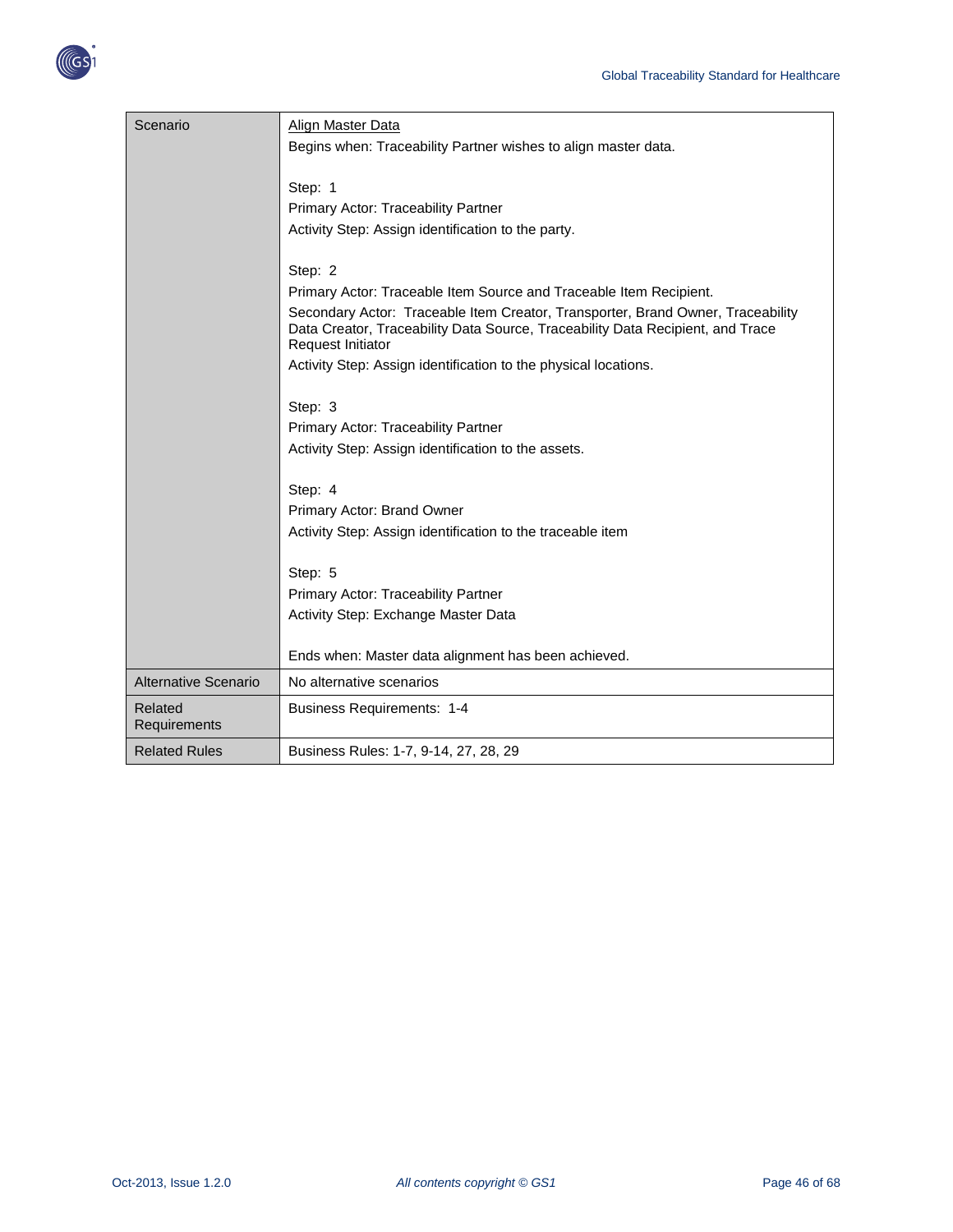| | |
|---|---|
| Scenario | <u>Align Master Data</u><br>Begins when: Traceability Partner wishes to align master data.<br><br>Step: 1<br>Primary Actor: Traceability Partner<br>Activity Step: Assign identification to the party.<br><br>Step: 2<br>Primary Actor: Traceable Item Source and Traceable Item Recipient.<br>Secondary Actor: Traceable Item Creator, Transporter, Brand Owner, Traceability Data Creator, Traceability Data Source, Traceability Data Recipient, and Trace Request Initiator<br>Activity Step: Assign identification to the physical locations.<br><br>Step: 3<br>Primary Actor: Traceability Partner<br>Activity Step: Assign identification to the assets.<br><br>Step: 4<br>Primary Actor: Brand Owner<br>Activity Step: Assign identification to the traceable item<br><br>Step: 5<br>Primary Actor: Traceability Partner<br>Activity Step: Exchange Master Data<br><br>Ends when: Master data alignment has been achieved. |
| Alternative Scenario | No alternative scenarios |
| Related Requirements | Business Requirements: 1-4 |
| Related Rules | Business Rules: 1-7, 9-14, 27, 28, 29 |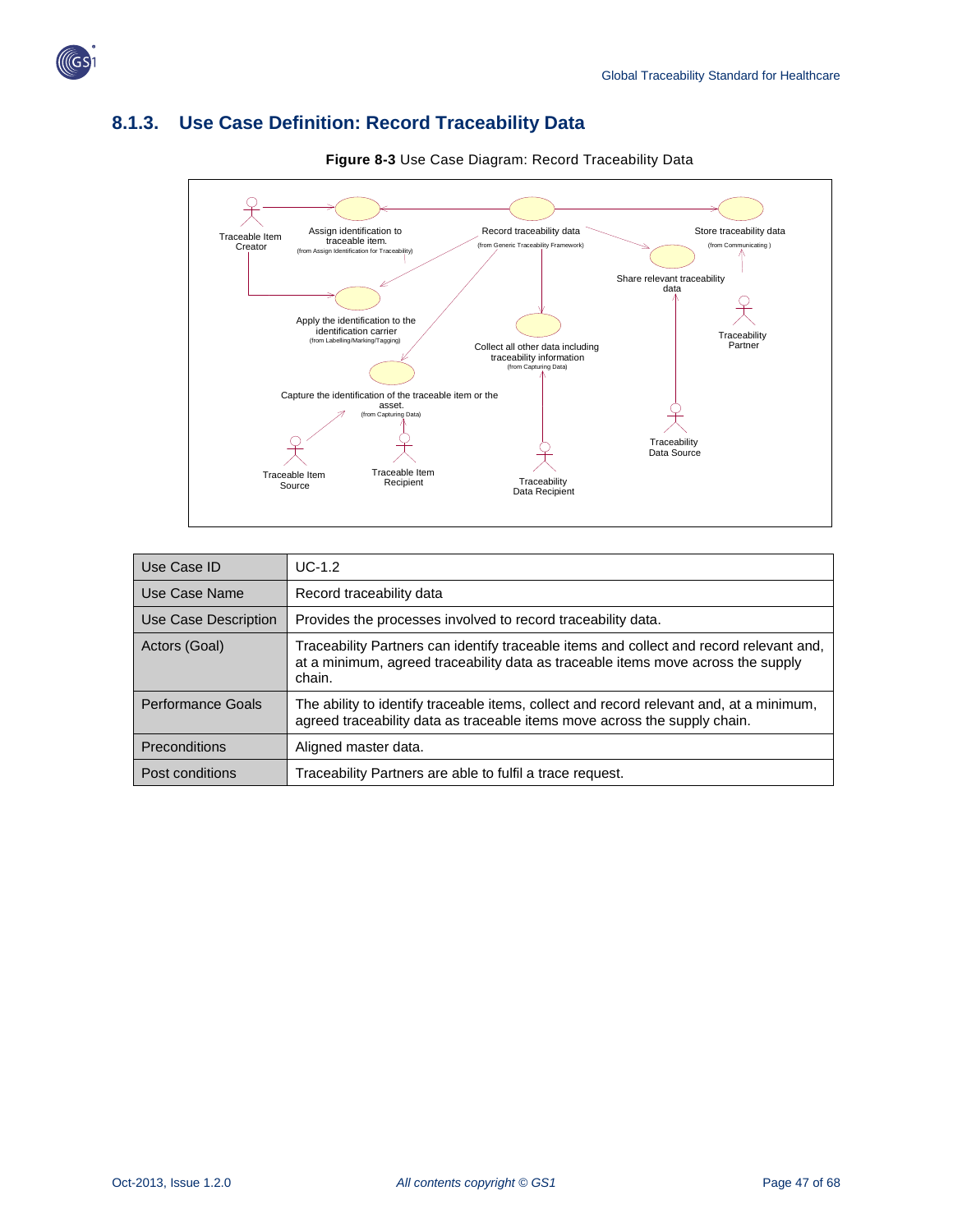### 8.1.3. Use Case Definition: Record Traceability Data

**Figure 8-3** Use Case Diagram: Record Traceability Data

| Use Case ID | UC-1.2 |
|---|---|
| Use Case Name | Record traceability data |
| Use Case Description | Provides the processes involved to record traceability data. |
| Actors (Goal) | Traceability Partners can identify traceable items and collect and record relevant and, at a minimum, agreed traceability data as traceable items move across the supply chain. |
| Performance Goals | The ability to identify traceable items, collect and record relevant and, at a minimum, agreed traceability data as traceable items move across the supply chain. |
| Preconditions | Aligned master data. |
| Post conditions | Traceability Partners are able to fulfil a trace request. |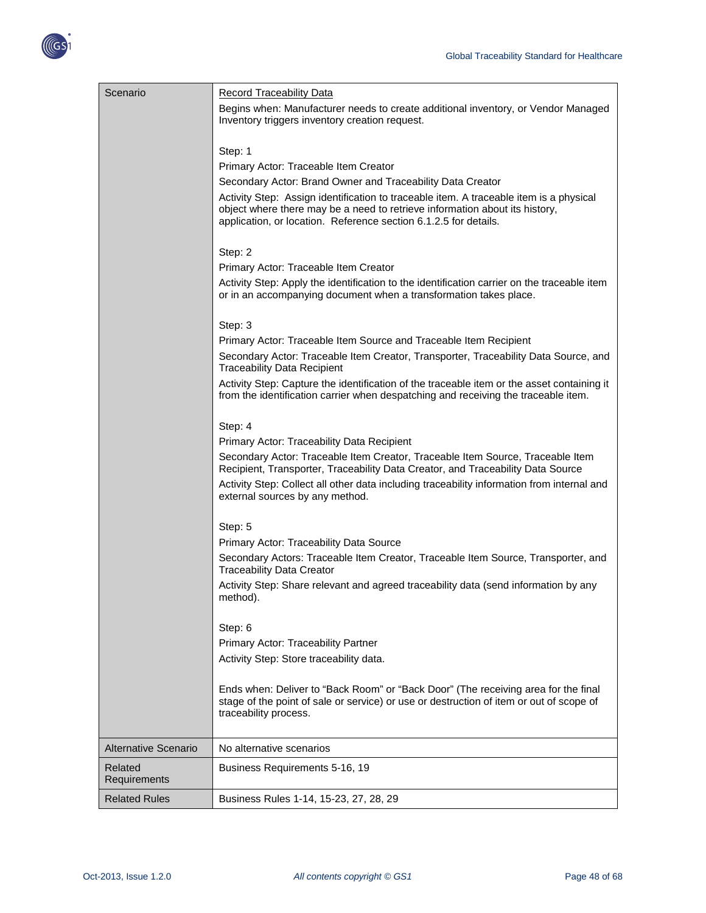| | |
|---|---|
| Scenario | Record Traceability Data<br><br>Begins when: Manufacturer needs to create additional inventory, or Vendor Managed Inventory triggers inventory creation request.<br><br>Step: 1<br>Primary Actor: Traceable Item Creator<br>Secondary Actor: Brand Owner and Traceability Data Creator<br>Activity Step: Assign identification to traceable item. A traceable item is a physical object where there may be a need to retrieve information about its history, application, or location. Reference section 6.1.2.5 for details.<br><br>Step: 2<br>Primary Actor: Traceable Item Creator<br>Activity Step: Apply the identification to the identification carrier on the traceable item or in an accompanying document when a transformation takes place.<br><br>Step: 3<br>Primary Actor: Traceable Item Source and Traceable Item Recipient<br>Secondary Actor: Traceable Item Creator, Transporter, Traceability Data Source, and Traceability Data Recipient<br>Activity Step: Capture the identification of the traceable item or the asset containing it from the identification carrier when despatching and receiving the traceable item.<br><br>Step: 4<br>Primary Actor: Traceability Data Recipient<br>Secondary Actor: Traceable Item Creator, Traceable Item Source, Traceable Item Recipient, Transporter, Traceability Data Creator, and Traceability Data Source<br>Activity Step: Collect all other data including traceability information from internal and external sources by any method.<br><br>Step: 5<br>Primary Actor: Traceability Data Source<br>Secondary Actors: Traceable Item Creator, Traceable Item Source, Transporter, and Traceability Data Creator<br>Activity Step: Share relevant and agreed traceability data (send information by any method).<br><br>Step: 6<br>Primary Actor: Traceability Partner<br>Activity Step: Store traceability data.<br><br>Ends when: Deliver to "Back Room" or "Back Door" (The receiving area for the final stage of the point of sale or service) or use or destruction of item or out of scope of traceability process. |
| Alternative Scenario | No alternative scenarios |
| Related Requirements | Business Requirements 5-16, 19 |
| Related Rules | Business Rules 1-14, 15-23, 27, 28, 29 |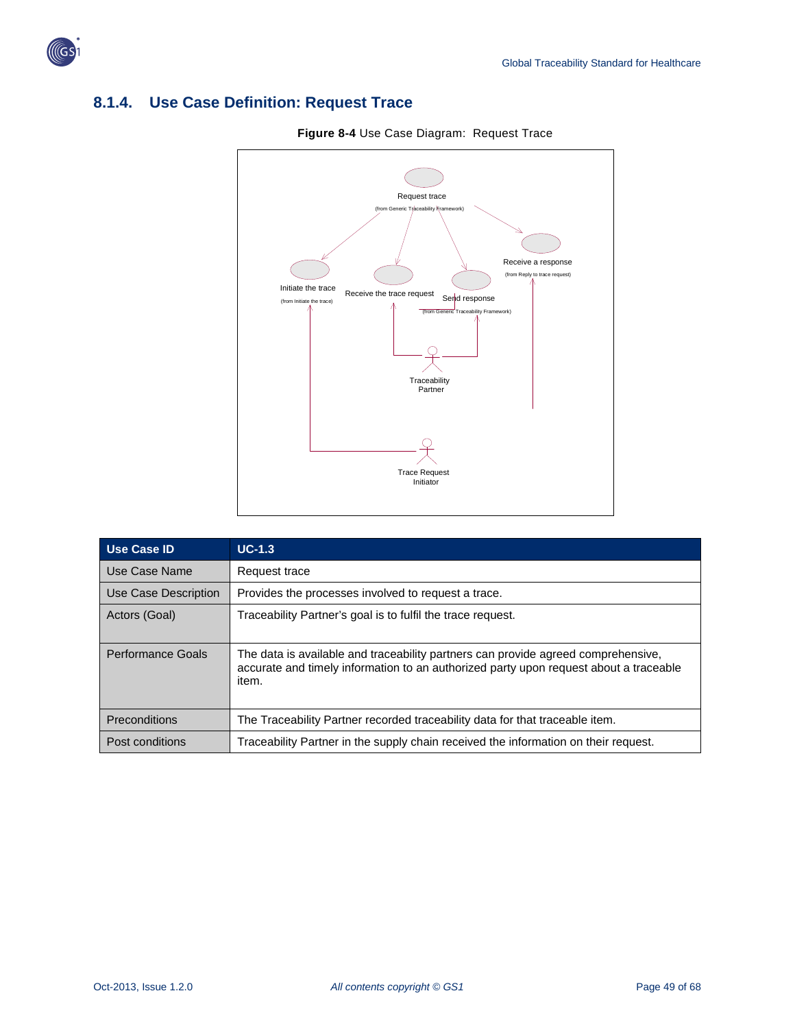## 8.1.4. Use Case Definition: Request Trace

**Figure 8-4** Use Case Diagram: Request Trace

Request trace
(from Generic Traceability Framework)
Receive a response
(from Reply to trace request)
Initiate the trace
(from Initiate the trace)
Receive the trace request
Send response
(from Generic Traceability Framework)
Traceability Partner
Trace Request Initiator

| Use Case ID | UC-1.3 |
|---|---|
| Use Case Name | Request trace |
| Use Case Description | Provides the processes involved to request a trace. |
| Actors (Goal) | Traceability Partner's goal is to fulfil the trace request. |
| Performance Goals | The data is available and traceability partners can provide agreed comprehensive, accurate and timely information to an authorized party upon request about a traceable item. |
| Preconditions | The Traceability Partner recorded traceability data for that traceable item. |
| Post conditions | Traceability Partner in the supply chain received the information on their request. |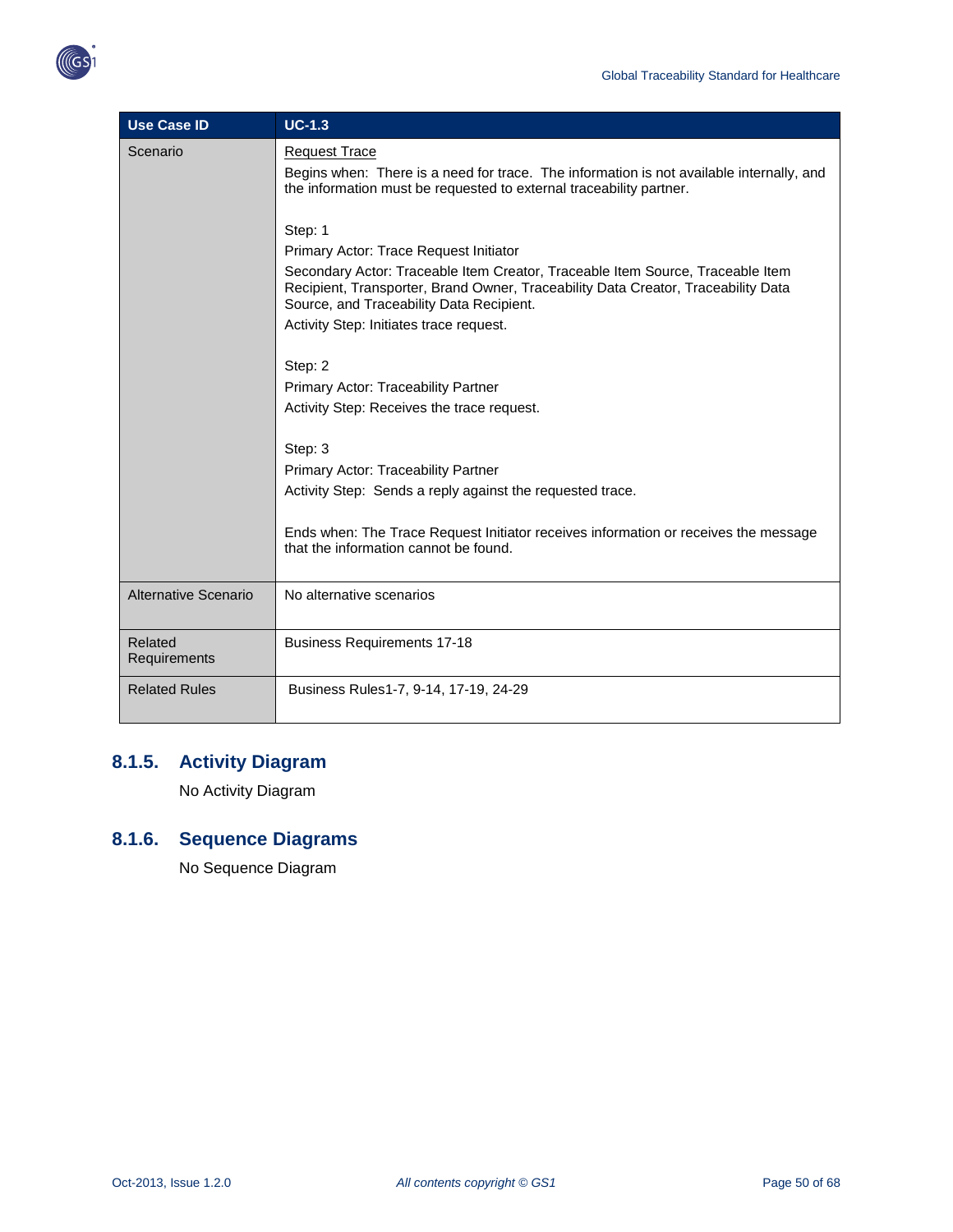| Use Case ID | UC-1.3 |
| --- | --- |
| Scenario | Request Trace<br><br>Begins when: There is a need for trace. The information is not available internally, and the information must be requested to external traceability partner.<br><br>Step: 1<br><br>Primary Actor: Trace Request Initiator<br><br>Secondary Actor: Traceable Item Creator, Traceable Item Source, Traceable Item Recipient, Transporter, Brand Owner, Traceability Data Creator, Traceability Data Source, and Traceability Data Recipient.<br><br>Activity Step: Initiates trace request.<br><br>Step: 2<br><br>Primary Actor: Traceability Partner<br><br>Activity Step: Receives the trace request.<br><br>Step: 3<br><br>Primary Actor: Traceability Partner<br><br>Activity Step: Sends a reply against the requested trace.<br><br>Ends when: The Trace Request Initiator receives information or receives the message that the information cannot be found. |
| Alternative Scenario | No alternative scenarios |
| Related Requirements | Business Requirements 17-18 |
| Related Rules | Business Rules1-7, 9-14, 17-19, 24-29 |

### 8.1.5. Activity Diagram

No Activity Diagram

### 8.1.6. Sequence Diagrams

No Sequence Diagram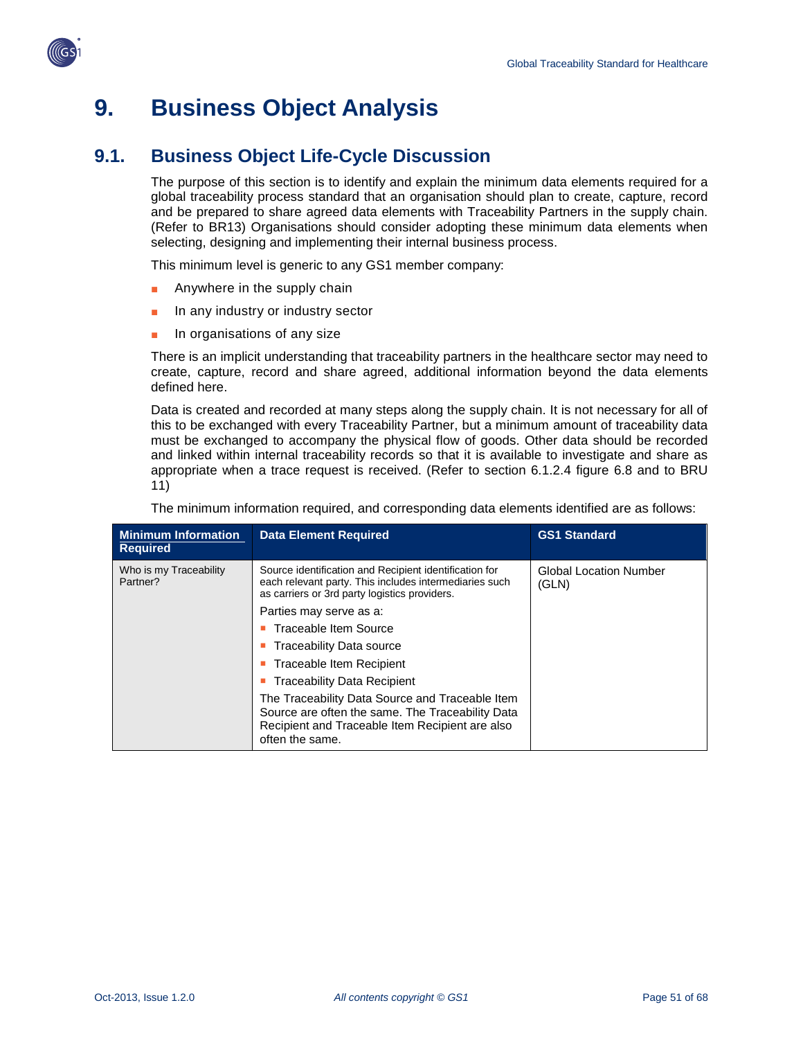# 9. Business Object Analysis

## 9.1. Business Object Life-Cycle Discussion

The purpose of this section is to identify and explain the minimum data elements required for a global traceability process standard that an organisation should plan to create, capture, record and be prepared to share agreed data elements with Traceability Partners in the supply chain. (Refer to BR13) Organisations should consider adopting these minimum data elements when selecting, designing and implementing their internal business process.

This minimum level is generic to any GS1 member company:

- Anywhere in the supply chain
- In any industry or industry sector
- In organisations of any size

There is an implicit understanding that traceability partners in the healthcare sector may need to create, capture, record and share agreed, additional information beyond the data elements defined here.

Data is created and recorded at many steps along the supply chain. It is not necessary for all of this to be exchanged with every Traceability Partner, but a minimum amount of traceability data must be exchanged to accompany the physical flow of goods. Other data should be recorded and linked within internal traceability records so that it is available to investigate and share as appropriate when a trace request is received. (Refer to section 6.1.2.4 figure 6.8 and to BRU 11)

The minimum information required, and corresponding data elements identified are as follows:

| Minimum Information Required | Data Element Required | GS1 Standard |
|---|---|---|
| Who is my Traceability Partner? | Source identification and Recipient identification for each relevant party. This includes intermediaries such as carriers or 3rd party logistics providers.<br><br>Parties may serve as a:<br>- Traceable Item Source<br>- Traceability Data source<br>- Traceable Item Recipient<br>- Traceability Data Recipient<br><br>The Traceability Data Source and Traceable Item Source are often the same. The Traceability Data Recipient and Traceable Item Recipient are also often the same. | Global Location Number (GLN) |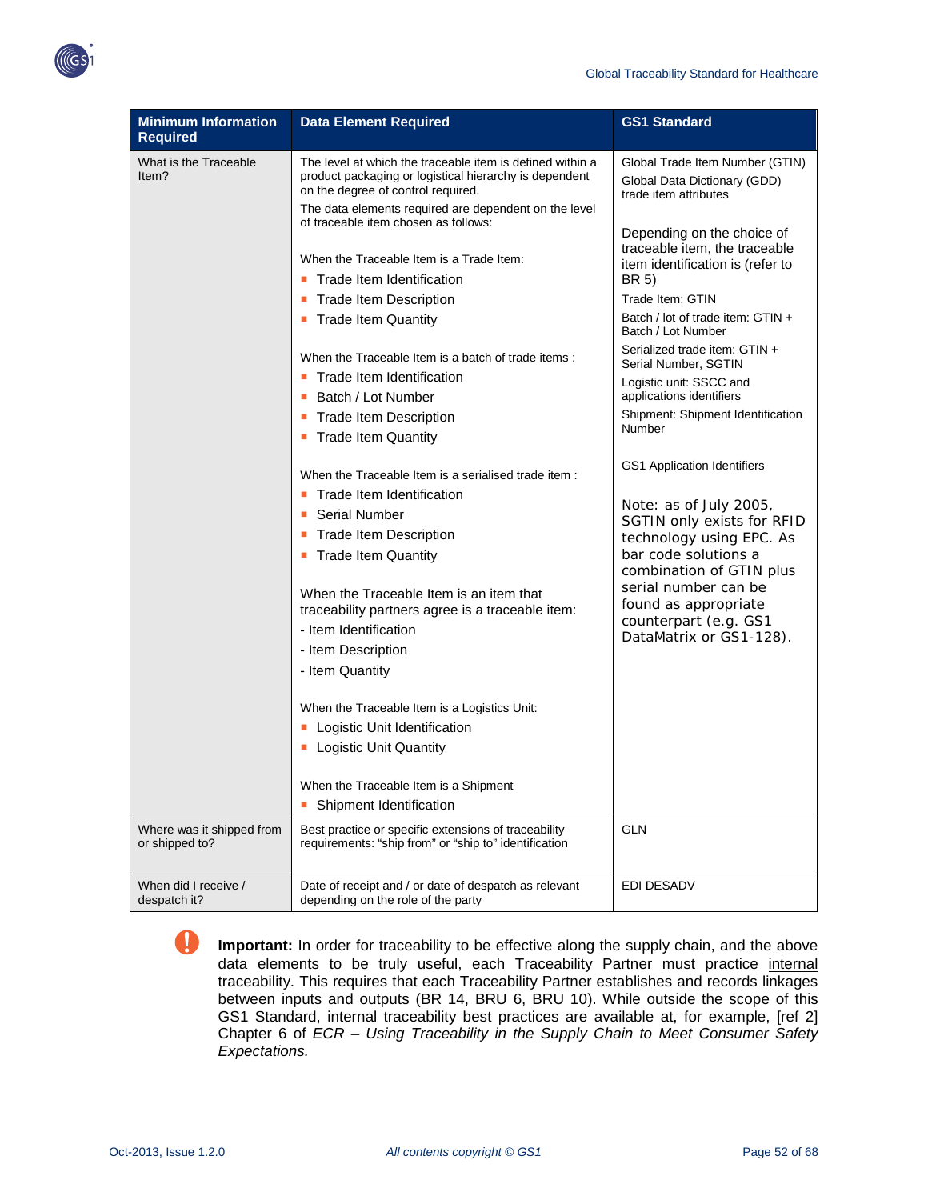| Minimum Information Required | Data Element Required | GS1 Standard |
| --- | --- | --- |
| What is the Traceable Item? | The level at which the traceable item is defined within a product packaging or logistical hierarchy is dependent on the degree of control required.<br>The data elements required are dependent on the level of traceable item chosen as follows:<br><br>When the Traceable Item is a Trade Item:<br>▪ Trade Item Identification<br>▪ Trade Item Description<br>▪ Trade Item Quantity<br><br>When the Traceable Item is a batch of trade items :<br>▪ Trade Item Identification<br>▪ Batch / Lot Number<br>▪ Trade Item Description<br>▪ Trade Item Quantity<br><br>When the Traceable Item is a serialised trade item :<br>▪ Trade Item Identification<br>▪ Serial Number<br>▪ Trade Item Description<br>▪ Trade Item Quantity<br><br>When the Traceable Item is an item that traceability partners agree is a traceable item:<br>- Item Identification<br>- Item Description<br>- Item Quantity<br><br>When the Traceable Item is a Logistics Unit:<br>▪ Logistic Unit Identification<br>▪ Logistic Unit Quantity<br><br>When the Traceable Item is a Shipment<br>▪ Shipment Identification | Global Trade Item Number (GTIN)<br>Global Data Dictionary (GDD) trade item attributes<br><br>Depending on the choice of traceable item, the traceable item identification is (refer to BR 5)<br>Trade Item: GTIN<br>Batch / lot of trade item: GTIN + Batch / Lot Number<br>Serialized trade item: GTIN + Serial Number, SGTIN<br>Logistic unit: SSCC and applications identifiers<br>Shipment: Shipment Identification Number<br><br>GS1 Application Identifiers<br><br>Note: as of July 2005, SGTIN only exists for RFID technology using EPC. As bar code solutions a combination of GTIN plus serial number can be found as appropriate counterpart (e.g. GS1 DataMatrix or GS1-128). |
| Where was it shipped from or shipped to? | Best practice or specific extensions of traceability requirements: "ship from" or "ship to" identification | GLN |
| When did I receive / despatch it? | Date of receipt and / or date of despatch as relevant depending on the role of the party | EDI DESADV |

**Important:** In order for traceability to be effective along the supply chain, and the above data elements to be truly useful, each Traceability Partner must practice internal traceability. This requires that each Traceability Partner establishes and records linkages between inputs and outputs (BR 14, BRU 6, BRU 10). While outside the scope of this GS1 Standard, internal traceability best practices are available at, for example, [ref 2] Chapter 6 of *ECR – Using Traceability in the Supply Chain to Meet Consumer Safety Expectations.*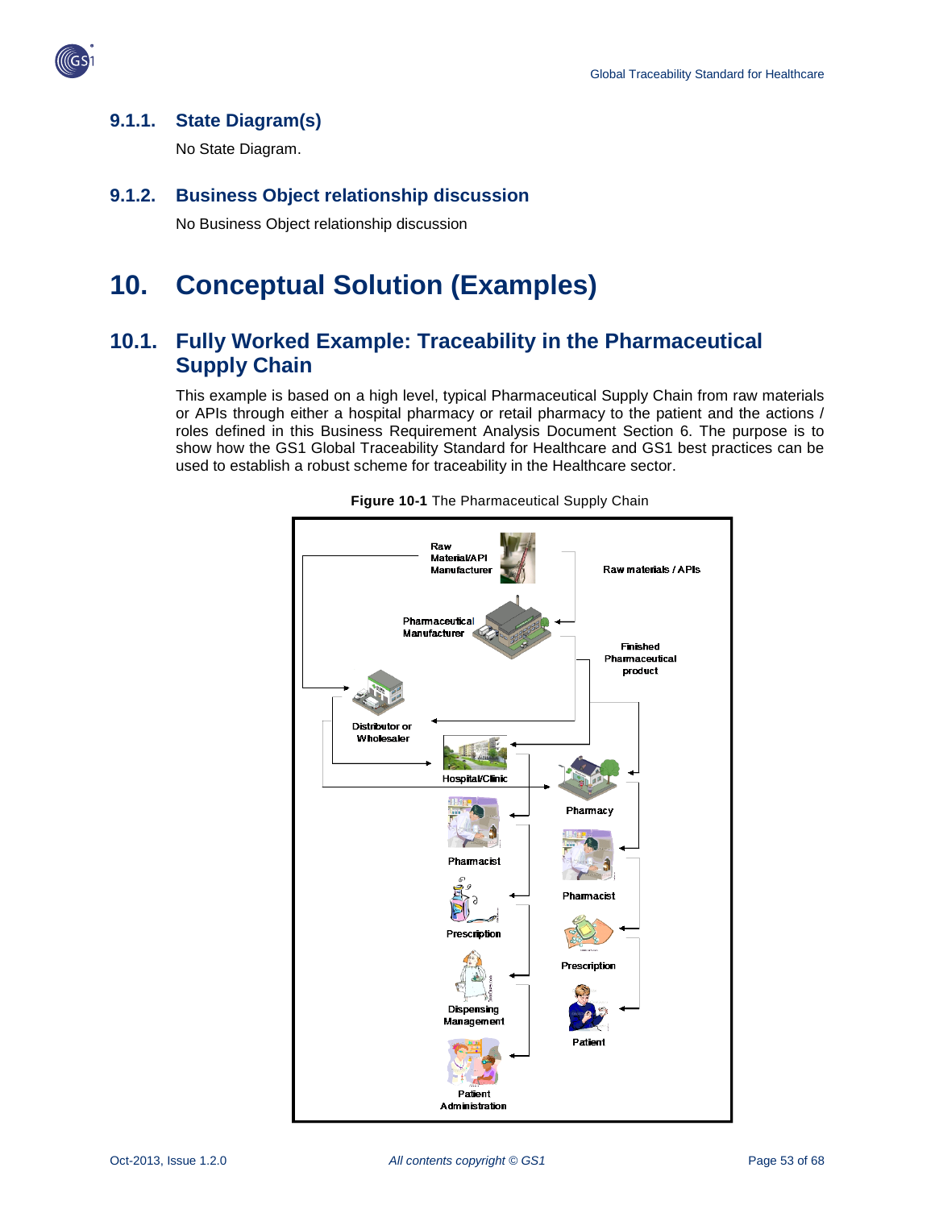### 9.1.1. State Diagram(s)

No State Diagram.

### 9.1.2. Business Object relationship discussion

No Business Object relationship discussion

# 10. Conceptual Solution (Examples)

## 10.1. Fully Worked Example: Traceability in the Pharmaceutical Supply Chain

This example is based on a high level, typical Pharmaceutical Supply Chain from raw materials or APIs through either a hospital pharmacy or retail pharmacy to the patient and the actions / roles defined in this Business Requirement Analysis Document Section 6. The purpose is to show how the GS1 Global Traceability Standard for Healthcare and GS1 best practices can be used to establish a robust scheme for traceability in the Healthcare sector.

**Figure 10-1** The Pharmaceutical Supply Chain

Raw Material/API Manufacturer
Raw materials / APIs
Pharmaceutical Manufacturer
Finished Pharmaceutical product
Distributor or Wholesaler
Hospital/Clinic
Pharmacy
Pharmacist
Pharmacist
Prescription
Prescription
Dispensing Management
Patient
Patient Administration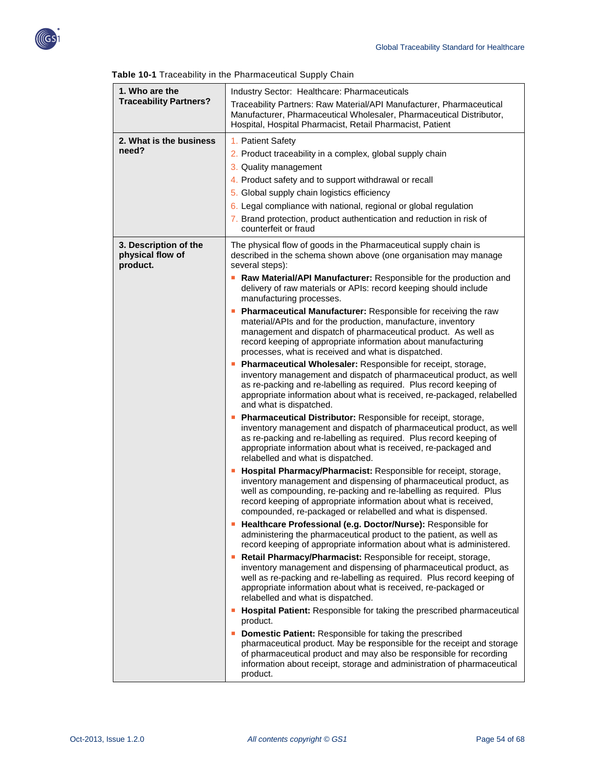**Table 10-1** Traceability in the Pharmaceutical Supply Chain

| | |
|---|---|
| **1. Who are the Traceability Partners?** | Industry Sector: Healthcare: Pharmaceuticals<br>Traceability Partners: Raw Material/API Manufacturer, Pharmaceutical Manufacturer, Pharmaceutical Wholesaler, Pharmaceutical Distributor, Hospital, Hospital Pharmacist, Retail Pharmacist, Patient |
| **2. What is the business need?** | 1. Patient Safety<br>2. Product traceability in a complex, global supply chain<br>3. Quality management<br>4. Product safety and to support withdrawal or recall<br>5. Global supply chain logistics efficiency<br>6. Legal compliance with national, regional or global regulation<br>7. Brand protection, product authentication and reduction in risk of counterfeit or fraud |
| **3. Description of the physical flow of product.** | The physical flow of goods in the Pharmaceutical supply chain is described in the schema shown above (one organisation may manage several steps):<br>▪ **Raw Material/API Manufacturer:** Responsible for the production and delivery of raw materials or APIs: record keeping should include manufacturing processes.<br>▪ **Pharmaceutical Manufacturer:** Responsible for receiving the raw material/APIs and for the production, manufacture, inventory management and dispatch of pharmaceutical product. As well as record keeping of appropriate information about manufacturing processes, what is received and what is dispatched.<br>▪ **Pharmaceutical Wholesaler:** Responsible for receipt, storage, inventory management and dispatch of pharmaceutical product, as well as re-packing and re-labelling as required. Plus record keeping of appropriate information about what is received, re-packaged, relabelled and what is dispatched.<br>▪ **Pharmaceutical Distributor:** Responsible for receipt, storage, inventory management and dispatch of pharmaceutical product, as well as re-packing and re-labelling as required. Plus record keeping of appropriate information about what is received, re-packaged and relabelled and what is dispatched.<br>▪ **Hospital Pharmacy/Pharmacist:** Responsible for receipt, storage, inventory management and dispensing of pharmaceutical product, as well as compounding, re-packing and re-labelling as required. Plus record keeping of appropriate information about what is received, compounded, re-packaged or relabelled and what is dispensed.<br>▪ **Healthcare Professional (e.g. Doctor/Nurse):** Responsible for administering the pharmaceutical product to the patient, as well as record keeping of appropriate information about what is administered.<br>▪ **Retail Pharmacy/Pharmacist:** Responsible for receipt, storage, inventory management and dispensing of pharmaceutical product, as well as re-packing and re-labelling as required. Plus record keeping of appropriate information about what is received, re-packaged or relabelled and what is dispatched.<br>▪ **Hospital Patient:** Responsible for taking the prescribed pharmaceutical product.<br>▪ **Domestic Patient:** Responsible for taking the prescribed pharmaceutical product. May be responsible for the receipt and storage of pharmaceutical product and may also be responsible for recording information about receipt, storage and administration of pharmaceutical product. |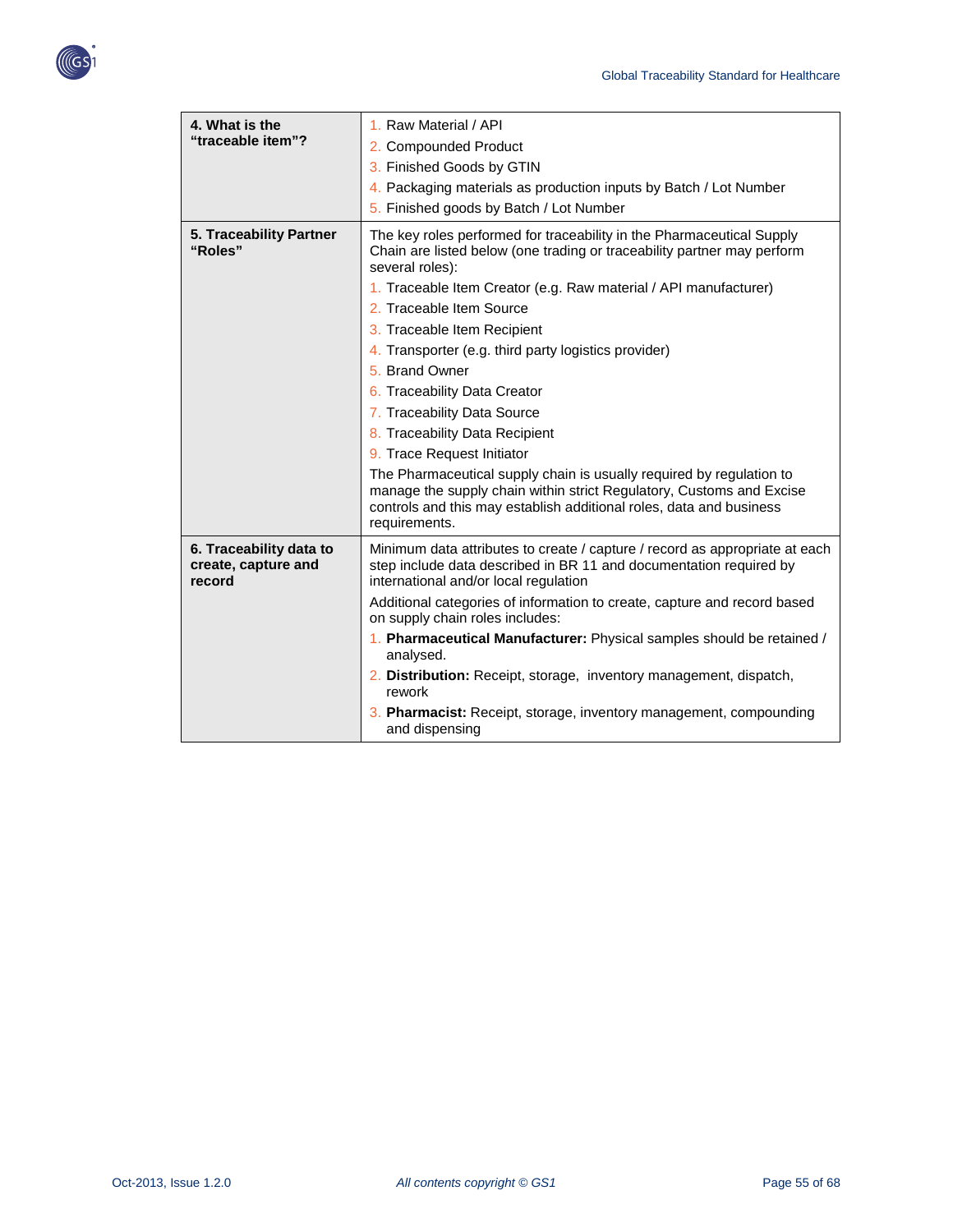| | |
|---|---|
| **4. What is the "traceable item"?** | 1. Raw Material / API<br>2. Compounded Product<br>3. Finished Goods by GTIN<br>4. Packaging materials as production inputs by Batch / Lot Number<br>5. Finished goods by Batch / Lot Number |
| **5. Traceability Partner "Roles"** | The key roles performed for traceability in the Pharmaceutical Supply Chain are listed below (one trading or traceability partner may perform several roles):<br>1. Traceable Item Creator (e.g. Raw material / API manufacturer)<br>2. Traceable Item Source<br>3. Traceable Item Recipient<br>4. Transporter (e.g. third party logistics provider)<br>5. Brand Owner<br>6. Traceability Data Creator<br>7. Traceability Data Source<br>8. Traceability Data Recipient<br>9. Trace Request Initiator<br>The Pharmaceutical supply chain is usually required by regulation to manage the supply chain within strict Regulatory, Customs and Excise controls and this may establish additional roles, data and business requirements. |
| **6. Traceability data to create, capture and record** | Minimum data attributes to create / capture / record as appropriate at each step include data described in BR 11 and documentation required by international and/or local regulation<br>Additional categories of information to create, capture and record based on supply chain roles includes:<br>1. **Pharmaceutical Manufacturer:** Physical samples should be retained / analysed.<br>2. **Distribution:** Receipt, storage, inventory management, dispatch, rework<br>3. **Pharmacist:** Receipt, storage, inventory management, compounding and dispensing |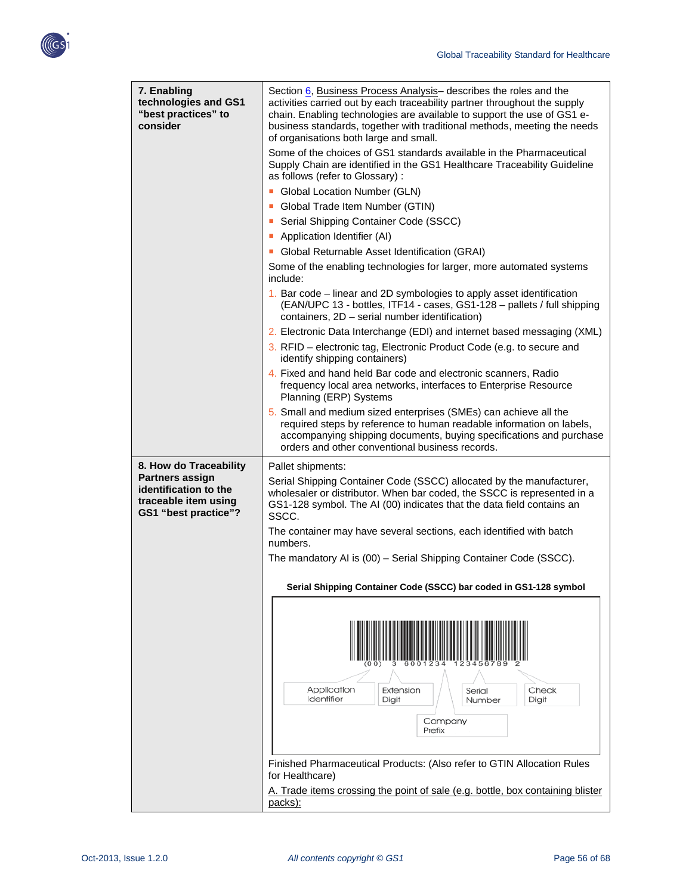| | |
|---|---|
| **7. Enabling technologies and GS1 "best practices" to consider** | Section 6, Business Process Analysis– describes the roles and the activities carried out by each traceability partner throughout the supply chain. Enabling technologies are available to support the use of GS1 e-business standards, together with traditional methods, meeting the needs of organisations both large and small.<br><br>Some of the choices of GS1 standards available in the Pharmaceutical Supply Chain are identified in the GS1 Healthcare Traceability Guideline as follows (refer to Glossary) :<br><br>- Global Location Number (GLN)<br>- Global Trade Item Number (GTIN)<br>- Serial Shipping Container Code (SSCC)<br>- Application Identifier (AI)<br>- Global Returnable Asset Identification (GRAI)<br><br>Some of the enabling technologies for larger, more automated systems include:<br><br>1. Bar code – linear and 2D symbologies to apply asset identification (EAN/UPC 13 - bottles, ITF14 - cases, GS1-128 – pallets / full shipping containers, 2D – serial number identification)<br>2. Electronic Data Interchange (EDI) and internet based messaging (XML)<br>3. RFID – electronic tag, Electronic Product Code (e.g. to secure and identify shipping containers)<br>4. Fixed and hand held Bar code and electronic scanners, Radio frequency local area networks, interfaces to Enterprise Resource Planning (ERP) Systems<br>5. Small and medium sized enterprises (SMEs) can achieve all the required steps by reference to human readable information on labels, accompanying shipping documents, buying specifications and purchase orders and other conventional business records. |
| **8. How do Traceability Partners assign identification to the traceable item using GS1 "best practice"?** | Pallet shipments:<br><br>Serial Shipping Container Code (SSCC) allocated by the manufacturer, wholesaler or distributor. When bar coded, the SSCC is represented in a GS1-128 symbol. The AI (00) indicates that the data field contains an SSCC.<br><br>The container may have several sections, each identified with batch numbers.<br><br>The mandatory AI is (00) – Serial Shipping Container Code (SSCC).<br><br>**Serial Shipping Container Code (SSCC) bar coded in GS1-128 symbol**<br><br>(00) 3 6001234 123456789 2<br>Application Identifier<br>Extension Digit<br>Company Prefix<br>Serial Number<br>Check Digit<br><br>Finished Pharmaceutical Products: (Also refer to GTIN Allocation Rules for Healthcare)<br><br>A. Trade items crossing the point of sale (e.g. bottle, box containing blister packs): |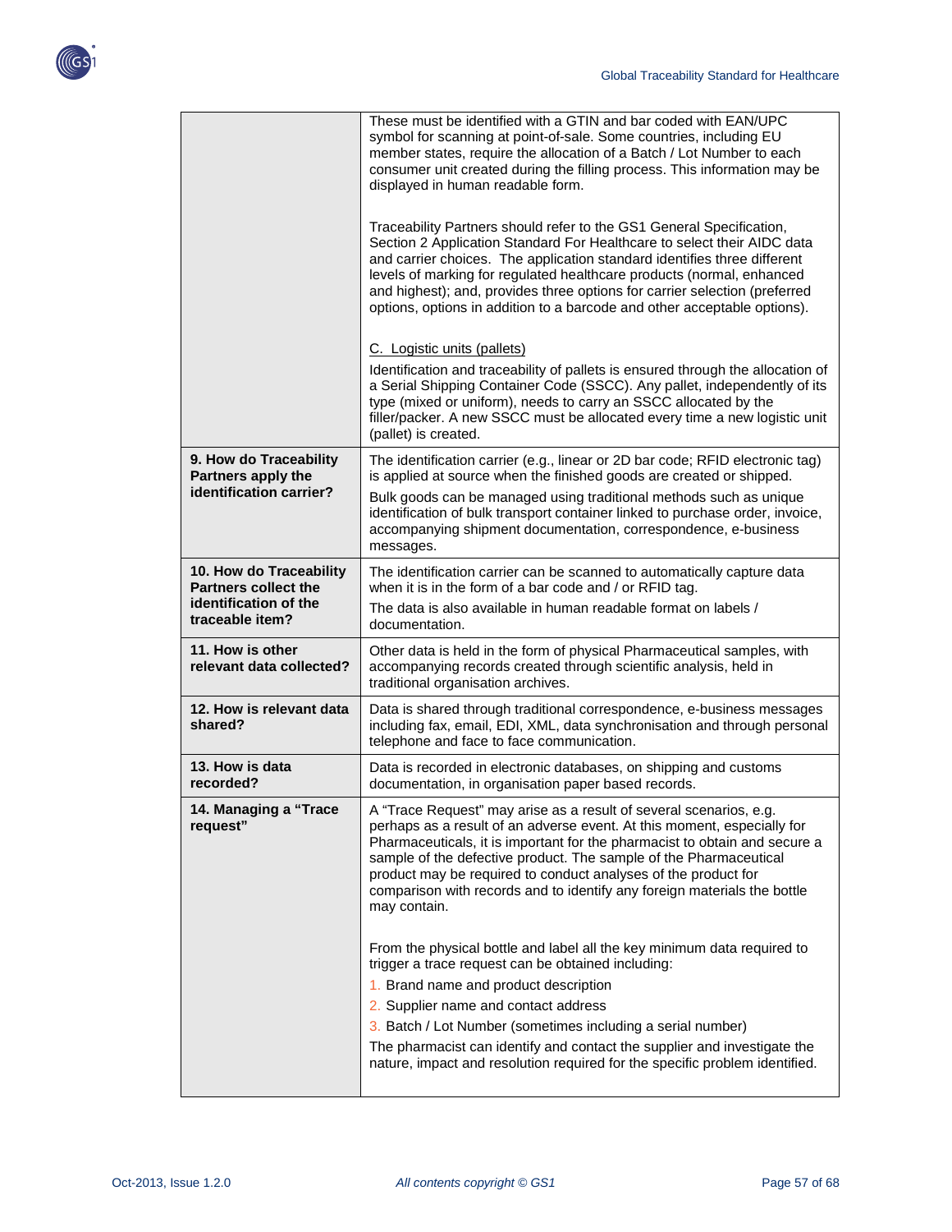| | |
|---|---|
| | These must be identified with a GTIN and bar coded with EAN/UPC symbol for scanning at point-of-sale. Some countries, including EU member states, require the allocation of a Batch / Lot Number to each consumer unit created during the filling process. This information may be displayed in human readable form.<br><br>Traceability Partners should refer to the GS1 General Specification, Section 2 Application Standard For Healthcare to select their AIDC data and carrier choices. The application standard identifies three different levels of marking for regulated healthcare products (normal, enhanced and highest); and, provides three options for carrier selection (preferred options, options in addition to a barcode and other acceptable options).<br><br>C. Logistic units (pallets)<br><br>Identification and traceability of pallets is ensured through the allocation of a Serial Shipping Container Code (SSCC). Any pallet, independently of its type (mixed or uniform), needs to carry an SSCC allocated by the filler/packer. A new SSCC must be allocated every time a new logistic unit (pallet) is created. |
| **9. How do Traceability Partners apply the identification carrier?** | The identification carrier (e.g., linear or 2D bar code; RFID electronic tag) is applied at source when the finished goods are created or shipped.<br><br>Bulk goods can be managed using traditional methods such as unique identification of bulk transport container linked to purchase order, invoice, accompanying shipment documentation, correspondence, e-business messages. |
| **10. How do Traceability Partners collect the identification of the traceable item?** | The identification carrier can be scanned to automatically capture data when it is in the form of a bar code and / or RFID tag.<br><br>The data is also available in human readable format on labels / documentation. |
| **11. How is other relevant data collected?** | Other data is held in the form of physical Pharmaceutical samples, with accompanying records created through scientific analysis, held in traditional organisation archives. |
| **12. How is relevant data shared?** | Data is shared through traditional correspondence, e-business messages including fax, email, EDI, XML, data synchronisation and through personal telephone and face to face communication. |
| **13. How is data recorded?** | Data is recorded in electronic databases, on shipping and customs documentation, in organisation paper based records. |
| **14. Managing a "Trace request"** | A "Trace Request" may arise as a result of several scenarios, e.g. perhaps as a result of an adverse event. At this moment, especially for Pharmaceuticals, it is important for the pharmacist to obtain and secure a sample of the defective product. The sample of the Pharmaceutical product may be required to conduct analyses of the product for comparison with records and to identify any foreign materials the bottle may contain.<br><br>From the physical bottle and label all the key minimum data required to trigger a trace request can be obtained including:<br>1. Brand name and product description<br>2. Supplier name and contact address<br>3. Batch / Lot Number (sometimes including a serial number)<br><br>The pharmacist can identify and contact the supplier and investigate the nature, impact and resolution required for the specific problem identified. |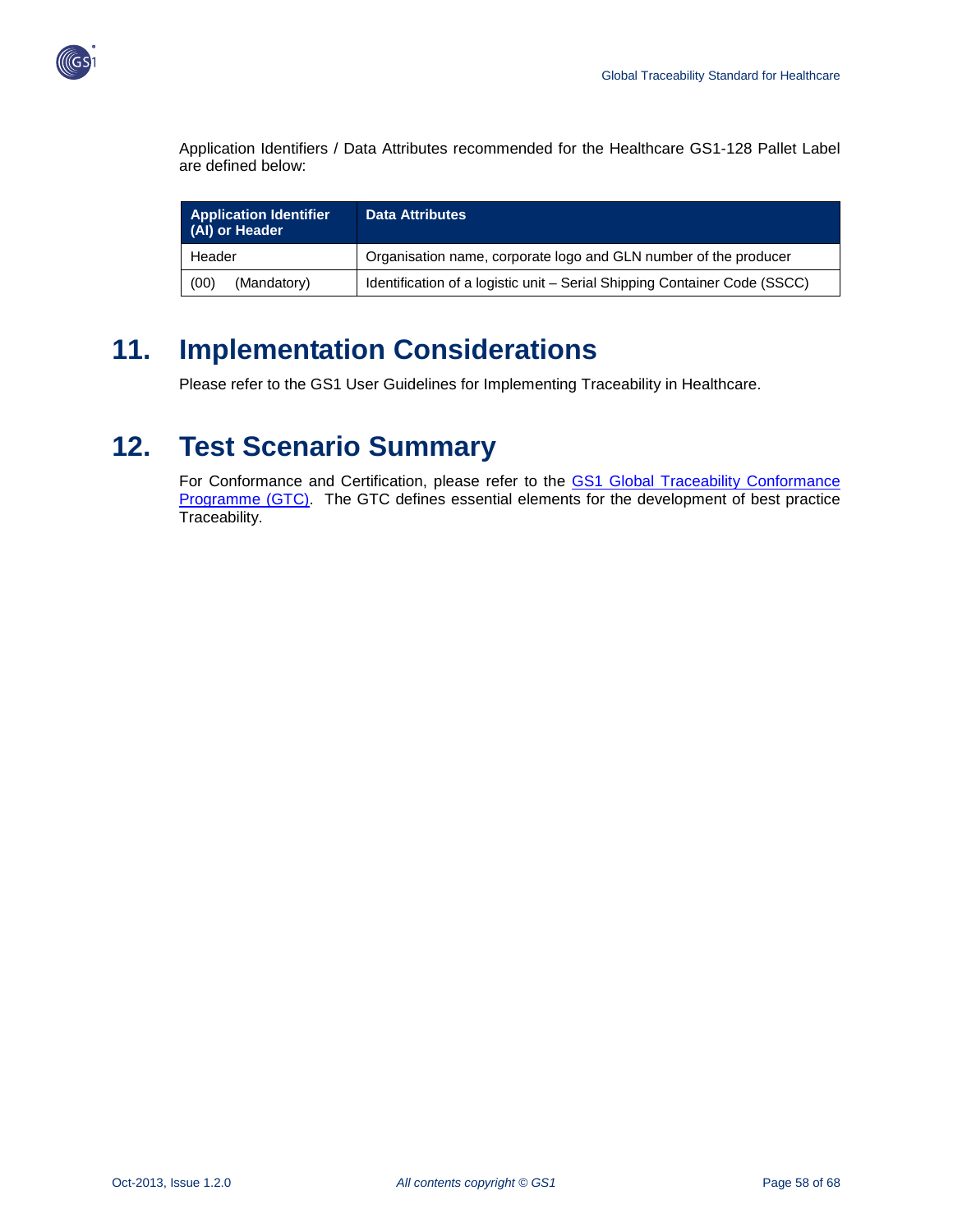Application Identifiers / Data Attributes recommended for the Healthcare GS1-128 Pallet Label are defined below:

| Application Identifier (AI) or Header | Data Attributes |
|---|---|
| Header | Organisation name, corporate logo and GLN number of the producer |
| (00) (Mandatory) | Identification of a logistic unit – Serial Shipping Container Code (SSCC) |

# 11. Implementation Considerations

Please refer to the GS1 User Guidelines for Implementing Traceability in Healthcare.

# 12. Test Scenario Summary

For Conformance and Certification, please refer to the GS1 Global Traceability Conformance Programme (GTC). The GTC defines essential elements for the development of best practice Traceability.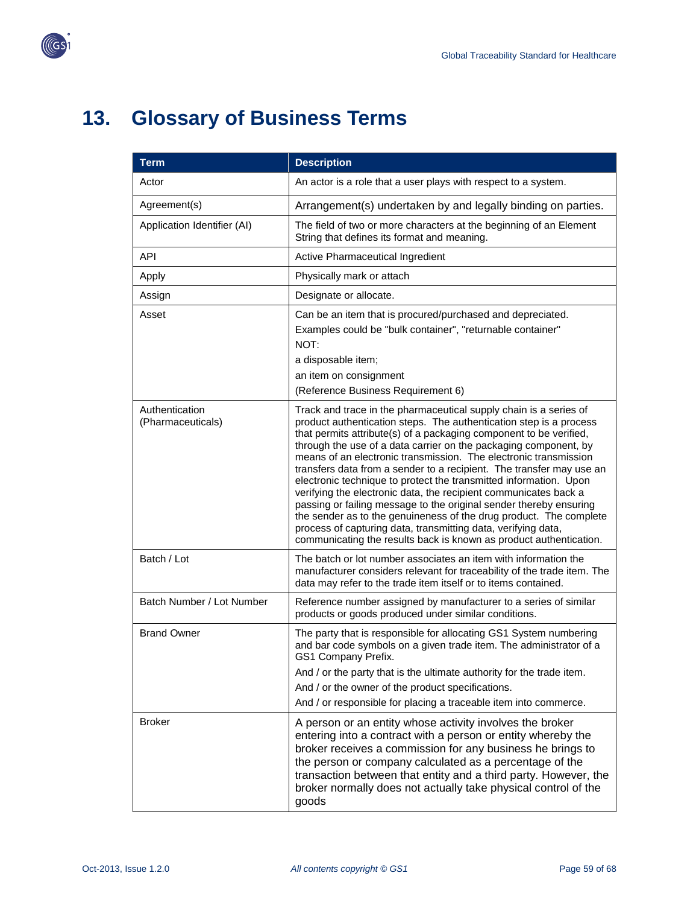# 13. Glossary of Business Terms

| Term | Description |
|---|---|
| Actor | An actor is a role that a user plays with respect to a system. |
| Agreement(s) | Arrangement(s) undertaken by and legally binding on parties. |
| Application Identifier (AI) | The field of two or more characters at the beginning of an Element String that defines its format and meaning. |
| API | Active Pharmaceutical Ingredient |
| Apply | Physically mark or attach |
| Assign | Designate or allocate. |
| Asset | Can be an item that is procured/purchased and depreciated.<br>Examples could be "bulk container", "returnable container"<br>NOT:<br>a disposable item;<br>an item on consignment<br>(Reference Business Requirement 6) |
| Authentication (Pharmaceuticals) | Track and trace in the pharmaceutical supply chain is a series of product authentication steps. The authentication step is a process that permits attribute(s) of a packaging component to be verified, through the use of a data carrier on the packaging component, by means of an electronic transmission. The electronic transmission transfers data from a sender to a recipient. The transfer may use an electronic technique to protect the transmitted information. Upon verifying the electronic data, the recipient communicates back a passing or failing message to the original sender thereby ensuring the sender as to the genuineness of the drug product. The complete process of capturing data, transmitting data, verifying data, communicating the results back is known as product authentication. |
| Batch / Lot | The batch or lot number associates an item with information the manufacturer considers relevant for traceability of the trade item. The data may refer to the trade item itself or to items contained. |
| Batch Number / Lot Number | Reference number assigned by manufacturer to a series of similar products or goods produced under similar conditions. |
| Brand Owner | The party that is responsible for allocating GS1 System numbering and bar code symbols on a given trade item. The administrator of a GS1 Company Prefix.<br>And / or the party that is the ultimate authority for the trade item.<br>And / or the owner of the product specifications.<br>And / or responsible for placing a traceable item into commerce. |
| Broker | A person or an entity whose activity involves the broker entering into a contract with a person or entity whereby the broker receives a commission for any business he brings to the person or company calculated as a percentage of the transaction between that entity and a third party. However, the broker normally does not actually take physical control of the goods |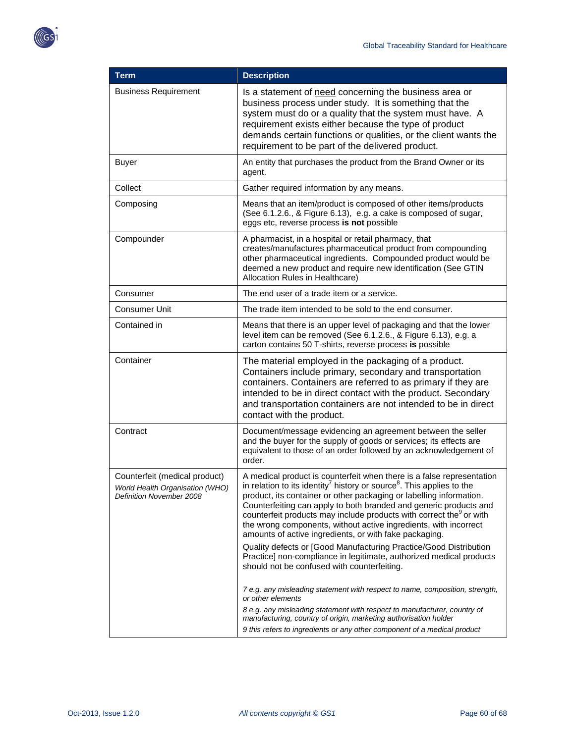| Term | Description |
|---|---|
| Business Requirement | Is a statement of need concerning the business area or business process under study. It is something that the system must do or a quality that the system must have. A requirement exists either because the type of product demands certain functions or qualities, or the client wants the requirement to be part of the delivered product. |
| Buyer | An entity that purchases the product from the Brand Owner or its agent. |
| Collect | Gather required information by any means. |
| Composing | Means that an item/product is composed of other items/products (See 6.1.2.6., & Figure 6.13), e.g. a cake is composed of sugar, eggs etc, reverse process **is not** possible |
| Compounder | A pharmacist, in a hospital or retail pharmacy, that creates/manufactures pharmaceutical product from compounding other pharmaceutical ingredients. Compounded product would be deemed a new product and require new identification (See GTIN Allocation Rules in Healthcare) |
| Consumer | The end user of a trade item or a service. |
| Consumer Unit | The trade item intended to be sold to the end consumer. |
| Contained in | Means that there is an upper level of packaging and that the lower level item can be removed (See 6.1.2.6., & Figure 6.13), e.g. a carton contains 50 T-shirts, reverse process **is** possible |
| Container | The material employed in the packaging of a product. Containers include primary, secondary and transportation containers. Containers are referred to as primary if they are intended to be in direct contact with the product. Secondary and transportation containers are not intended to be in direct contact with the product. |
| Contract | Document/message evidencing an agreement between the seller and the buyer for the supply of goods or services; its effects are equivalent to those of an order followed by an acknowledgement of order. |
| Counterfeit (medical product)<br>*World Health Organisation (WHO) Definition November 2008* | A medical product is counterfeit when there is a false representation in relation to its identity[7] history or source[8]. This applies to the product, its container or other packaging or labelling information. Counterfeiting can apply to both branded and generic products and counterfeit products may include products with correct the[9] or with the wrong components, without active ingredients, with incorrect amounts of active ingredients, or with fake packaging.<br>Quality defects or [Good Manufacturing Practice/Good Distribution Practice] non-compliance in legitimate, authorized medical products should not be confused with counterfeiting.<br><br>*7 e.g. any misleading statement with respect to name, composition, strength, or other elements*<br>*8 e.g. any misleading statement with respect to manufacturer, country of manufacturing, country of origin, marketing authorisation holder*<br>*9 this refers to ingredients or any other component of a medical product* |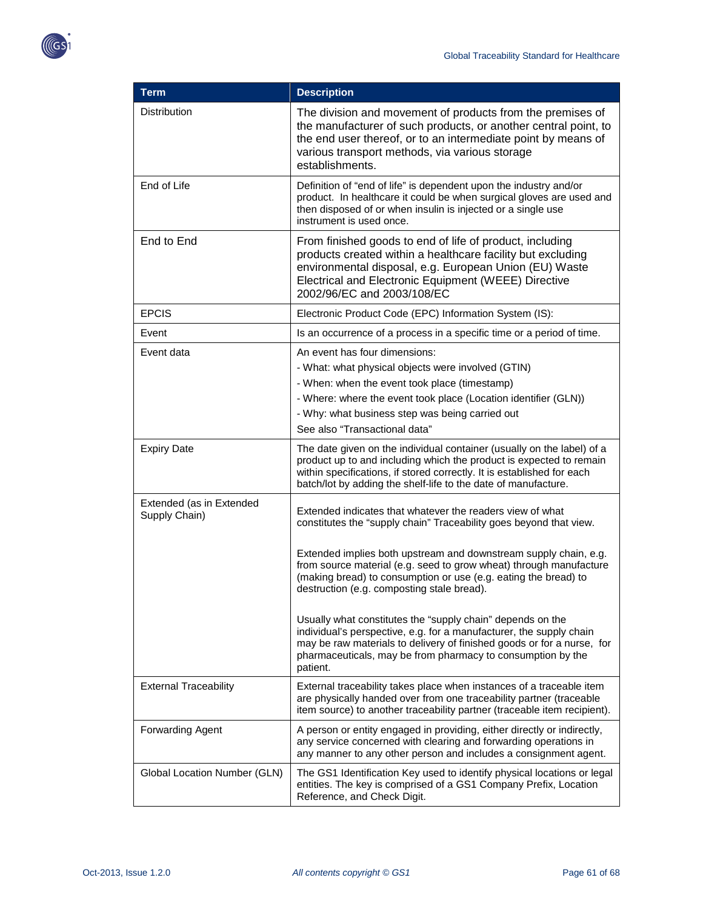| Term | Description |
|---|---|
| Distribution | The division and movement of products from the premises of the manufacturer of such products, or another central point, to the end user thereof, or to an intermediate point by means of various transport methods, via various storage establishments. |
| End of Life | Definition of “end of life” is dependent upon the industry and/or product. In healthcare it could be when surgical gloves are used and then disposed of or when insulin is injected or a single use instrument is used once. |
| End to End | From finished goods to end of life of product, including products created within a healthcare facility but excluding environmental disposal, e.g. European Union (EU) Waste Electrical and Electronic Equipment (WEEE) Directive 2002/96/EC and 2003/108/EC |
| EPCIS | Electronic Product Code (EPC) Information System (IS): |
| Event | Is an occurrence of a process in a specific time or a period of time. |
| Event data | An event has four dimensions:<br>- What: what physical objects were involved (GTIN)<br>- When: when the event took place (timestamp)<br>- Where: where the event took place (Location identifier (GLN))<br>- Why: what business step was being carried out<br>See also “Transactional data” |
| Expiry Date | The date given on the individual container (usually on the label) of a product up to and including which the product is expected to remain within specifications, if stored correctly. It is established for each batch/lot by adding the shelf-life to the date of manufacture. |
| Extended (as in Extended Supply Chain) | Extended indicates that whatever the readers view of what constitutes the “supply chain” Traceability goes beyond that view.<br><br>Extended implies both upstream and downstream supply chain, e.g. from source material (e.g. seed to grow wheat) through manufacture (making bread) to consumption or use (e.g. eating the bread) to destruction (e.g. composting stale bread).<br><br>Usually what constitutes the “supply chain” depends on the individual’s perspective, e.g. for a manufacturer, the supply chain may be raw materials to delivery of finished goods or for a nurse, for pharmaceuticals, may be from pharmacy to consumption by the patient. |
| External Traceability | External traceability takes place when instances of a traceable item are physically handed over from one traceability partner (traceable item source) to another traceability partner (traceable item recipient). |
| Forwarding Agent | A person or entity engaged in providing, either directly or indirectly, any service concerned with clearing and forwarding operations in any manner to any other person and includes a consignment agent. |
| Global Location Number (GLN) | The GS1 Identification Key used to identify physical locations or legal entities. The key is comprised of a GS1 Company Prefix, Location Reference, and Check Digit. |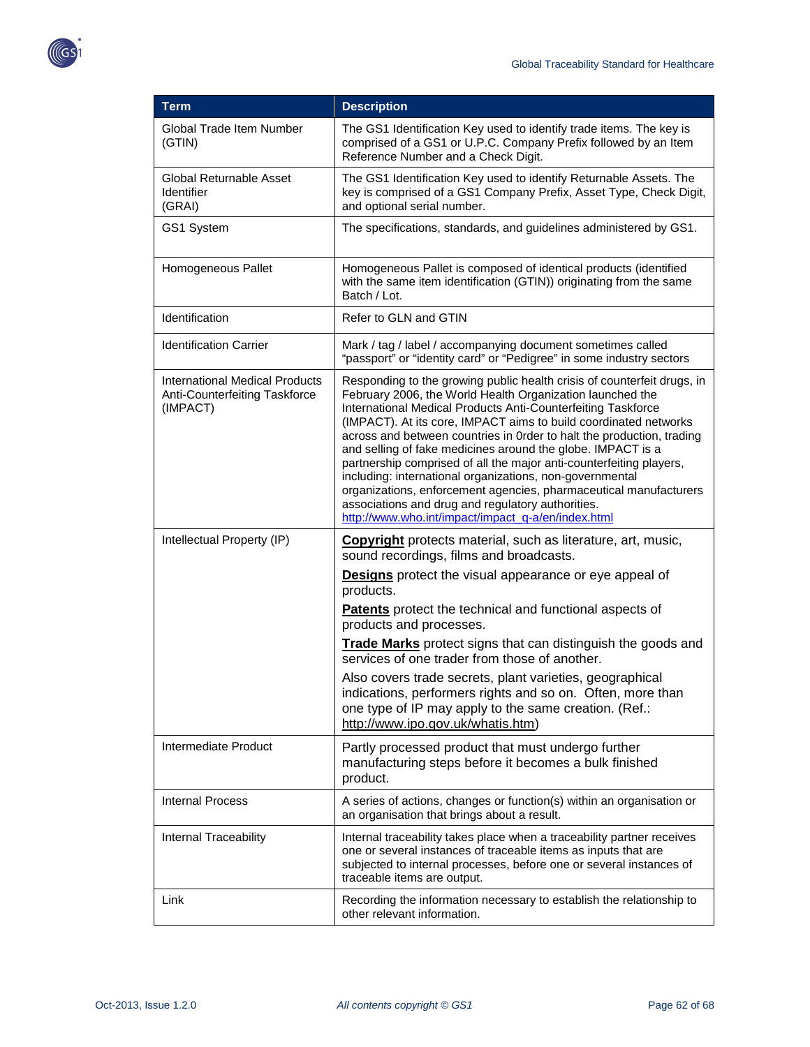| Term | Description |
|---|---|
| Global Trade Item Number (GTIN) | The GS1 Identification Key used to identify trade items. The key is comprised of a GS1 or U.P.C. Company Prefix followed by an Item Reference Number and a Check Digit. |
| Global Returnable Asset Identifier (GRAI) | The GS1 Identification Key used to identify Returnable Assets. The key is comprised of a GS1 Company Prefix, Asset Type, Check Digit, and optional serial number. |
| GS1 System | The specifications, standards, and guidelines administered by GS1. |
| Homogeneous Pallet | Homogeneous Pallet is composed of identical products (identified with the same item identification (GTIN)) originating from the same Batch / Lot. |
| Identification | Refer to GLN and GTIN |
| Identification Carrier | Mark / tag / label / accompanying document sometimes called "passport" or "identity card" or "Pedigree" in some industry sectors |
| International Medical Products Anti-Counterfeiting Taskforce (IMPACT) | Responding to the growing public health crisis of counterfeit drugs, in February 2006, the World Health Organization launched the International Medical Products Anti-Counterfeiting Taskforce (IMPACT). At its core, IMPACT aims to build coordinated networks across and between countries in 0rder to halt the production, trading and selling of fake medicines around the globe. IMPACT is a partnership comprised of all the major anti-counterfeiting players, including: international organizations, non-governmental organizations, enforcement agencies, pharmaceutical manufacturers associations and drug and regulatory authorities. http://www.who.int/impact/impact_q-a/en/index.html |
| Intellectual Property (IP) | **Copyright** protects material, such as literature, art, music, sound recordings, films and broadcasts.<br>**Designs** protect the visual appearance or eye appeal of products.<br>**Patents** protect the technical and functional aspects of products and processes.<br>**Trade Marks** protect signs that can distinguish the goods and services of one trader from those of another.<br>Also covers trade secrets, plant varieties, geographical indications, performers rights and so on. Often, more than one type of IP may apply to the same creation. (Ref.: http://www.ipo.gov.uk/whatis.htm) |
| Intermediate Product | Partly processed product that must undergo further manufacturing steps before it becomes a bulk finished product. |
| Internal Process | A series of actions, changes or function(s) within an organisation or an organisation that brings about a result. |
| Internal Traceability | Internal traceability takes place when a traceability partner receives one or several instances of traceable items as inputs that are subjected to internal processes, before one or several instances of traceable items are output. |
| Link | Recording the information necessary to establish the relationship to other relevant information. |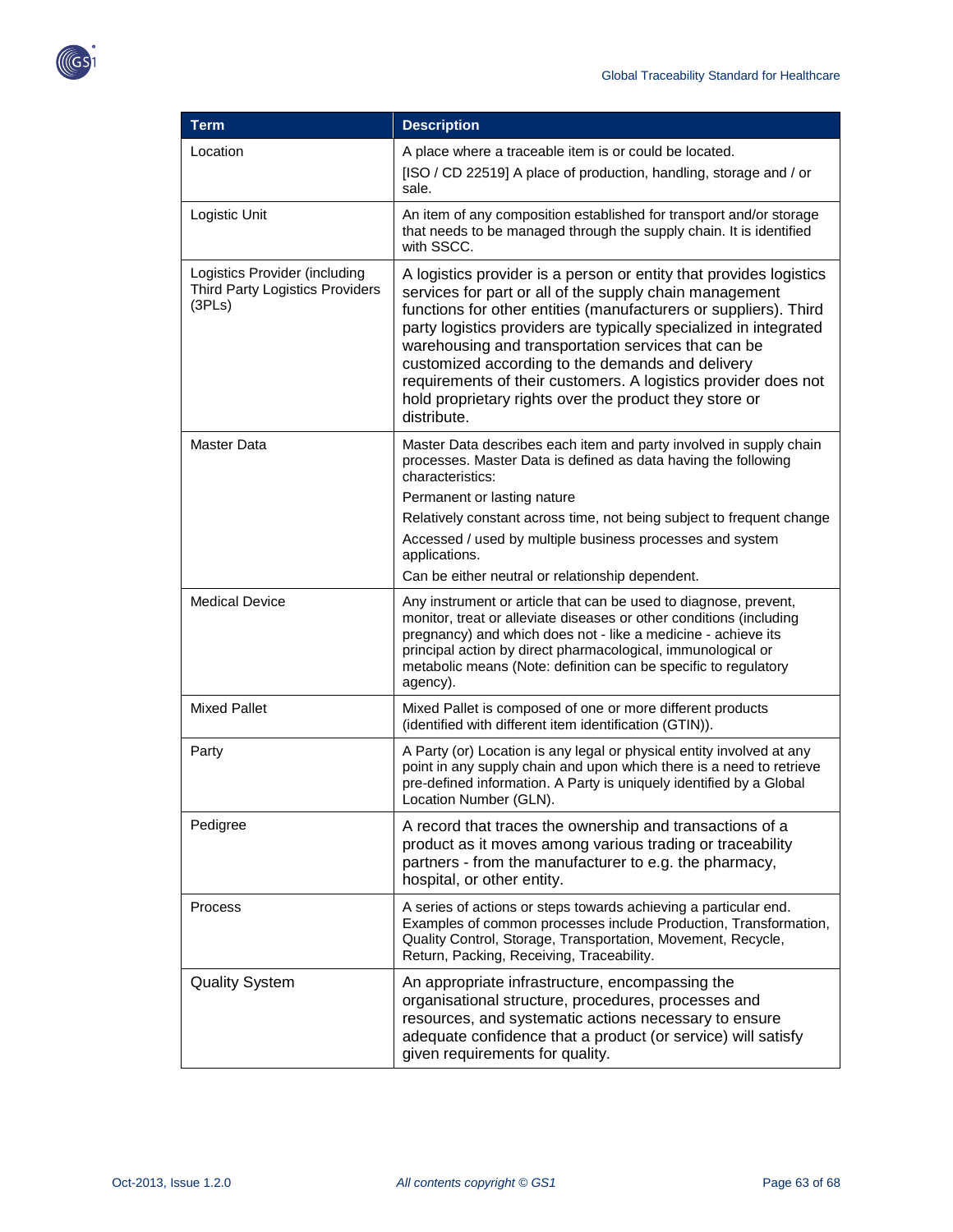| Term | Description |
| --- | --- |
| Location | A place where a traceable item is or could be located.<br>[ISO / CD 22519] A place of production, handling, storage and / or sale. |
| Logistic Unit | An item of any composition established for transport and/or storage that needs to be managed through the supply chain. It is identified with SSCC. |
| Logistics Provider (including Third Party Logistics Providers (3PLs) | A logistics provider is a person or entity that provides logistics services for part or all of the supply chain management functions for other entities (manufacturers or suppliers). Third party logistics providers are typically specialized in integrated warehousing and transportation services that can be customized according to the demands and delivery requirements of their customers. A logistics provider does not hold proprietary rights over the product they store or distribute. |
| Master Data | Master Data describes each item and party involved in supply chain processes. Master Data is defined as data having the following characteristics:<br>Permanent or lasting nature<br>Relatively constant across time, not being subject to frequent change<br>Accessed / used by multiple business processes and system applications.<br>Can be either neutral or relationship dependent. |
| Medical Device | Any instrument or article that can be used to diagnose, prevent, monitor, treat or alleviate diseases or other conditions (including pregnancy) and which does not - like a medicine - achieve its principal action by direct pharmacological, immunological or metabolic means (Note: definition can be specific to regulatory agency). |
| Mixed Pallet | Mixed Pallet is composed of one or more different products (identified with different item identification (GTIN)). |
| Party | A Party (or) Location is any legal or physical entity involved at any point in any supply chain and upon which there is a need to retrieve pre-defined information. A Party is uniquely identified by a Global Location Number (GLN). |
| Pedigree | A record that traces the ownership and transactions of a product as it moves among various trading or traceability partners - from the manufacturer to e.g. the pharmacy, hospital, or other entity. |
| Process | A series of actions or steps towards achieving a particular end. Examples of common processes include Production, Transformation, Quality Control, Storage, Transportation, Movement, Recycle, Return, Packing, Receiving, Traceability. |
| Quality System | An appropriate infrastructure, encompassing the organisational structure, procedures, processes and resources, and systematic actions necessary to ensure adequate confidence that a product (or service) will satisfy given requirements for quality. |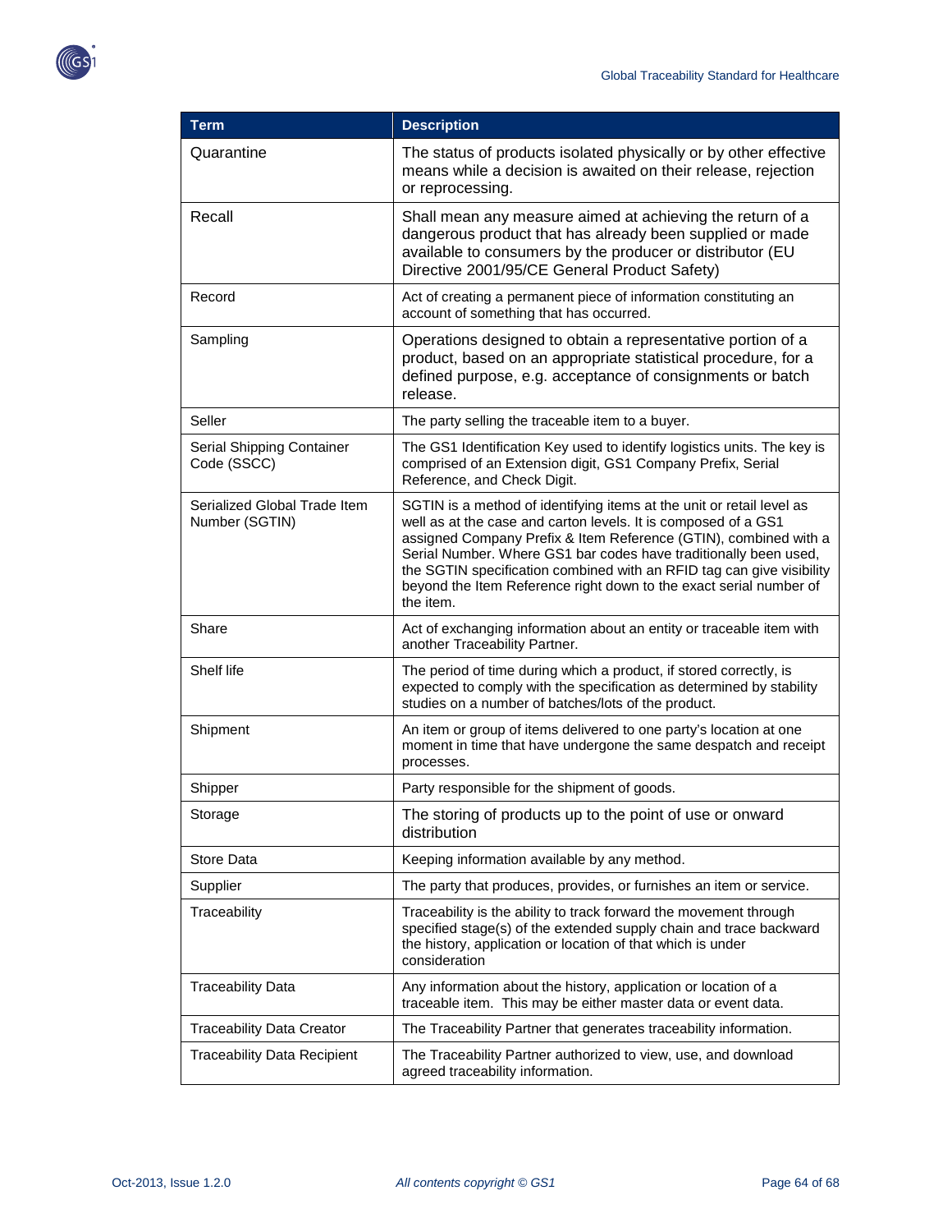| Term | Description |
|---|---|
| Quarantine | The status of products isolated physically or by other effective means while a decision is awaited on their release, rejection or reprocessing. |
| Recall | Shall mean any measure aimed at achieving the return of a dangerous product that has already been supplied or made available to consumers by the producer or distributor (EU Directive 2001/95/CE General Product Safety) |
| Record | Act of creating a permanent piece of information constituting an account of something that has occurred. |
| Sampling | Operations designed to obtain a representative portion of a product, based on an appropriate statistical procedure, for a defined purpose, e.g. acceptance of consignments or batch release. |
| Seller | The party selling the traceable item to a buyer. |
| Serial Shipping Container Code (SSCC) | The GS1 Identification Key used to identify logistics units. The key is comprised of an Extension digit, GS1 Company Prefix, Serial Reference, and Check Digit. |
| Serialized Global Trade Item Number (SGTIN) | SGTIN is a method of identifying items at the unit or retail level as well as at the case and carton levels. It is composed of a GS1 assigned Company Prefix & Item Reference (GTIN), combined with a Serial Number. Where GS1 bar codes have traditionally been used, the SGTIN specification combined with an RFID tag can give visibility beyond the Item Reference right down to the exact serial number of the item. |
| Share | Act of exchanging information about an entity or traceable item with another Traceability Partner. |
| Shelf life | The period of time during which a product, if stored correctly, is expected to comply with the specification as determined by stability studies on a number of batches/lots of the product. |
| Shipment | An item or group of items delivered to one party's location at one moment in time that have undergone the same despatch and receipt processes. |
| Shipper | Party responsible for the shipment of goods. |
| Storage | The storing of products up to the point of use or onward distribution |
| Store Data | Keeping information available by any method. |
| Supplier | The party that produces, provides, or furnishes an item or service. |
| Traceability | Traceability is the ability to track forward the movement through specified stage(s) of the extended supply chain and trace backward the history, application or location of that which is under consideration |
| Traceability Data | Any information about the history, application or location of a traceable item. This may be either master data or event data. |
| Traceability Data Creator | The Traceability Partner that generates traceability information. |
| Traceability Data Recipient | The Traceability Partner authorized to view, use, and download agreed traceability information. |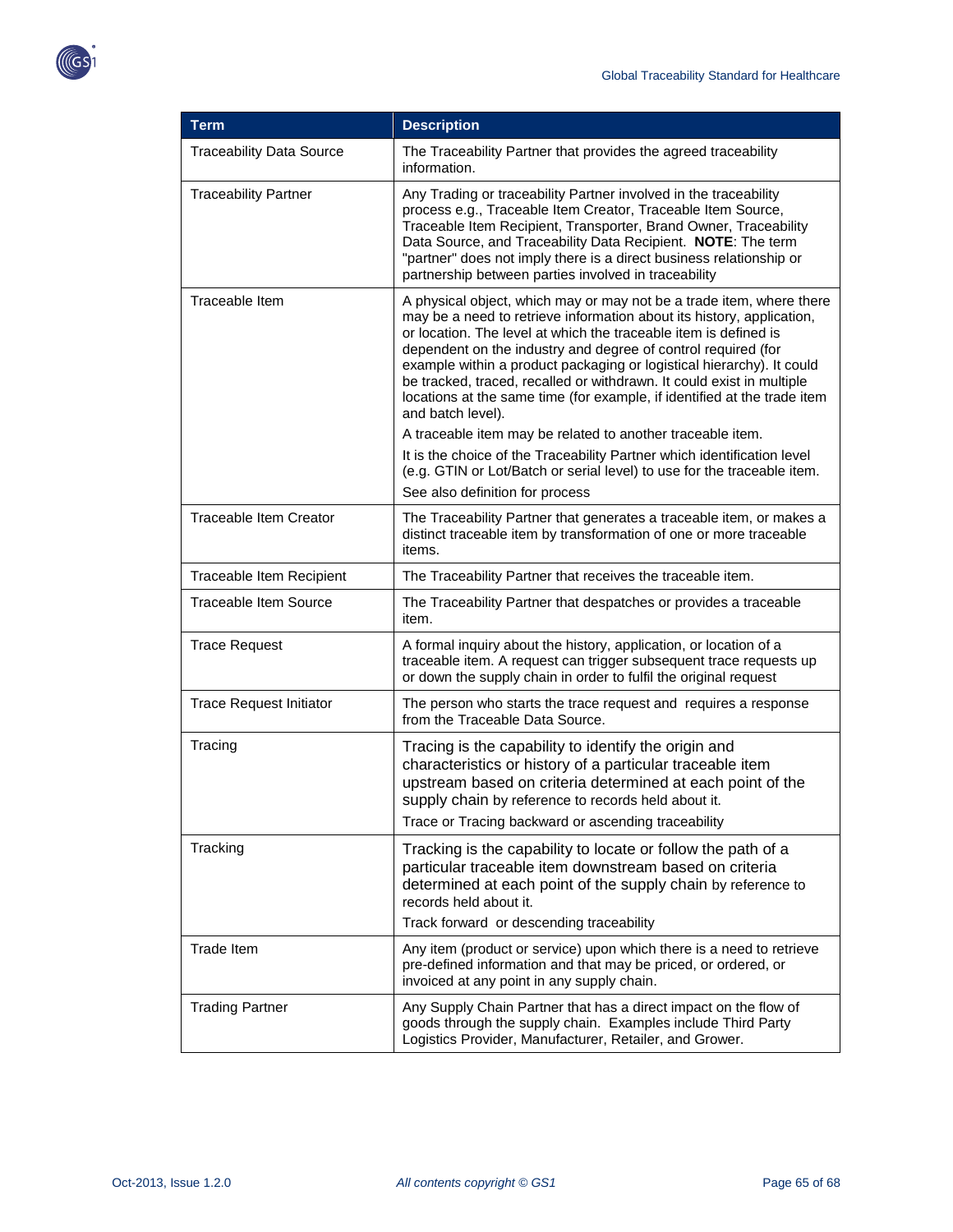| Term | Description |
|---|---|
| Traceability Data Source | The Traceability Partner that provides the agreed traceability information. |
| Traceability Partner | Any Trading or traceability Partner involved in the traceability process e.g., Traceable Item Creator, Traceable Item Source, Traceable Item Recipient, Transporter, Brand Owner, Traceability Data Source, and Traceability Data Recipient. **NOTE**: The term "partner" does not imply there is a direct business relationship or partnership between parties involved in traceability |
| Traceable Item | A physical object, which may or may not be a trade item, where there may be a need to retrieve information about its history, application, or location. The level at which the traceable item is defined is dependent on the industry and degree of control required (for example within a product packaging or logistical hierarchy). It could be tracked, traced, recalled or withdrawn. It could exist in multiple locations at the same time (for example, if identified at the trade item and batch level).<br>A traceable item may be related to another traceable item.<br>It is the choice of the Traceability Partner which identification level (e.g. GTIN or Lot/Batch or serial level) to use for the traceable item.<br>See also definition for process |
| Traceable Item Creator | The Traceability Partner that generates a traceable item, or makes a distinct traceable item by transformation of one or more traceable items. |
| Traceable Item Recipient | The Traceability Partner that receives the traceable item. |
| Traceable Item Source | The Traceability Partner that despatches or provides a traceable item. |
| Trace Request | A formal inquiry about the history, application, or location of a traceable item. A request can trigger subsequent trace requests up or down the supply chain in order to fulfil the original request |
| Trace Request Initiator | The person who starts the trace request and requires a response from the Traceable Data Source. |
| Tracing | Tracing is the capability to identify the origin and characteristics or history of a particular traceable item upstream based on criteria determined at each point of the supply chain by reference to records held about it.<br>Trace or Tracing backward or ascending traceability |
| Tracking | Tracking is the capability to locate or follow the path of a particular traceable item downstream based on criteria determined at each point of the supply chain by reference to records held about it.<br>Track forward or descending traceability |
| Trade Item | Any item (product or service) upon which there is a need to retrieve pre-defined information and that may be priced, or ordered, or invoiced at any point in any supply chain. |
| Trading Partner | Any Supply Chain Partner that has a direct impact on the flow of goods through the supply chain. Examples include Third Party Logistics Provider, Manufacturer, Retailer, and Grower. |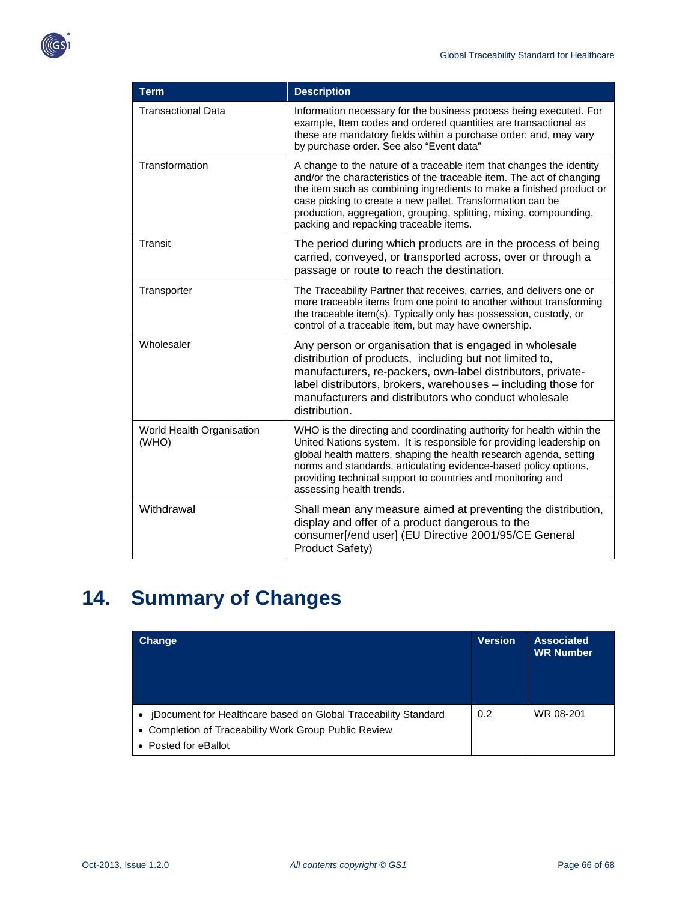| Term | Description |
| --- | --- |
| Transactional Data | Information necessary for the business process being executed. For example, Item codes and ordered quantities are transactional as these are mandatory fields within a purchase order: and, may vary by purchase order. See also "Event data" |
| Transformation | A change to the nature of a traceable item that changes the identity and/or the characteristics of the traceable item. The act of changing the item such as combining ingredients to make a finished product or case picking to create a new pallet. Transformation can be production, aggregation, grouping, splitting, mixing, compounding, packing and repacking traceable items. |
| Transit | The period during which products are in the process of being carried, conveyed, or transported across, over or through a passage or route to reach the destination. |
| Transporter | The Traceability Partner that receives, carries, and delivers one or more traceable items from one point to another without transforming the traceable item(s). Typically only has possession, custody, or control of a traceable item, but may have ownership. |
| Wholesaler | Any person or organisation that is engaged in wholesale distribution of products, including but not limited to, manufacturers, re-packers, own-label distributors, private-label distributors, brokers, warehouses – including those for manufacturers and distributors who conduct wholesale distribution. |
| World Health Organisation (WHO) | WHO is the directing and coordinating authority for health within the United Nations system. It is responsible for providing leadership on global health matters, shaping the health research agenda, setting norms and standards, articulating evidence-based policy options, providing technical support to countries and monitoring and assessing health trends. |
| Withdrawal | Shall mean any measure aimed at preventing the distribution, display and offer of a product dangerous to the consumer[/end user] (EU Directive 2001/95/CE General Product Safety) |

# 14. Summary of Changes

| Change | Version | Associated WR Number |
| --- | --- | --- |
| • jDocument for Healthcare based on Global Traceability Standard<br>• Completion of Traceability Work Group Public Review<br>• Posted for eBallot | 0.2 | WR 08-201 |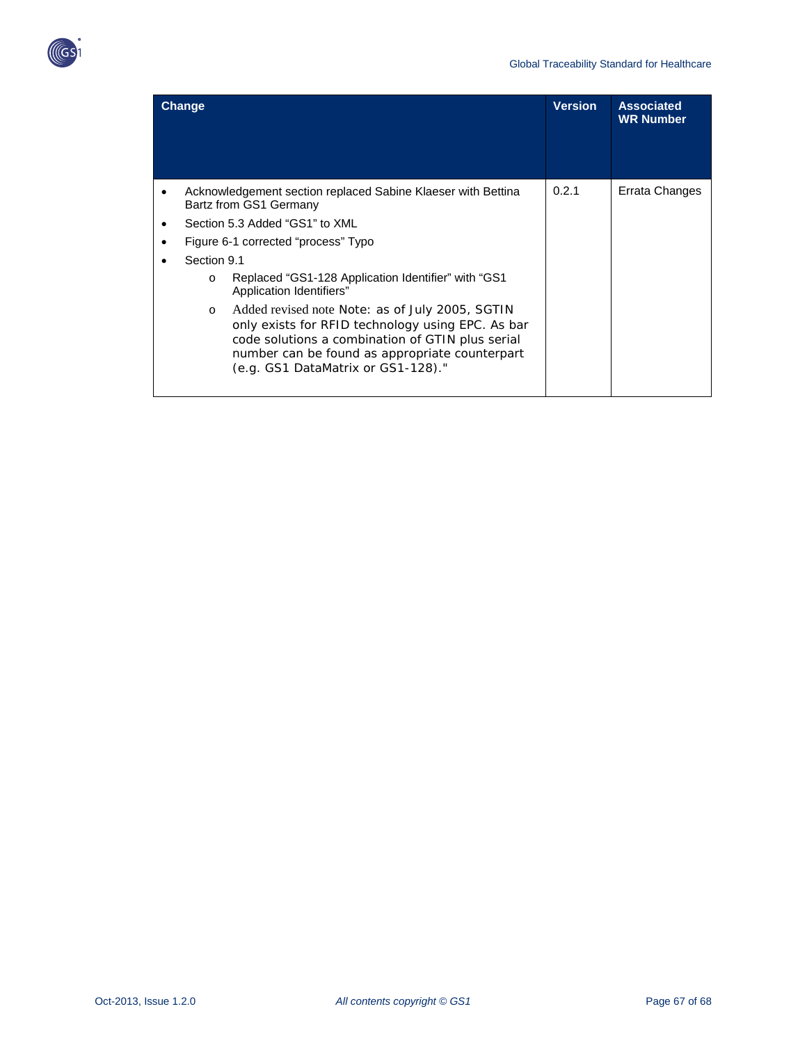| Change | Version | Associated WR Number |
|---|---|---|
| • Acknowledgement section replaced Sabine Klaeser with Bettina Bartz from GS1 Germany<br>• Section 5.3 Added "GS1" to XML<br>• Figure 6-1 corrected "process" Typo<br>• Section 9.1<br>&nbsp;&nbsp;&nbsp;&nbsp;o Replaced "GS1-128 Application Identifier" with "GS1 Application Identifiers"<br>&nbsp;&nbsp;&nbsp;&nbsp;o Added revised note Note: as of July 2005, SGTIN only exists for RFID technology using EPC. As bar code solutions a combination of GTIN plus serial number can be found as appropriate counterpart (e.g. GS1 DataMatrix or GS1-128)." | 0.2.1 | Errata Changes |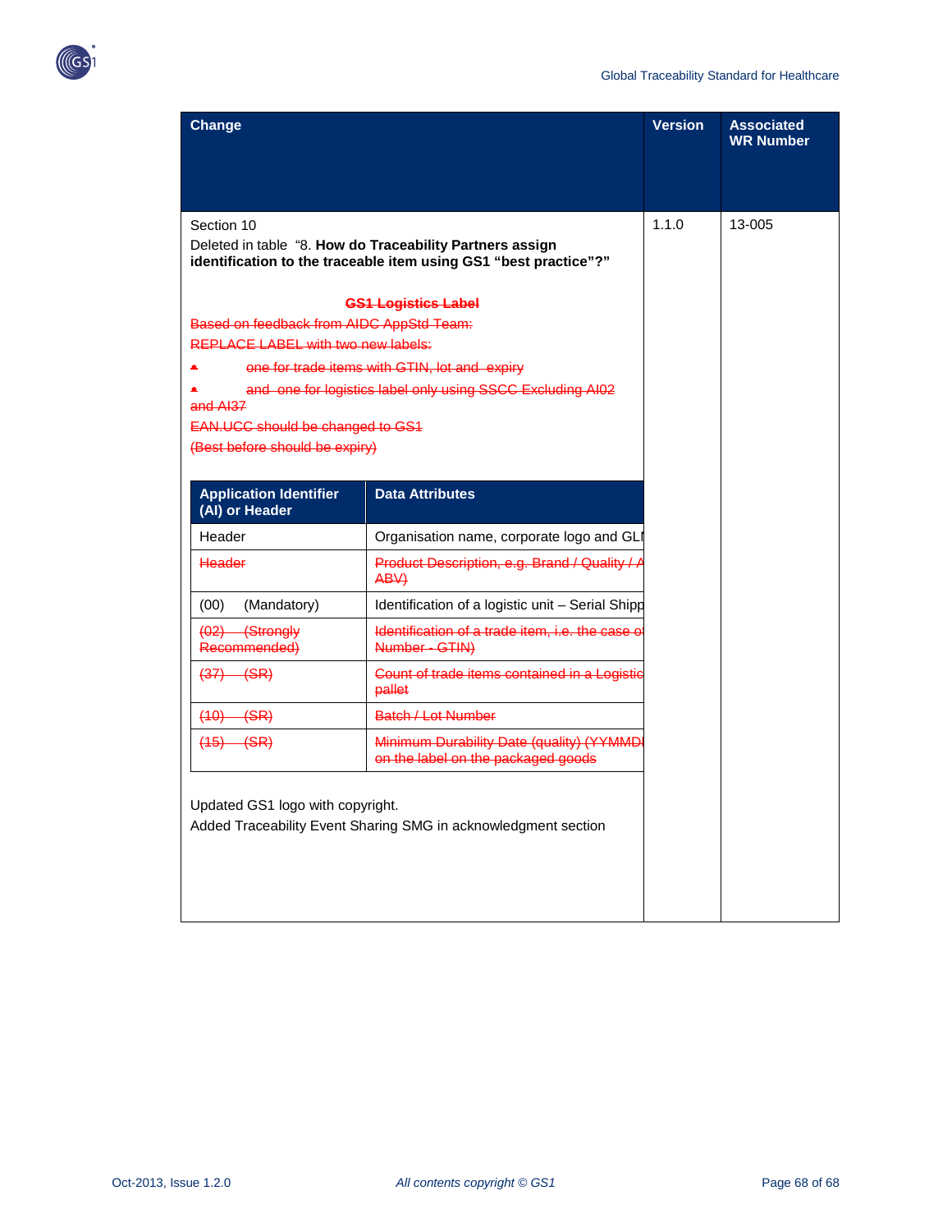| Change | Version | Associated WR Number |
|---|---|---|
| Section 10<br>Deleted in table "8. **How do Traceability Partners assign identification to the traceable item using GS1 "best practice"?"**<br><br>~~**GS1 Logistics Label**~~<br>~~Based on feedback from AIDC AppStd Team:~~<br>~~REPLACE LABEL with two new labels:~~<br>• ~~one for trade items with GTIN, lot and expiry~~<br>• ~~and one for logistics label only using SSCC Excluding AI02 and AI37~~<br>~~EAN.UCC should be changed to GS1~~<br>~~(Best before should be expiry)~~<br><br>**Application Identifier (AI) or Header** — **Data Attributes**<br>Header — Organisation name, corporate logo and GLI<br>~~Header~~ — ~~Product Description, e.g. Brand / Quality / A ABV)~~<br>(00) (Mandatory) — Identification of a logistic unit – Serial Shipp<br>~~(02) (Strongly Recommended)~~ — ~~Identification of a trade item, i.e. the case o Number - GTIN)~~<br>~~(37) (SR)~~ — ~~Count of trade items contained in a Logistic pallet~~<br>~~(10) (SR)~~ — ~~Batch / Lot Number~~<br>~~(15) (SR)~~ — ~~Minimum Durability Date (quality) (YYMMDI on the label on the packaged goods~~<br><br>Updated GS1 logo with copyright.<br>Added Traceability Event Sharing SMG in acknowledgment section | 1.1.0 | 13-005 |